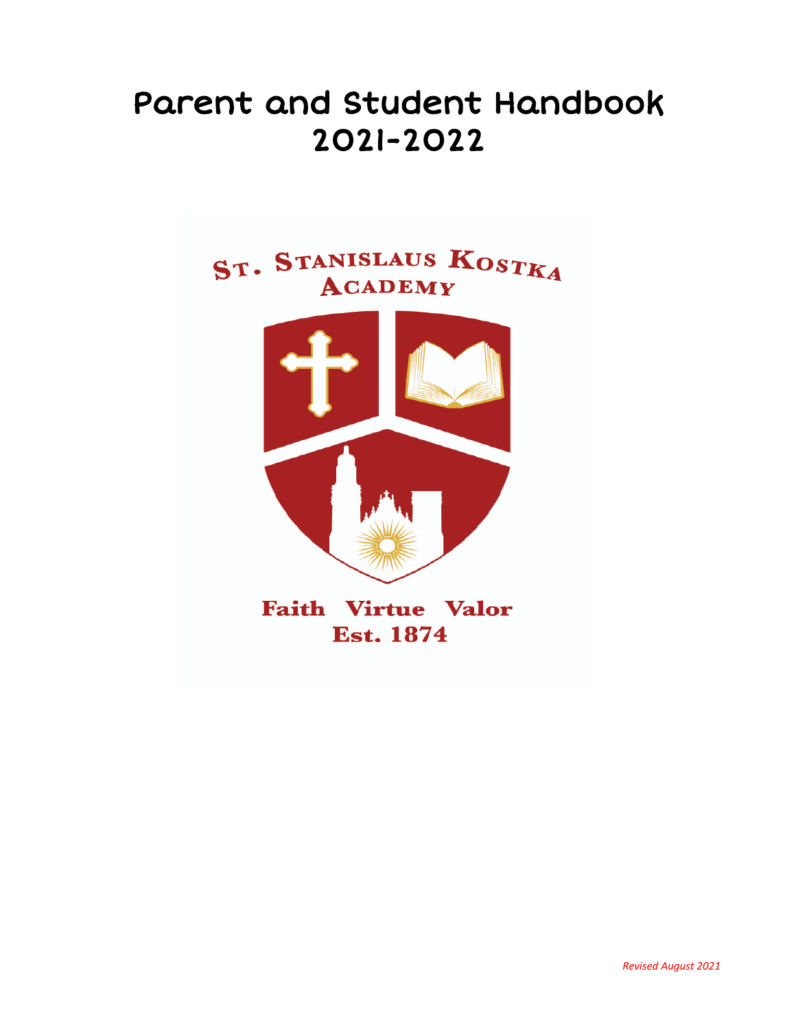# Parent and Student Handbook 2021-2022

ST. STANISLAUS KOSTKA ACADEMY

Faith Virtue Valor

Est. 1874

*Revised August 2021*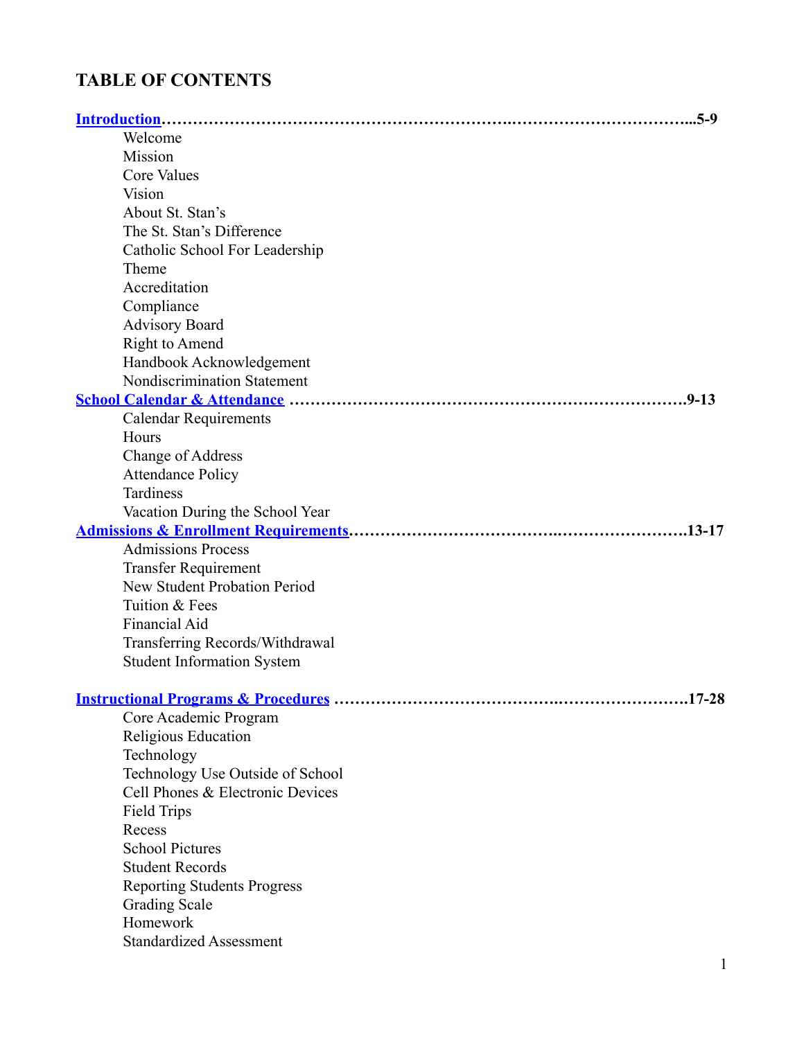# TABLE OF CONTENTS

**[Introduction](#)**.................................................................................................**5-9**

- Welcome
- Mission
- Core Values
- Vision
- About St. Stan's
- The St. Stan's Difference
- Catholic School For Leadership
- Theme
- Accreditation
- Compliance
- Advisory Board
- Right to Amend
- Handbook Acknowledgement
- Nondiscrimination Statement

**[School Calendar & Attendance](#)** ..........................................................................**9-13**

- Calendar Requirements
- Hours
- Change of Address
- Attendance Policy
- Tardiness
- Vacation During the School Year

**[Admissions & Enrollment Requirements](#)**.............................................................**13-17**

- Admissions Process
- Transfer Requirement
- New Student Probation Period
- Tuition & Fees
- Financial Aid
- Transferring Records/Withdrawal
- Student Information System

**[Instructional Programs & Procedures](#)** ..................................................................**17-28**

- Core Academic Program
- Religious Education
- Technology
- Technology Use Outside of School
- Cell Phones & Electronic Devices
- Field Trips
- Recess
- School Pictures
- Student Records
- Reporting Students Progress
- Grading Scale
- Homework
- Standardized Assessment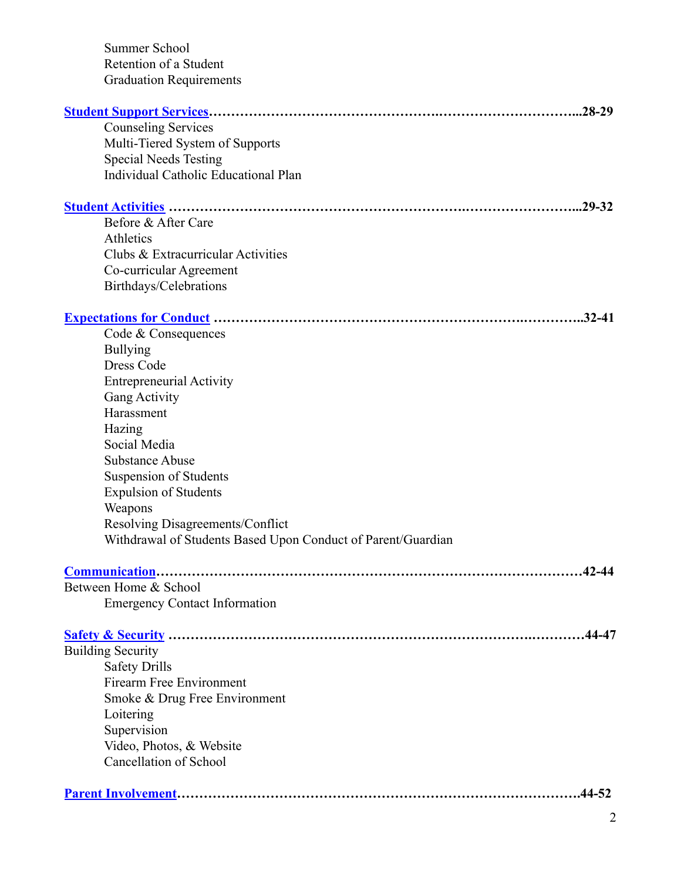Summer School
Retention of a Student
Graduation Requirements

**Student Support Services**……………………………………………………………………...28-29

Counseling Services
Multi-Tiered System of Supports
Special Needs Testing
Individual Catholic Educational Plan

**Student Activities** ……………………………………………………………………………...29-32

Before & After Care
Athletics
Clubs & Extracurricular Activities
Co-curricular Agreement
Birthdays/Celebrations

**Expectations for Conduct** ………………………………………………………………………..32-41

Code & Consequences
Bullying
Dress Code
Entrepreneurial Activity
Gang Activity
Harassment
Hazing
Social Media
Substance Abuse
Suspension of Students
Expulsion of Students
Weapons
Resolving Disagreements/Conflict
Withdrawal of Students Based Upon Conduct of Parent/Guardian

**Communication**……………………………………………………………………………………42-44

Between Home & School
Emergency Contact Information

**Safety & Security** ………………………………………………………………………………44-47

Building Security
Safety Drills
Firearm Free Environment
Smoke & Drug Free Environment
Loitering
Supervision
Video, Photos, & Website
Cancellation of School

**Parent Involvement**………………………………………………………………………………44-52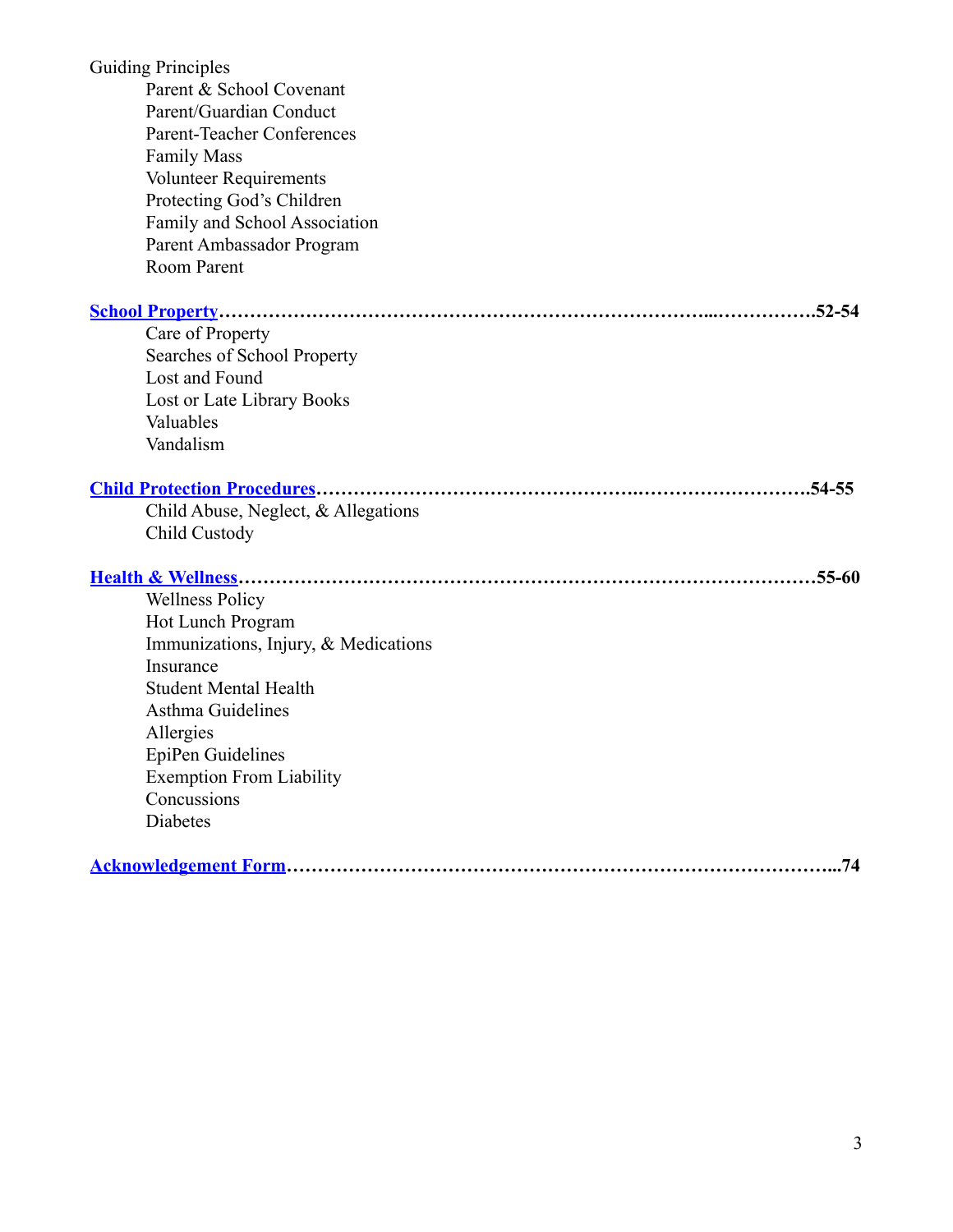Guiding Principles
- Parent & School Covenant
- Parent/Guardian Conduct
- Parent-Teacher Conferences
- Family Mass
- Volunteer Requirements
- Protecting God's Children
- Family and School Association
- Parent Ambassador Program
- Room Parent

**School Property……………………………………………………………………...……………52-54**
- Care of Property
- Searches of School Property
- Lost and Found
- Lost or Late Library Books
- Valuables
- Vandalism

**Child Protection Procedures……………………………………….………………………54-55**
- Child Abuse, Neglect, & Allegations
- Child Custody

**Health & Wellness………………………………………………………………………………55-60**
- Wellness Policy
- Hot Lunch Program
- Immunizations, Injury, & Medications
- Insurance
- Student Mental Health
- Asthma Guidelines
- Allergies
- EpiPen Guidelines
- Exemption From Liability
- Concussions
- Diabetes

**Acknowledgement Form…………………………………………………………………………...74**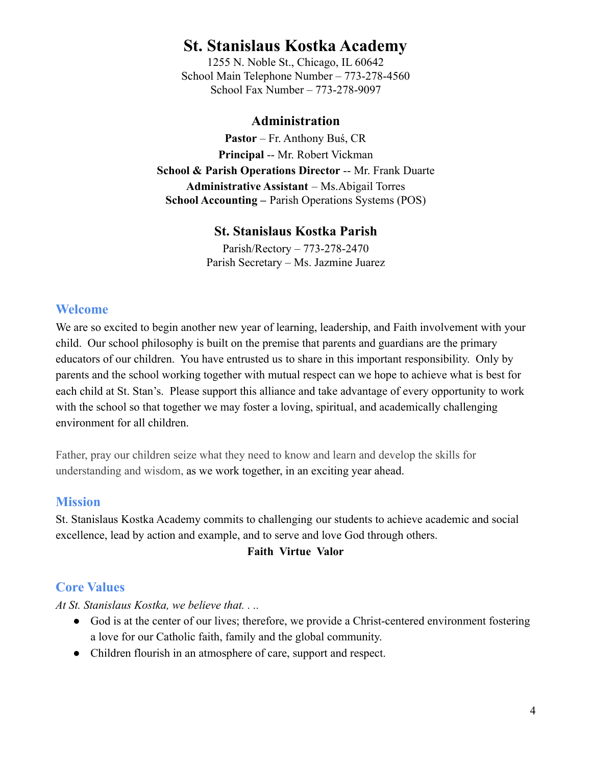# St. Stanislaus Kostka Academy

1255 N. Noble St., Chicago, IL 60642
School Main Telephone Number – 773-278-4560
School Fax Number – 773-278-9097

## Administration

**Pastor** – Fr. Anthony Buś, CR
**Principal** -- Mr. Robert Vickman
**School & Parish Operations Director** -- Mr. Frank Duarte
**Administrative Assistant** – Ms.Abigail Torres
**School Accounting –** Parish Operations Systems (POS)

## St. Stanislaus Kostka Parish

Parish/Rectory – 773-278-2470
Parish Secretary – Ms. Jazmine Juarez

## Welcome

We are so excited to begin another new year of learning, leadership, and Faith involvement with your child. Our school philosophy is built on the premise that parents and guardians are the primary educators of our children. You have entrusted us to share in this important responsibility. Only by parents and the school working together with mutual respect can we hope to achieve what is best for each child at St. Stan's. Please support this alliance and take advantage of every opportunity to work with the school so that together we may foster a loving, spiritual, and academically challenging environment for all children.

Father, pray our children seize what they need to know and learn and develop the skills for understanding and wisdom, as we work together, in an exciting year ahead.

## Mission

St. Stanislaus Kostka Academy commits to challenging our students to achieve academic and social excellence, lead by action and example, and to serve and love God through others.

**Faith Virtue Valor**

## Core Values

*At St. Stanislaus Kostka, we believe that. . ..*

- God is at the center of our lives; therefore, we provide a Christ-centered environment fostering a love for our Catholic faith, family and the global community.
- Children flourish in an atmosphere of care, support and respect.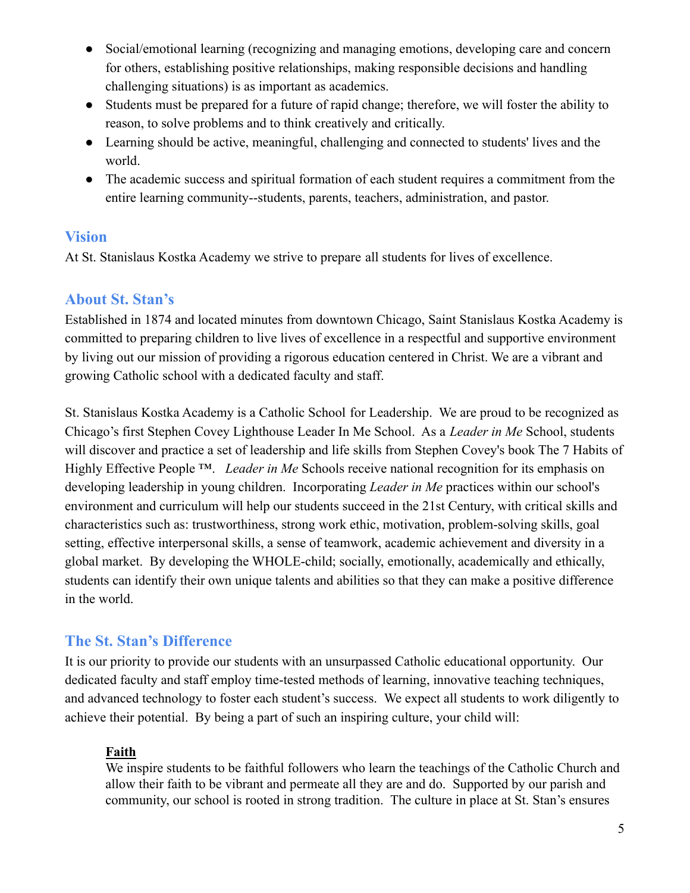- Social/emotional learning (recognizing and managing emotions, developing care and concern for others, establishing positive relationships, making responsible decisions and handling challenging situations) is as important as academics.
- Students must be prepared for a future of rapid change; therefore, we will foster the ability to reason, to solve problems and to think creatively and critically.
- Learning should be active, meaningful, challenging and connected to students' lives and the world.
- The academic success and spiritual formation of each student requires a commitment from the entire learning community--students, parents, teachers, administration, and pastor.

## Vision

At St. Stanislaus Kostka Academy we strive to prepare all students for lives of excellence.

## About St. Stan's

Established in 1874 and located minutes from downtown Chicago, Saint Stanislaus Kostka Academy is committed to preparing children to live lives of excellence in a respectful and supportive environment by living out our mission of providing a rigorous education centered in Christ. We are a vibrant and growing Catholic school with a dedicated faculty and staff.

St. Stanislaus Kostka Academy is a Catholic School for Leadership. We are proud to be recognized as Chicago's first Stephen Covey Lighthouse Leader In Me School. As a *Leader in Me* School, students will discover and practice a set of leadership and life skills from Stephen Covey's book The 7 Habits of Highly Effective People ™. *Leader in Me* Schools receive national recognition for its emphasis on developing leadership in young children. Incorporating *Leader in Me* practices within our school's environment and curriculum will help our students succeed in the 21st Century, with critical skills and characteristics such as: trustworthiness, strong work ethic, motivation, problem-solving skills, goal setting, effective interpersonal skills, a sense of teamwork, academic achievement and diversity in a global market. By developing the WHOLE-child; socially, emotionally, academically and ethically, students can identify their own unique talents and abilities so that they can make a positive difference in the world.

## The St. Stan's Difference

It is our priority to provide our students with an unsurpassed Catholic educational opportunity. Our dedicated faculty and staff employ time-tested methods of learning, innovative teaching techniques, and advanced technology to foster each student's success. We expect all students to work diligently to achieve their potential. By being a part of such an inspiring culture, your child will:

**Faith**

We inspire students to be faithful followers who learn the teachings of the Catholic Church and allow their faith to be vibrant and permeate all they are and do. Supported by our parish and community, our school is rooted in strong tradition. The culture in place at St. Stan's ensures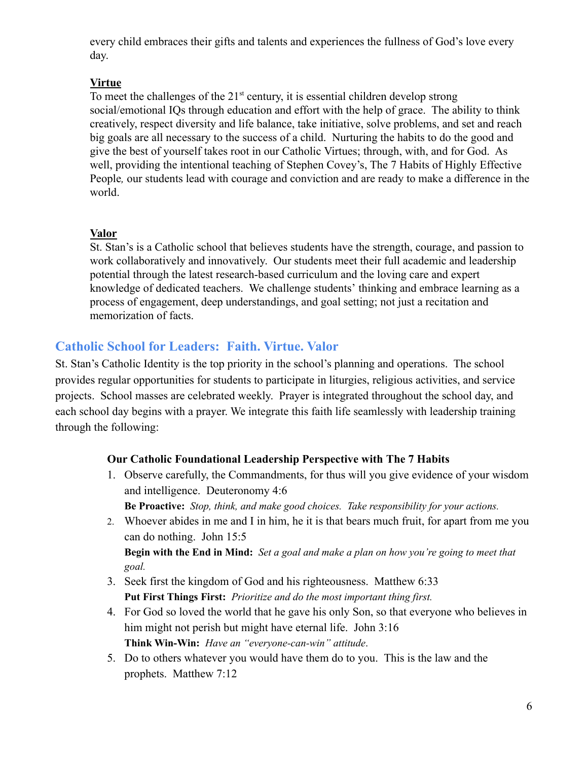every child embraces their gifts and talents and experiences the fullness of God's love every day.

### Virtue

To meet the challenges of the 21st century, it is essential children develop strong social/emotional IQs through education and effort with the help of grace. The ability to think creatively, respect diversity and life balance, take initiative, solve problems, and set and reach big goals are all necessary to the success of a child. Nurturing the habits to do the good and give the best of yourself takes root in our Catholic Virtues; through, with, and for God. As well, providing the intentional teaching of Stephen Covey's, The 7 Habits of Highly Effective People*,* our students lead with courage and conviction and are ready to make a difference in the world.

### Valor

St. Stan's is a Catholic school that believes students have the strength, courage, and passion to work collaboratively and innovatively. Our students meet their full academic and leadership potential through the latest research-based curriculum and the loving care and expert knowledge of dedicated teachers. We challenge students' thinking and embrace learning as a process of engagement, deep understandings, and goal setting; not just a recitation and memorization of facts.

## Catholic School for Leaders: Faith. Virtue. Valor

St. Stan's Catholic Identity is the top priority in the school's planning and operations. The school provides regular opportunities for students to participate in liturgies, religious activities, and service projects. School masses are celebrated weekly. Prayer is integrated throughout the school day, and each school day begins with a prayer. We integrate this faith life seamlessly with leadership training through the following:

**Our Catholic Foundational Leadership Perspective with The 7 Habits**

1. Observe carefully, the Commandments, for thus will you give evidence of your wisdom and intelligence. Deuteronomy 4:6
   **Be Proactive:** *Stop, think, and make good choices. Take responsibility for your actions.*
2. Whoever abides in me and I in him, he it is that bears much fruit, for apart from me you can do nothing. John 15:5
   **Begin with the End in Mind:** *Set a goal and make a plan on how you're going to meet that goal.*
3. Seek first the kingdom of God and his righteousness. Matthew 6:33
   **Put First Things First:** *Prioritize and do the most important thing first.*
4. For God so loved the world that he gave his only Son, so that everyone who believes in him might not perish but might have eternal life. John 3:16
   **Think Win-Win:** *Have an "everyone-can-win" attitude*.
5. Do to others whatever you would have them do to you. This is the law and the prophets. Matthew 7:12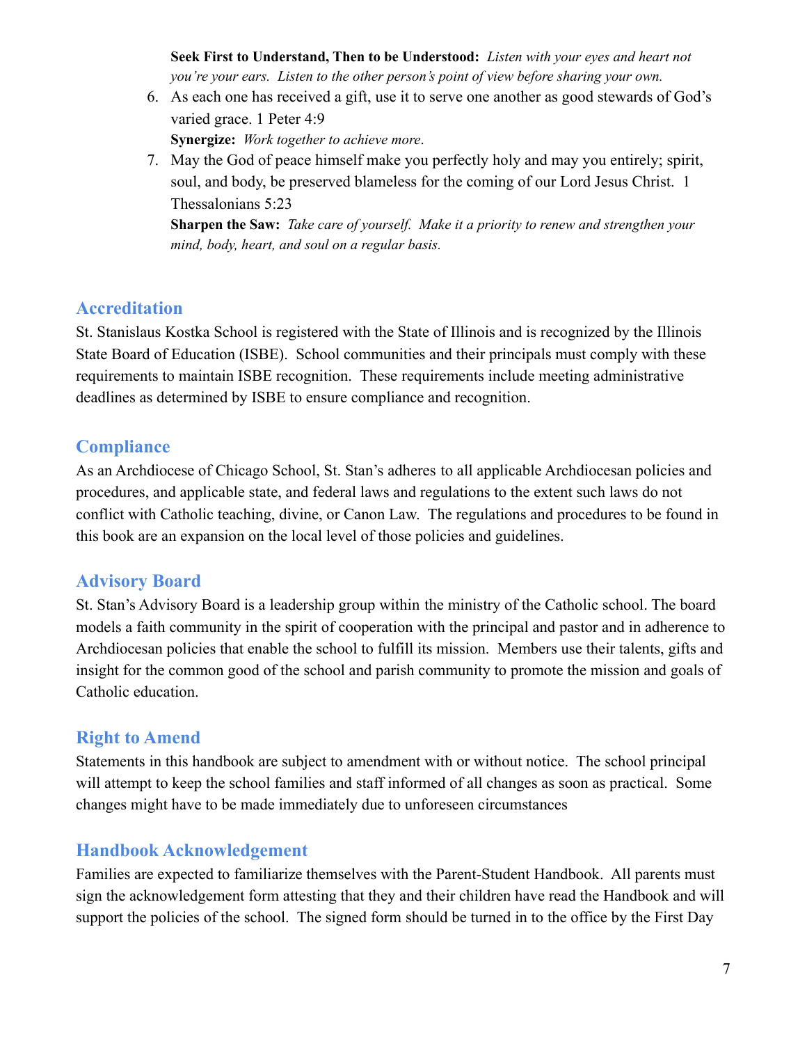**Seek First to Understand, Then to be Understood:** *Listen with your eyes and heart not you're your ears. Listen to the other person's point of view before sharing your own.*

6. As each one has received a gift, use it to serve one another as good stewards of God's varied grace. 1 Peter 4:9
   **Synergize:** *Work together to achieve more*.
7. May the God of peace himself make you perfectly holy and may you entirely; spirit, soul, and body, be preserved blameless for the coming of our Lord Jesus Christ. 1 Thessalonians 5:23
   **Sharpen the Saw:** *Take care of yourself. Make it a priority to renew and strengthen your mind, body, heart, and soul on a regular basis.*

## Accreditation

St. Stanislaus Kostka School is registered with the State of Illinois and is recognized by the Illinois State Board of Education (ISBE). School communities and their principals must comply with these requirements to maintain ISBE recognition. These requirements include meeting administrative deadlines as determined by ISBE to ensure compliance and recognition.

## Compliance

As an Archdiocese of Chicago School, St. Stan's adheres to all applicable Archdiocesan policies and procedures, and applicable state, and federal laws and regulations to the extent such laws do not conflict with Catholic teaching, divine, or Canon Law. The regulations and procedures to be found in this book are an expansion on the local level of those policies and guidelines.

## Advisory Board

St. Stan's Advisory Board is a leadership group within the ministry of the Catholic school. The board models a faith community in the spirit of cooperation with the principal and pastor and in adherence to Archdiocesan policies that enable the school to fulfill its mission. Members use their talents, gifts and insight for the common good of the school and parish community to promote the mission and goals of Catholic education.

## Right to Amend

Statements in this handbook are subject to amendment with or without notice. The school principal will attempt to keep the school families and staff informed of all changes as soon as practical. Some changes might have to be made immediately due to unforeseen circumstances

## Handbook Acknowledgement

Families are expected to familiarize themselves with the Parent-Student Handbook. All parents must sign the acknowledgement form attesting that they and their children have read the Handbook and will support the policies of the school. The signed form should be turned in to the office by the First Day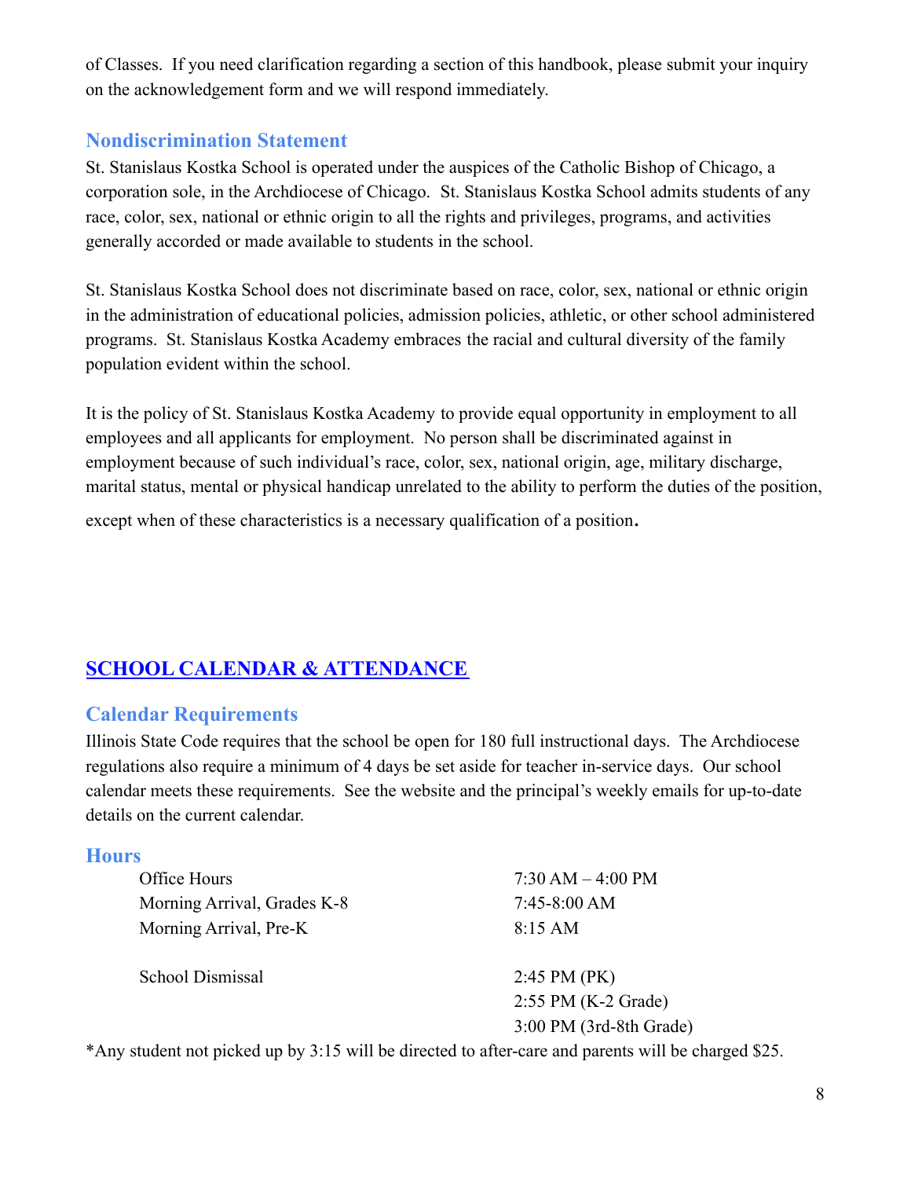of Classes. If you need clarification regarding a section of this handbook, please submit your inquiry on the acknowledgement form and we will respond immediately.

### Nondiscrimination Statement

St. Stanislaus Kostka School is operated under the auspices of the Catholic Bishop of Chicago, a corporation sole, in the Archdiocese of Chicago. St. Stanislaus Kostka School admits students of any race, color, sex, national or ethnic origin to all the rights and privileges, programs, and activities generally accorded or made available to students in the school.

St. Stanislaus Kostka School does not discriminate based on race, color, sex, national or ethnic origin in the administration of educational policies, admission policies, athletic, or other school administered programs. St. Stanislaus Kostka Academy embraces the racial and cultural diversity of the family population evident within the school.

It is the policy of St. Stanislaus Kostka Academy to provide equal opportunity in employment to all employees and all applicants for employment. No person shall be discriminated against in employment because of such individual's race, color, sex, national origin, age, military discharge, marital status, mental or physical handicap unrelated to the ability to perform the duties of the position, except when of these characteristics is a necessary qualification of a position.

## SCHOOL CALENDAR & ATTENDANCE

### Calendar Requirements

Illinois State Code requires that the school be open for 180 full instructional days. The Archdiocese regulations also require a minimum of 4 days be set aside for teacher in-service days. Our school calendar meets these requirements. See the website and the principal's weekly emails for up-to-date details on the current calendar.

### Hours

| | |
|---|---|
| Office Hours | 7:30 AM – 4:00 PM |
| Morning Arrival, Grades K-8 | 7:45-8:00 AM |
| Morning Arrival, Pre-K | 8:15 AM |
| School Dismissal | 2:45 PM (PK) |
| | 2:55 PM (K-2 Grade) |
| | 3:00 PM (3rd-8th Grade) |

*Any student not picked up by 3:15 will be directed to after-care and parents will be charged $25.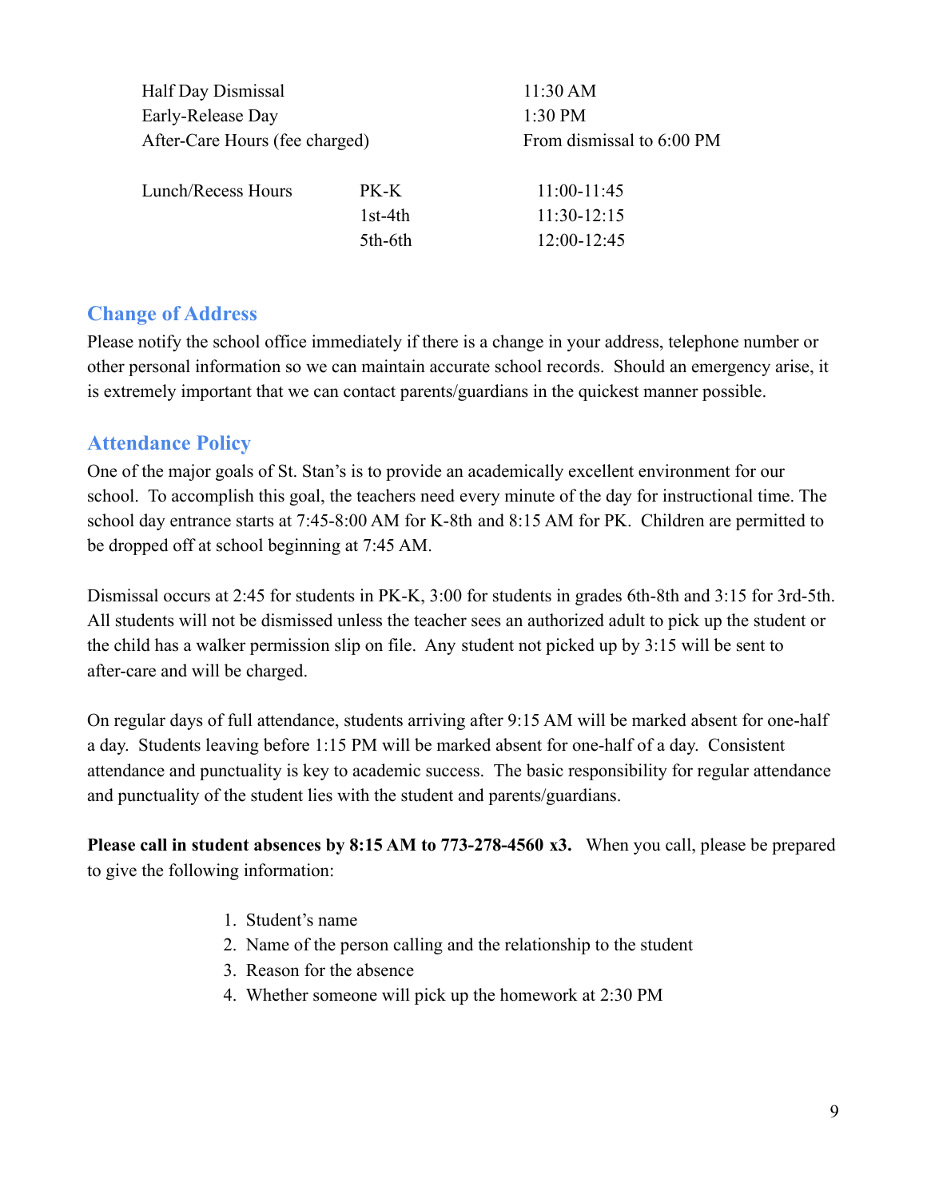| | | |
|---|---|---|
| Half Day Dismissal | | 11:30 AM |
| Early-Release Day | | 1:30 PM |
| After-Care Hours (fee charged) | | From dismissal to 6:00 PM |
| | | |
| Lunch/Recess Hours | PK-K | 11:00-11:45 |
| | 1st-4th | 11:30-12:15 |
| | 5th-6th | 12:00-12:45 |

## Change of Address

Please notify the school office immediately if there is a change in your address, telephone number or other personal information so we can maintain accurate school records. Should an emergency arise, it is extremely important that we can contact parents/guardians in the quickest manner possible.

## Attendance Policy

One of the major goals of St. Stan's is to provide an academically excellent environment for our school. To accomplish this goal, the teachers need every minute of the day for instructional time. The school day entrance starts at 7:45-8:00 AM for K-8th and 8:15 AM for PK. Children are permitted to be dropped off at school beginning at 7:45 AM.

Dismissal occurs at 2:45 for students in PK-K, 3:00 for students in grades 6th-8th and 3:15 for 3rd-5th. All students will not be dismissed unless the teacher sees an authorized adult to pick up the student or the child has a walker permission slip on file. Any student not picked up by 3:15 will be sent to after-care and will be charged.

On regular days of full attendance, students arriving after 9:15 AM will be marked absent for one-half a day. Students leaving before 1:15 PM will be marked absent for one-half of a day. Consistent attendance and punctuality is key to academic success. The basic responsibility for regular attendance and punctuality of the student lies with the student and parents/guardians.

**Please call in student absences by 8:15 AM to 773-278-4560 x3.** When you call, please be prepared to give the following information:

1. Student's name
2. Name of the person calling and the relationship to the student
3. Reason for the absence
4. Whether someone will pick up the homework at 2:30 PM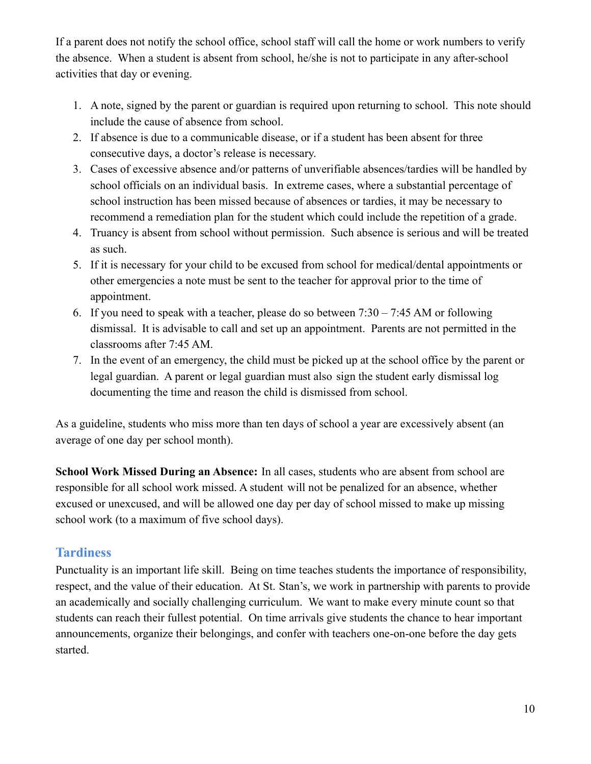If a parent does not notify the school office, school staff will call the home or work numbers to verify the absence. When a student is absent from school, he/she is not to participate in any after-school activities that day or evening.

1. A note, signed by the parent or guardian is required upon returning to school. This note should include the cause of absence from school.
2. If absence is due to a communicable disease, or if a student has been absent for three consecutive days, a doctor's release is necessary.
3. Cases of excessive absence and/or patterns of unverifiable absences/tardies will be handled by school officials on an individual basis. In extreme cases, where a substantial percentage of school instruction has been missed because of absences or tardies, it may be necessary to recommend a remediation plan for the student which could include the repetition of a grade.
4. Truancy is absent from school without permission. Such absence is serious and will be treated as such.
5. If it is necessary for your child to be excused from school for medical/dental appointments or other emergencies a note must be sent to the teacher for approval prior to the time of appointment.
6. If you need to speak with a teacher, please do so between 7:30 – 7:45 AM or following dismissal. It is advisable to call and set up an appointment. Parents are not permitted in the classrooms after 7:45 AM.
7. In the event of an emergency, the child must be picked up at the school office by the parent or legal guardian. A parent or legal guardian must also sign the student early dismissal log documenting the time and reason the child is dismissed from school.

As a guideline, students who miss more than ten days of school a year are excessively absent (an average of one day per school month).

**School Work Missed During an Absence:** In all cases, students who are absent from school are responsible for all school work missed. A student will not be penalized for an absence, whether excused or unexcused, and will be allowed one day per day of school missed to make up missing school work (to a maximum of five school days).

## Tardiness

Punctuality is an important life skill. Being on time teaches students the importance of responsibility, respect, and the value of their education. At St. Stan's, we work in partnership with parents to provide an academically and socially challenging curriculum. We want to make every minute count so that students can reach their fullest potential. On time arrivals give students the chance to hear important announcements, organize their belongings, and confer with teachers one-on-one before the day gets started.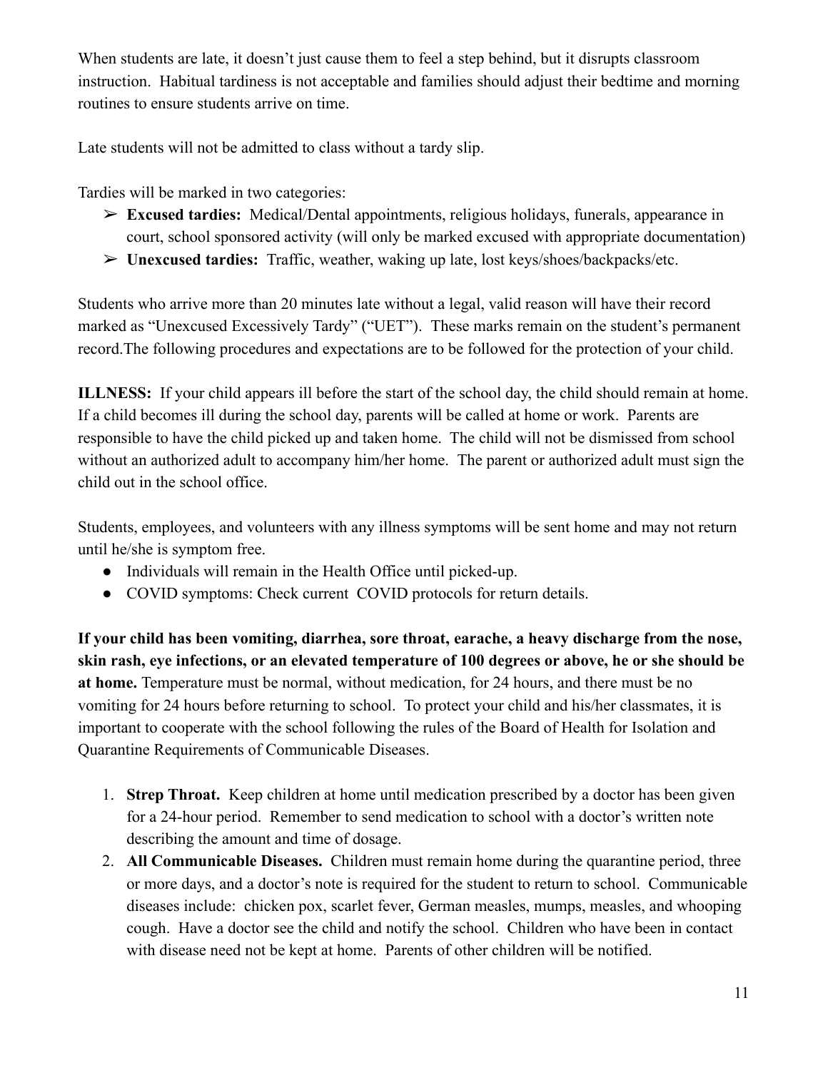When students are late, it doesn't just cause them to feel a step behind, but it disrupts classroom instruction. Habitual tardiness is not acceptable and families should adjust their bedtime and morning routines to ensure students arrive on time.

Late students will not be admitted to class without a tardy slip.

Tardies will be marked in two categories:

- **Excused tardies:** Medical/Dental appointments, religious holidays, funerals, appearance in court, school sponsored activity (will only be marked excused with appropriate documentation)
- **Unexcused tardies:** Traffic, weather, waking up late, lost keys/shoes/backpacks/etc.

Students who arrive more than 20 minutes late without a legal, valid reason will have their record marked as "Unexcused Excessively Tardy" ("UET"). These marks remain on the student's permanent record.The following procedures and expectations are to be followed for the protection of your child.

**ILLNESS:** If your child appears ill before the start of the school day, the child should remain at home. If a child becomes ill during the school day, parents will be called at home or work. Parents are responsible to have the child picked up and taken home. The child will not be dismissed from school without an authorized adult to accompany him/her home. The parent or authorized adult must sign the child out in the school office.

Students, employees, and volunteers with any illness symptoms will be sent home and may not return until he/she is symptom free.

- Individuals will remain in the Health Office until picked-up.
- COVID symptoms: Check current COVID protocols for return details.

**If your child has been vomiting, diarrhea, sore throat, earache, a heavy discharge from the nose, skin rash, eye infections, or an elevated temperature of 100 degrees or above, he or she should be at home.** Temperature must be normal, without medication, for 24 hours, and there must be no vomiting for 24 hours before returning to school. To protect your child and his/her classmates, it is important to cooperate with the school following the rules of the Board of Health for Isolation and Quarantine Requirements of Communicable Diseases.

1. **Strep Throat.** Keep children at home until medication prescribed by a doctor has been given for a 24-hour period. Remember to send medication to school with a doctor's written note describing the amount and time of dosage.
2. **All Communicable Diseases.** Children must remain home during the quarantine period, three or more days, and a doctor's note is required for the student to return to school. Communicable diseases include: chicken pox, scarlet fever, German measles, mumps, measles, and whooping cough. Have a doctor see the child and notify the school. Children who have been in contact with disease need not be kept at home. Parents of other children will be notified.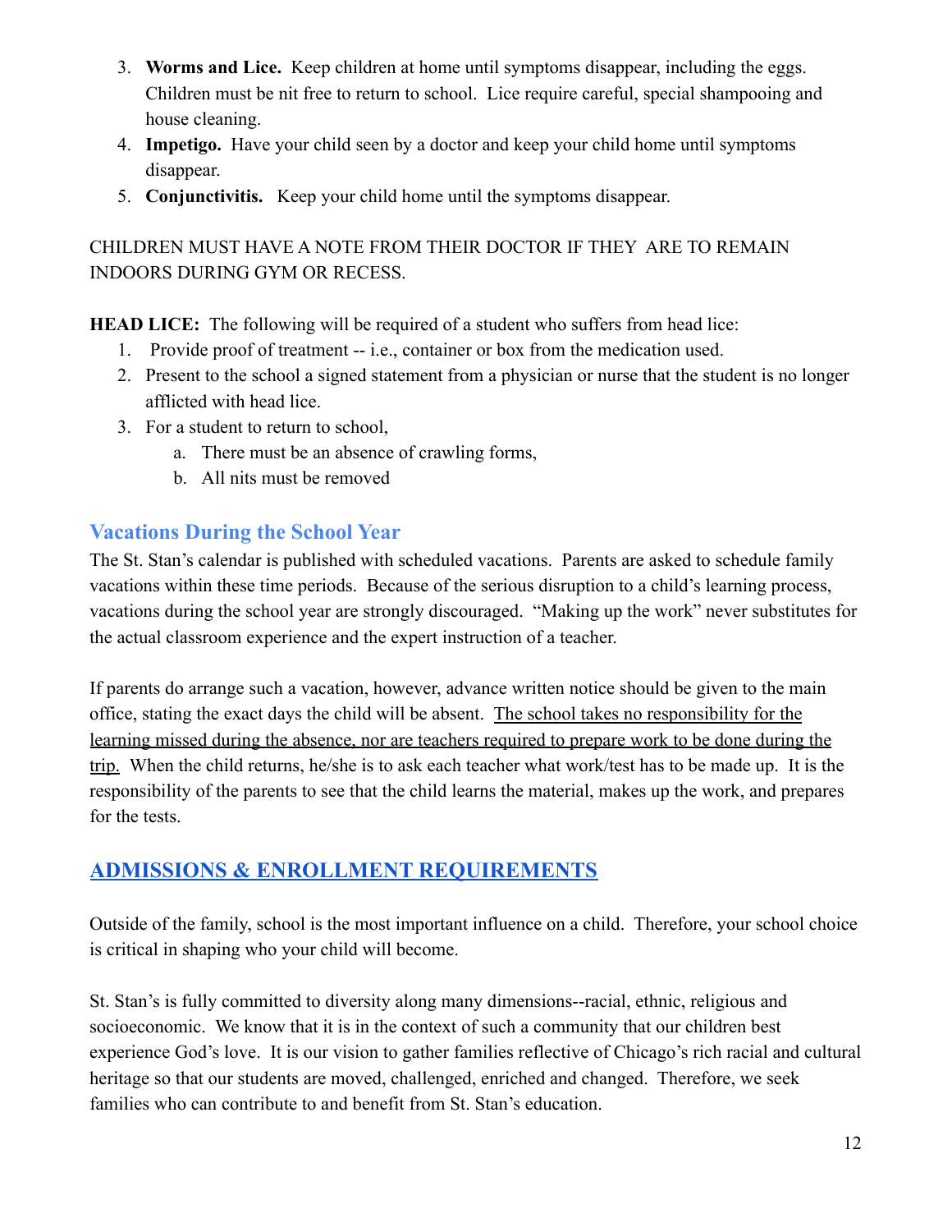3. **Worms and Lice.** Keep children at home until symptoms disappear, including the eggs. Children must be nit free to return to school. Lice require careful, special shampooing and house cleaning.
4. **Impetigo.** Have your child seen by a doctor and keep your child home until symptoms disappear.
5. **Conjunctivitis.** Keep your child home until the symptoms disappear.

CHILDREN MUST HAVE A NOTE FROM THEIR DOCTOR IF THEY ARE TO REMAIN INDOORS DURING GYM OR RECESS.

**HEAD LICE:** The following will be required of a student who suffers from head lice:

1. Provide proof of treatment -- i.e., container or box from the medication used.
2. Present to the school a signed statement from a physician or nurse that the student is no longer afflicted with head lice.
3. For a student to return to school,
   a. There must be an absence of crawling forms,
   b. All nits must be removed

## Vacations During the School Year

The St. Stan's calendar is published with scheduled vacations. Parents are asked to schedule family vacations within these time periods. Because of the serious disruption to a child's learning process, vacations during the school year are strongly discouraged. "Making up the work" never substitutes for the actual classroom experience and the expert instruction of a teacher.

If parents do arrange such a vacation, however, advance written notice should be given to the main office, stating the exact days the child will be absent. <u>The school takes no responsibility for the learning missed during the absence, nor are teachers required to prepare work to be done during the trip.</u> When the child returns, he/she is to ask each teacher what work/test has to be made up. It is the responsibility of the parents to see that the child learns the material, makes up the work, and prepares for the tests.

# ADMISSIONS & ENROLLMENT REQUIREMENTS

Outside of the family, school is the most important influence on a child. Therefore, your school choice is critical in shaping who your child will become.

St. Stan's is fully committed to diversity along many dimensions--racial, ethnic, religious and socioeconomic. We know that it is in the context of such a community that our children best experience God's love. It is our vision to gather families reflective of Chicago's rich racial and cultural heritage so that our students are moved, challenged, enriched and changed. Therefore, we seek families who can contribute to and benefit from St. Stan's education.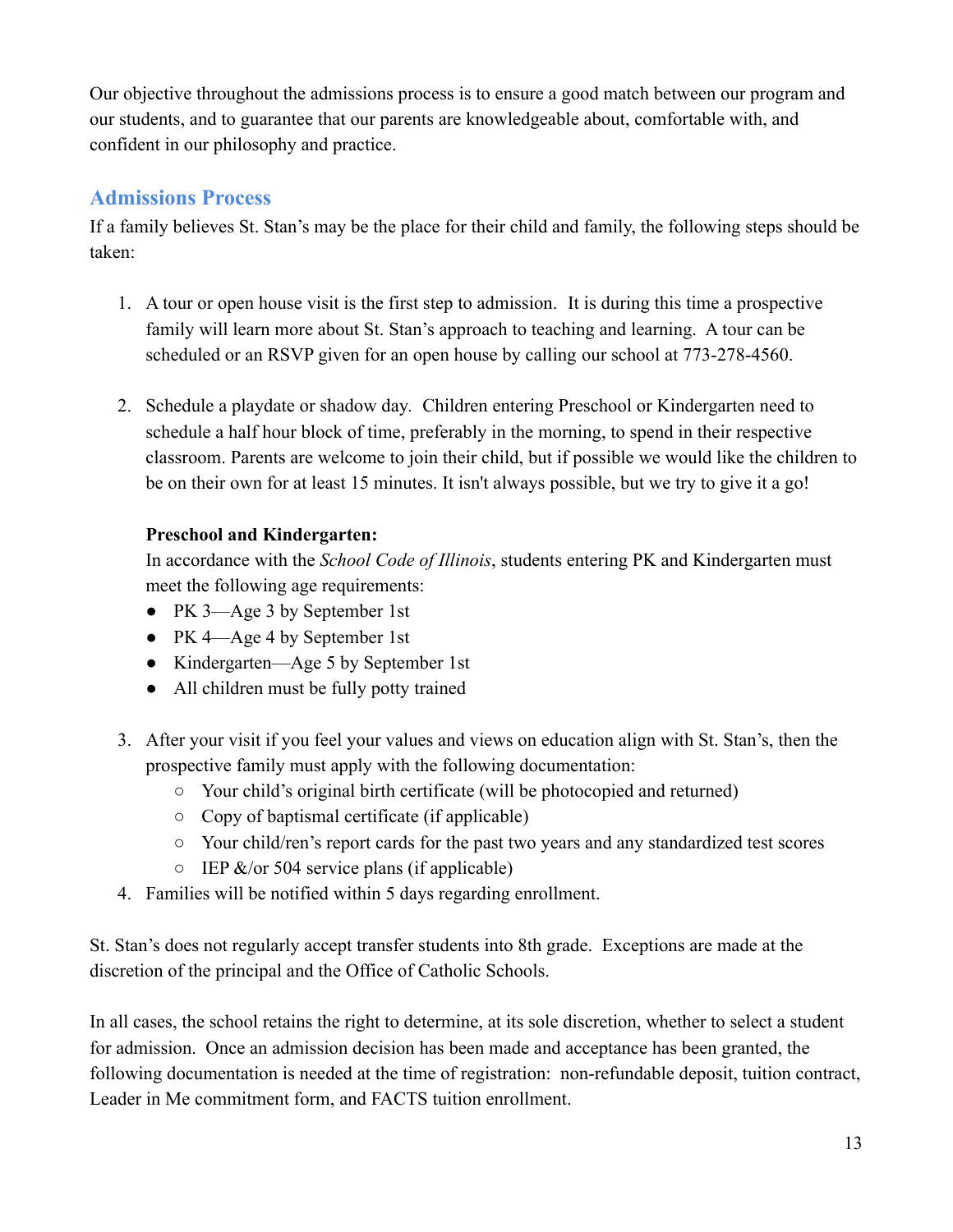Our objective throughout the admissions process is to ensure a good match between our program and our students, and to guarantee that our parents are knowledgeable about, comfortable with, and confident in our philosophy and practice.

## Admissions Process

If a family believes St. Stan's may be the place for their child and family, the following steps should be taken:

1. A tour or open house visit is the first step to admission. It is during this time a prospective family will learn more about St. Stan's approach to teaching and learning. A tour can be scheduled or an RSVP given for an open house by calling our school at 773-278-4560.

2. Schedule a playdate or shadow day. Children entering Preschool or Kindergarten need to schedule a half hour block of time, preferably in the morning, to spend in their respective classroom. Parents are welcome to join their child, but if possible we would like the children to be on their own for at least 15 minutes. It isn't always possible, but we try to give it a go!

   **Preschool and Kindergarten:**
   In accordance with the *School Code of Illinois*, students entering PK and Kindergarten must meet the following age requirements:
   - PK 3—Age 3 by September 1st
   - PK 4—Age 4 by September 1st
   - Kindergarten—Age 5 by September 1st
   - All children must be fully potty trained

3. After your visit if you feel your values and views on education align with St. Stan's, then the prospective family must apply with the following documentation:
   - Your child's original birth certificate (will be photocopied and returned)
   - Copy of baptismal certificate (if applicable)
   - Your child/ren's report cards for the past two years and any standardized test scores
   - IEP &/or 504 service plans (if applicable)
4. Families will be notified within 5 days regarding enrollment.

St. Stan's does not regularly accept transfer students into 8th grade. Exceptions are made at the discretion of the principal and the Office of Catholic Schools.

In all cases, the school retains the right to determine, at its sole discretion, whether to select a student for admission. Once an admission decision has been made and acceptance has been granted, the following documentation is needed at the time of registration: non-refundable deposit, tuition contract, Leader in Me commitment form, and FACTS tuition enrollment.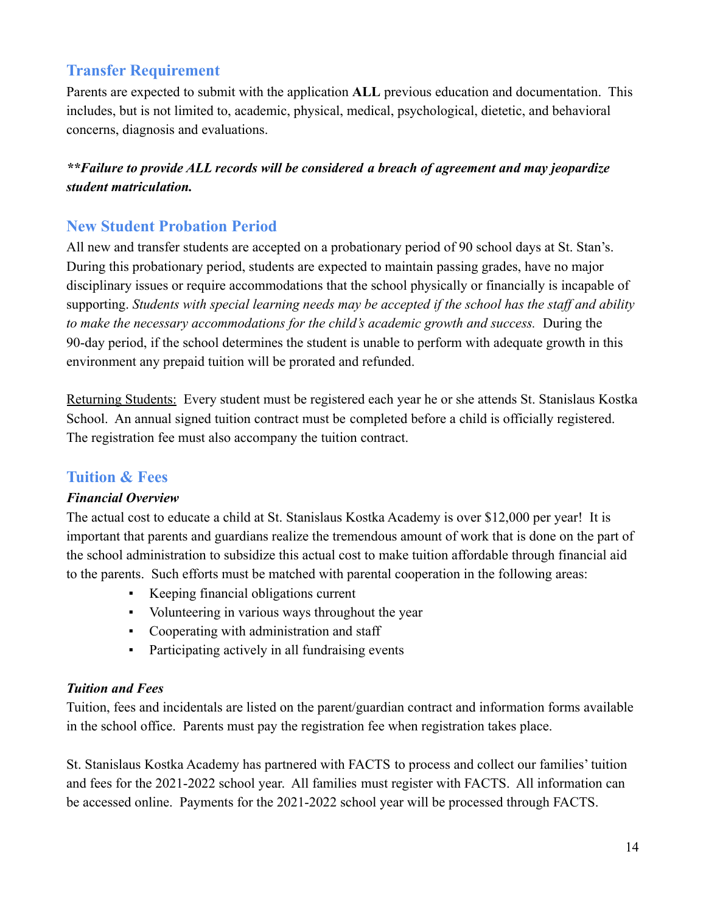## Transfer Requirement

Parents are expected to submit with the application **ALL** previous education and documentation. This includes, but is not limited to, academic, physical, medical, psychological, dietetic, and behavioral concerns, diagnosis and evaluations.

***\*\*Failure to provide ALL records will be considered a breach of agreement and may jeopardize student matriculation.***

## New Student Probation Period

All new and transfer students are accepted on a probationary period of 90 school days at St. Stan's. During this probationary period, students are expected to maintain passing grades, have no major disciplinary issues or require accommodations that the school physically or financially is incapable of supporting. *Students with special learning needs may be accepted if the school has the staff and ability to make the necessary accommodations for the child's academic growth and success.* During the 90-day period, if the school determines the student is unable to perform with adequate growth in this environment any prepaid tuition will be prorated and refunded.

<u>Returning Students:</u> Every student must be registered each year he or she attends St. Stanislaus Kostka School. An annual signed tuition contract must be completed before a child is officially registered. The registration fee must also accompany the tuition contract.

## Tuition & Fees

***Financial Overview***

The actual cost to educate a child at St. Stanislaus Kostka Academy is over $12,000 per year! It is important that parents and guardians realize the tremendous amount of work that is done on the part of the school administration to subsidize this actual cost to make tuition affordable through financial aid to the parents. Such efforts must be matched with parental cooperation in the following areas:

- Keeping financial obligations current
- Volunteering in various ways throughout the year
- Cooperating with administration and staff
- Participating actively in all fundraising events

***Tuition and Fees***

Tuition, fees and incidentals are listed on the parent/guardian contract and information forms available in the school office. Parents must pay the registration fee when registration takes place.

St. Stanislaus Kostka Academy has partnered with FACTS to process and collect our families' tuition and fees for the 2021-2022 school year. All families must register with FACTS. All information can be accessed online. Payments for the 2021-2022 school year will be processed through FACTS.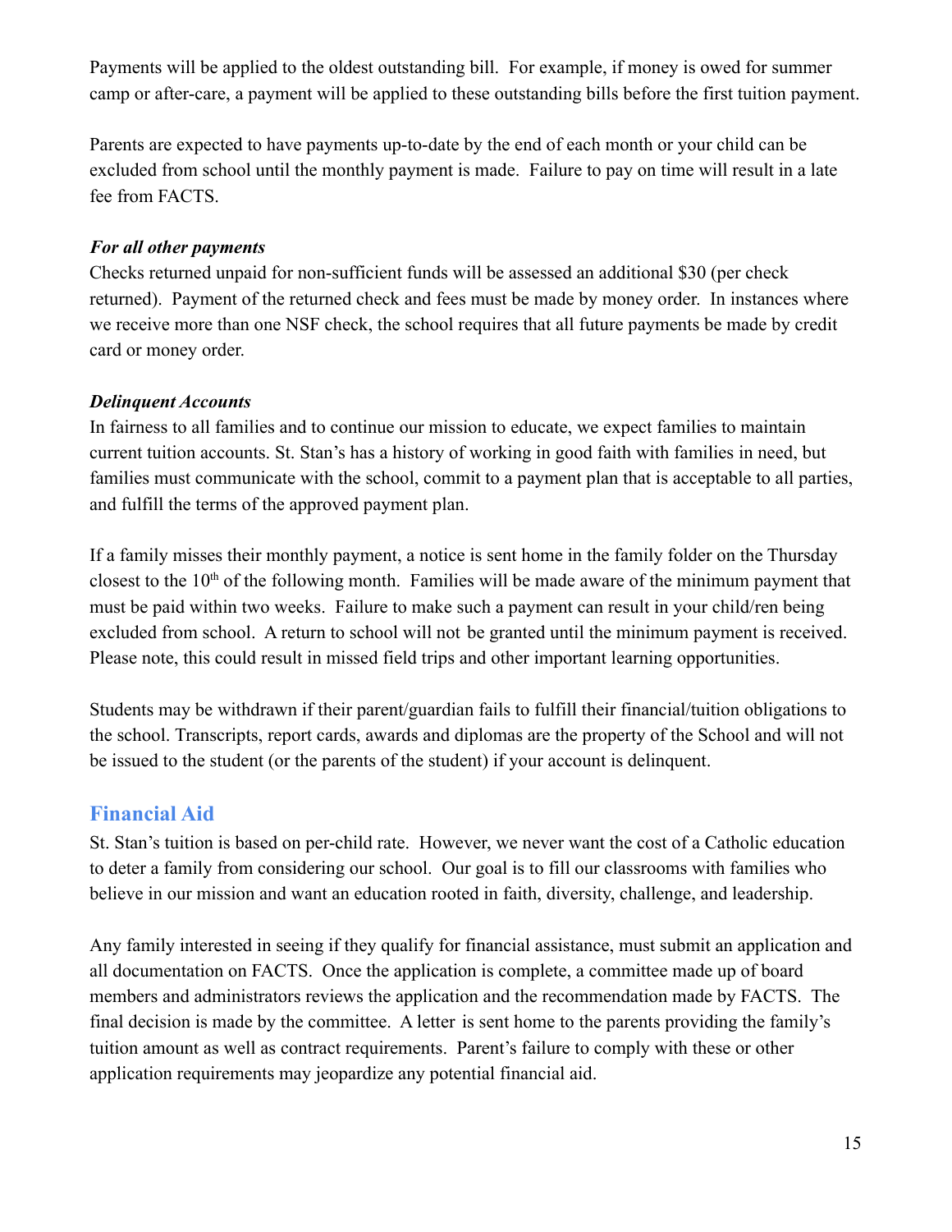Payments will be applied to the oldest outstanding bill. For example, if money is owed for summer camp or after-care, a payment will be applied to these outstanding bills before the first tuition payment.

Parents are expected to have payments up-to-date by the end of each month or your child can be excluded from school until the monthly payment is made. Failure to pay on time will result in a late fee from FACTS.

***For all other payments***

Checks returned unpaid for non-sufficient funds will be assessed an additional $30 (per check returned). Payment of the returned check and fees must be made by money order. In instances where we receive more than one NSF check, the school requires that all future payments be made by credit card or money order.

***Delinquent Accounts***

In fairness to all families and to continue our mission to educate, we expect families to maintain current tuition accounts. St. Stan's has a history of working in good faith with families in need, but families must communicate with the school, commit to a payment plan that is acceptable to all parties, and fulfill the terms of the approved payment plan.

If a family misses their monthly payment, a notice is sent home in the family folder on the Thursday closest to the 10th of the following month. Families will be made aware of the minimum payment that must be paid within two weeks. Failure to make such a payment can result in your child/ren being excluded from school. A return to school will not be granted until the minimum payment is received. Please note, this could result in missed field trips and other important learning opportunities.

Students may be withdrawn if their parent/guardian fails to fulfill their financial/tuition obligations to the school. Transcripts, report cards, awards and diplomas are the property of the School and will not be issued to the student (or the parents of the student) if your account is delinquent.

## Financial Aid

St. Stan's tuition is based on per-child rate. However, we never want the cost of a Catholic education to deter a family from considering our school. Our goal is to fill our classrooms with families who believe in our mission and want an education rooted in faith, diversity, challenge, and leadership.

Any family interested in seeing if they qualify for financial assistance, must submit an application and all documentation on FACTS. Once the application is complete, a committee made up of board members and administrators reviews the application and the recommendation made by FACTS. The final decision is made by the committee. A letter is sent home to the parents providing the family's tuition amount as well as contract requirements. Parent's failure to comply with these or other application requirements may jeopardize any potential financial aid.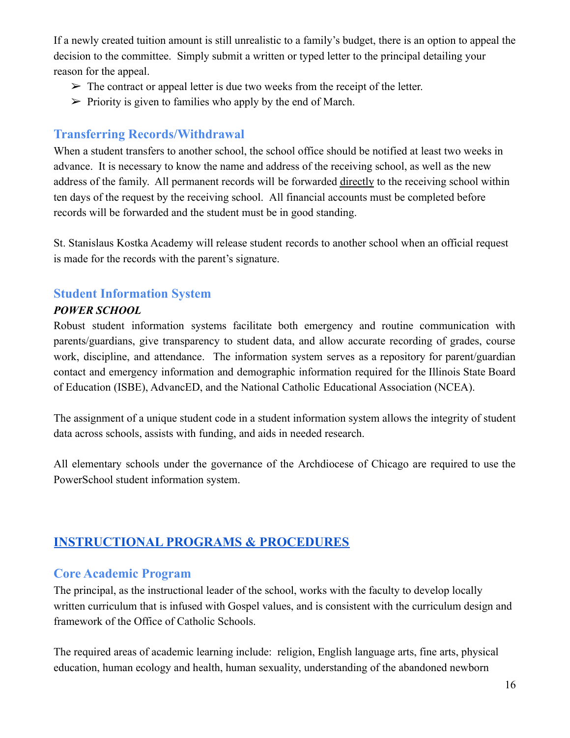If a newly created tuition amount is still unrealistic to a family's budget, there is an option to appeal the decision to the committee. Simply submit a written or typed letter to the principal detailing your reason for the appeal.

- The contract or appeal letter is due two weeks from the receipt of the letter.
- Priority is given to families who apply by the end of March.

## Transferring Records/Withdrawal

When a student transfers to another school, the school office should be notified at least two weeks in advance. It is necessary to know the name and address of the receiving school, as well as the new address of the family. All permanent records will be forwarded directly to the receiving school within ten days of the request by the receiving school. All financial accounts must be completed before records will be forwarded and the student must be in good standing.

St. Stanislaus Kostka Academy will release student records to another school when an official request is made for the records with the parent's signature.

## Student Information System

***POWER SCHOOL***

Robust student information systems facilitate both emergency and routine communication with parents/guardians, give transparency to student data, and allow accurate recording of grades, course work, discipline, and attendance. The information system serves as a repository for parent/guardian contact and emergency information and demographic information required for the Illinois State Board of Education (ISBE), AdvancED, and the National Catholic Educational Association (NCEA).

The assignment of a unique student code in a student information system allows the integrity of student data across schools, assists with funding, and aids in needed research.

All elementary schools under the governance of the Archdiocese of Chicago are required to use the PowerSchool student information system.

# INSTRUCTIONAL PROGRAMS & PROCEDURES

## Core Academic Program

The principal, as the instructional leader of the school, works with the faculty to develop locally written curriculum that is infused with Gospel values, and is consistent with the curriculum design and framework of the Office of Catholic Schools.

The required areas of academic learning include: religion, English language arts, fine arts, physical education, human ecology and health, human sexuality, understanding of the abandoned newborn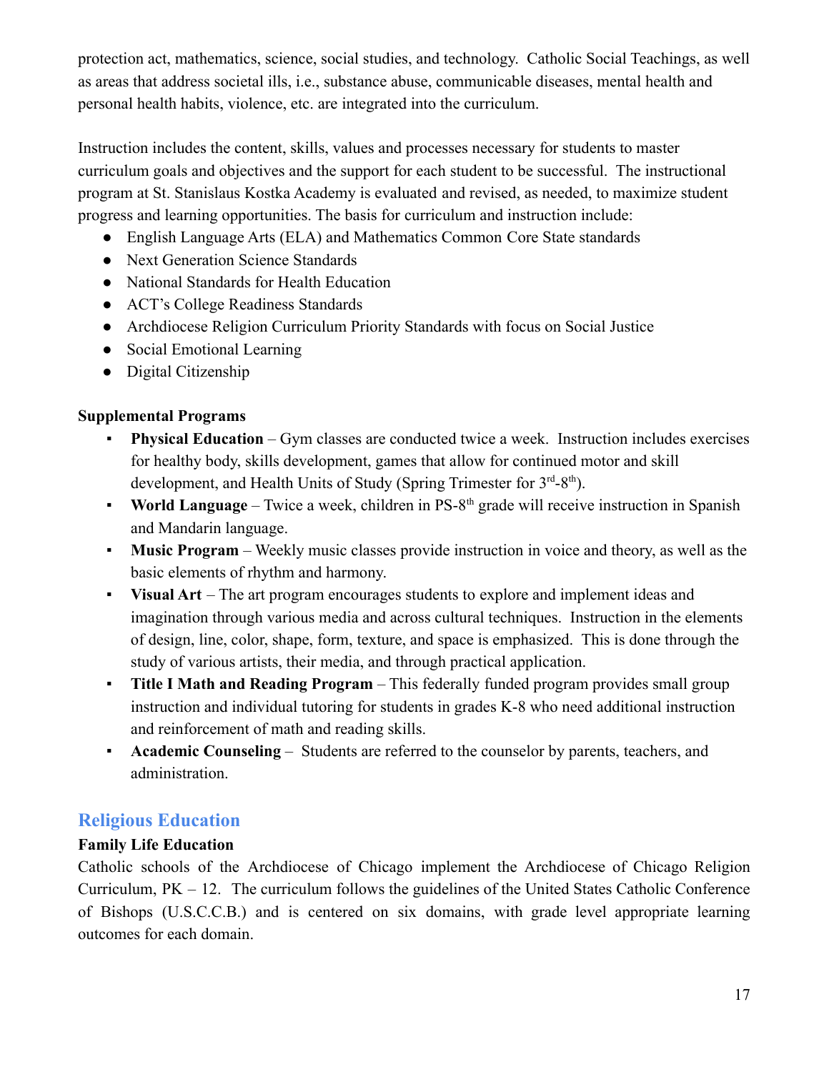protection act, mathematics, science, social studies, and technology. Catholic Social Teachings, as well as areas that address societal ills, i.e., substance abuse, communicable diseases, mental health and personal health habits, violence, etc. are integrated into the curriculum.

Instruction includes the content, skills, values and processes necessary for students to master curriculum goals and objectives and the support for each student to be successful. The instructional program at St. Stanislaus Kostka Academy is evaluated and revised, as needed, to maximize student progress and learning opportunities. The basis for curriculum and instruction include:

- English Language Arts (ELA) and Mathematics Common Core State standards
- Next Generation Science Standards
- National Standards for Health Education
- ACT's College Readiness Standards
- Archdiocese Religion Curriculum Priority Standards with focus on Social Justice
- Social Emotional Learning
- Digital Citizenship

**Supplemental Programs**

- **Physical Education** – Gym classes are conducted twice a week. Instruction includes exercises for healthy body, skills development, games that allow for continued motor and skill development, and Health Units of Study (Spring Trimester for 3rd-8th).
- **World Language** – Twice a week, children in PS-8th grade will receive instruction in Spanish and Mandarin language.
- **Music Program** – Weekly music classes provide instruction in voice and theory, as well as the basic elements of rhythm and harmony.
- **Visual Art** – The art program encourages students to explore and implement ideas and imagination through various media and across cultural techniques. Instruction in the elements of design, line, color, shape, form, texture, and space is emphasized. This is done through the study of various artists, their media, and through practical application.
- **Title I Math and Reading Program** – This federally funded program provides small group instruction and individual tutoring for students in grades K-8 who need additional instruction and reinforcement of math and reading skills.
- **Academic Counseling** – Students are referred to the counselor by parents, teachers, and administration.

## Religious Education

**Family Life Education**

Catholic schools of the Archdiocese of Chicago implement the Archdiocese of Chicago Religion Curriculum, PK – 12. The curriculum follows the guidelines of the United States Catholic Conference of Bishops (U.S.C.C.B.) and is centered on six domains, with grade level appropriate learning outcomes for each domain.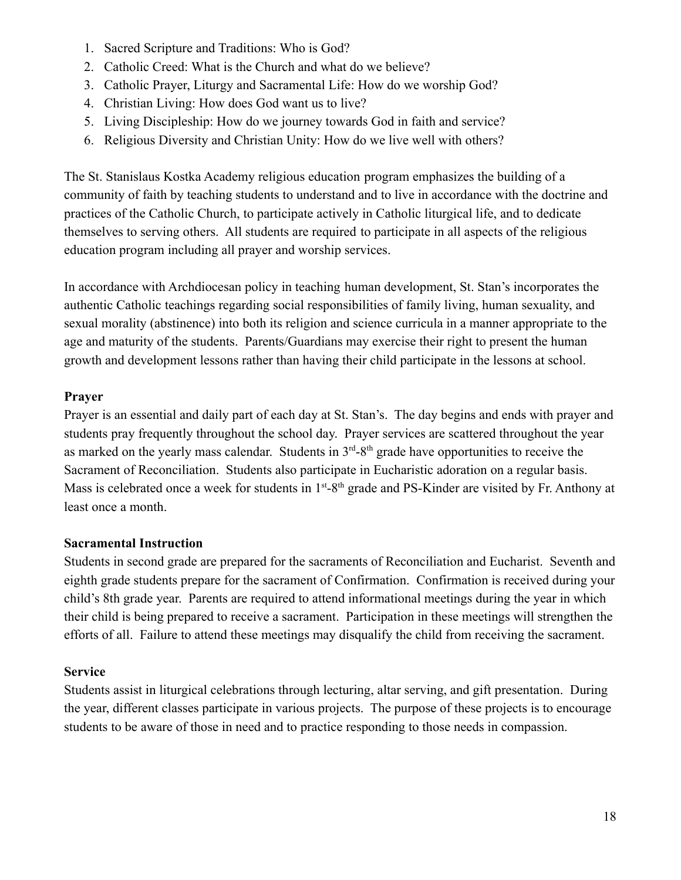1. Sacred Scripture and Traditions: Who is God?
2. Catholic Creed: What is the Church and what do we believe?
3. Catholic Prayer, Liturgy and Sacramental Life: How do we worship God?
4. Christian Living: How does God want us to live?
5. Living Discipleship: How do we journey towards God in faith and service?
6. Religious Diversity and Christian Unity: How do we live well with others?

The St. Stanislaus Kostka Academy religious education program emphasizes the building of a community of faith by teaching students to understand and to live in accordance with the doctrine and practices of the Catholic Church, to participate actively in Catholic liturgical life, and to dedicate themselves to serving others. All students are required to participate in all aspects of the religious education program including all prayer and worship services.

In accordance with Archdiocesan policy in teaching human development, St. Stan's incorporates the authentic Catholic teachings regarding social responsibilities of family living, human sexuality, and sexual morality (abstinence) into both its religion and science curricula in a manner appropriate to the age and maturity of the students. Parents/Guardians may exercise their right to present the human growth and development lessons rather than having their child participate in the lessons at school.

**Prayer**

Prayer is an essential and daily part of each day at St. Stan's. The day begins and ends with prayer and students pray frequently throughout the school day. Prayer services are scattered throughout the year as marked on the yearly mass calendar. Students in 3rd-8th grade have opportunities to receive the Sacrament of Reconciliation. Students also participate in Eucharistic adoration on a regular basis. Mass is celebrated once a week for students in 1st-8th grade and PS-Kinder are visited by Fr. Anthony at least once a month.

**Sacramental Instruction**

Students in second grade are prepared for the sacraments of Reconciliation and Eucharist. Seventh and eighth grade students prepare for the sacrament of Confirmation. Confirmation is received during your child's 8th grade year. Parents are required to attend informational meetings during the year in which their child is being prepared to receive a sacrament. Participation in these meetings will strengthen the efforts of all. Failure to attend these meetings may disqualify the child from receiving the sacrament.

**Service**

Students assist in liturgical celebrations through lecturing, altar serving, and gift presentation. During the year, different classes participate in various projects. The purpose of these projects is to encourage students to be aware of those in need and to practice responding to those needs in compassion.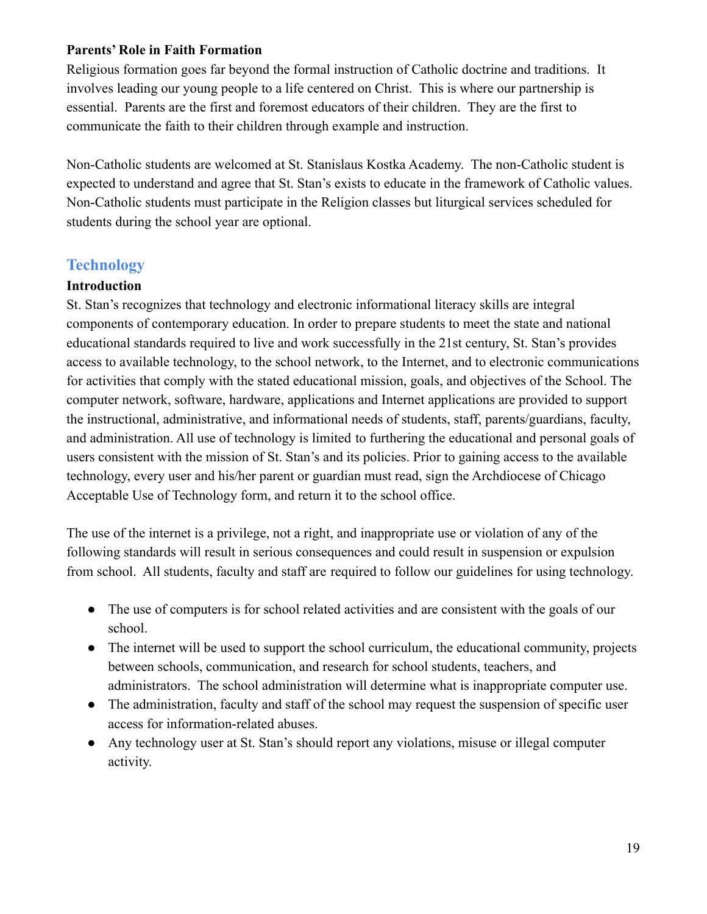**Parents' Role in Faith Formation**

Religious formation goes far beyond the formal instruction of Catholic doctrine and traditions. It involves leading our young people to a life centered on Christ. This is where our partnership is essential. Parents are the first and foremost educators of their children. They are the first to communicate the faith to their children through example and instruction.

Non-Catholic students are welcomed at St. Stanislaus Kostka Academy. The non-Catholic student is expected to understand and agree that St. Stan's exists to educate in the framework of Catholic values. Non-Catholic students must participate in the Religion classes but liturgical services scheduled for students during the school year are optional.

## Technology

**Introduction**

St. Stan's recognizes that technology and electronic informational literacy skills are integral components of contemporary education. In order to prepare students to meet the state and national educational standards required to live and work successfully in the 21st century, St. Stan's provides access to available technology, to the school network, to the Internet, and to electronic communications for activities that comply with the stated educational mission, goals, and objectives of the School. The computer network, software, hardware, applications and Internet applications are provided to support the instructional, administrative, and informational needs of students, staff, parents/guardians, faculty, and administration. All use of technology is limited to furthering the educational and personal goals of users consistent with the mission of St. Stan's and its policies. Prior to gaining access to the available technology, every user and his/her parent or guardian must read, sign the Archdiocese of Chicago Acceptable Use of Technology form, and return it to the school office.

The use of the internet is a privilege, not a right, and inappropriate use or violation of any of the following standards will result in serious consequences and could result in suspension or expulsion from school. All students, faculty and staff are required to follow our guidelines for using technology.

- The use of computers is for school related activities and are consistent with the goals of our school.
- The internet will be used to support the school curriculum, the educational community, projects between schools, communication, and research for school students, teachers, and administrators. The school administration will determine what is inappropriate computer use.
- The administration, faculty and staff of the school may request the suspension of specific user access for information-related abuses.
- Any technology user at St. Stan's should report any violations, misuse or illegal computer activity.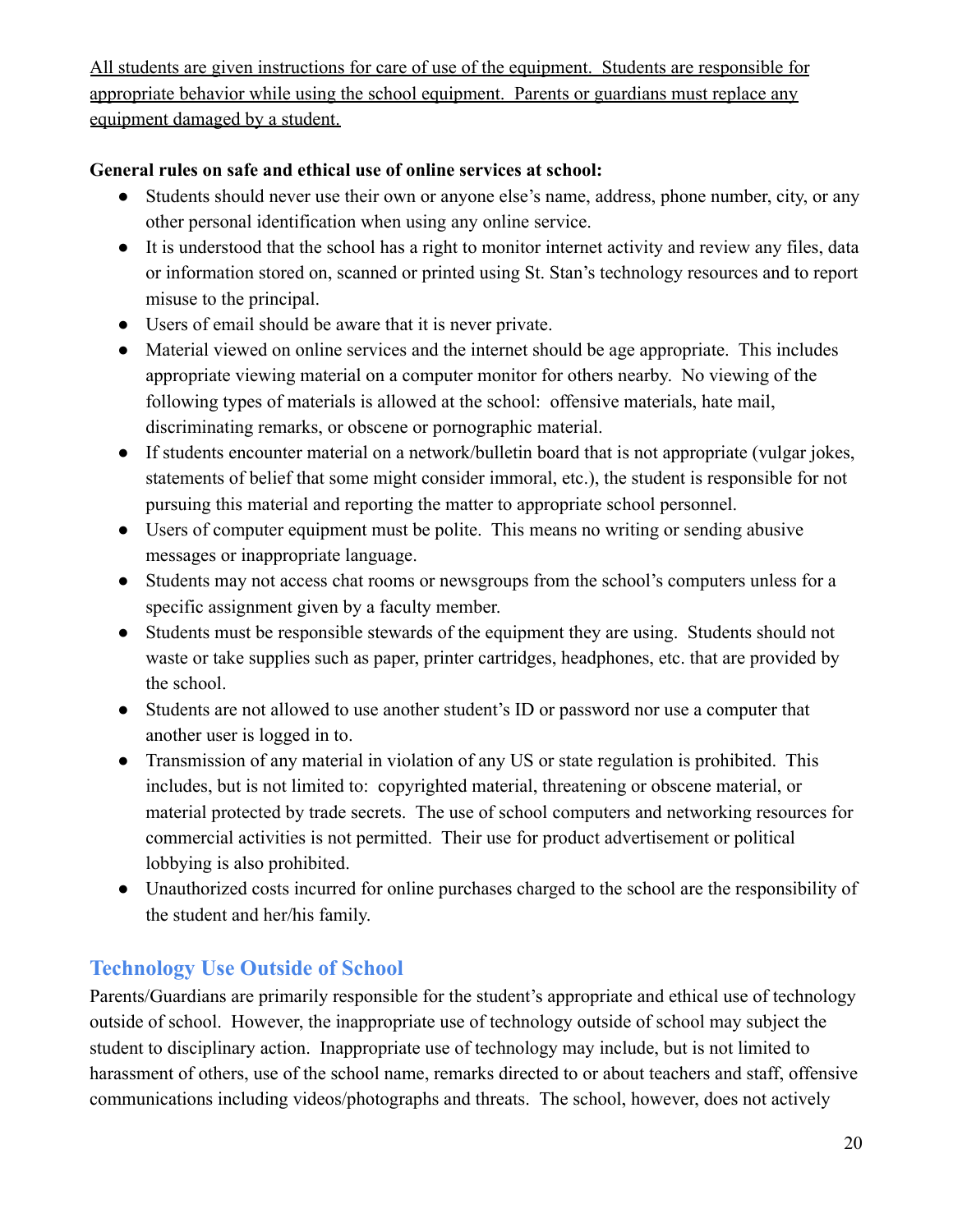<u>All students are given instructions for care of use of the equipment. Students are responsible for appropriate behavior while using the school equipment. Parents or guardians must replace any equipment damaged by a student.</u>

**General rules on safe and ethical use of online services at school:**

- Students should never use their own or anyone else's name, address, phone number, city, or any other personal identification when using any online service.
- It is understood that the school has a right to monitor internet activity and review any files, data or information stored on, scanned or printed using St. Stan's technology resources and to report misuse to the principal.
- Users of email should be aware that it is never private.
- Material viewed on online services and the internet should be age appropriate. This includes appropriate viewing material on a computer monitor for others nearby. No viewing of the following types of materials is allowed at the school: offensive materials, hate mail, discriminating remarks, or obscene or pornographic material.
- If students encounter material on a network/bulletin board that is not appropriate (vulgar jokes, statements of belief that some might consider immoral, etc.), the student is responsible for not pursuing this material and reporting the matter to appropriate school personnel.
- Users of computer equipment must be polite. This means no writing or sending abusive messages or inappropriate language.
- Students may not access chat rooms or newsgroups from the school's computers unless for a specific assignment given by a faculty member.
- Students must be responsible stewards of the equipment they are using. Students should not waste or take supplies such as paper, printer cartridges, headphones, etc. that are provided by the school.
- Students are not allowed to use another student's ID or password nor use a computer that another user is logged in to.
- Transmission of any material in violation of any US or state regulation is prohibited. This includes, but is not limited to: copyrighted material, threatening or obscene material, or material protected by trade secrets. The use of school computers and networking resources for commercial activities is not permitted. Their use for product advertisement or political lobbying is also prohibited.
- Unauthorized costs incurred for online purchases charged to the school are the responsibility of the student and her/his family.

## Technology Use Outside of School

Parents/Guardians are primarily responsible for the student's appropriate and ethical use of technology outside of school. However, the inappropriate use of technology outside of school may subject the student to disciplinary action. Inappropriate use of technology may include, but is not limited to harassment of others, use of the school name, remarks directed to or about teachers and staff, offensive communications including videos/photographs and threats. The school, however, does not actively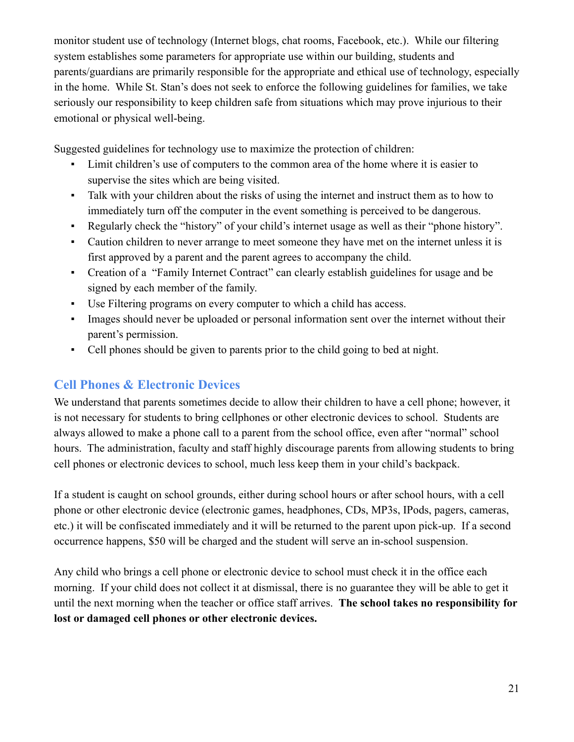monitor student use of technology (Internet blogs, chat rooms, Facebook, etc.). While our filtering system establishes some parameters for appropriate use within our building, students and parents/guardians are primarily responsible for the appropriate and ethical use of technology, especially in the home. While St. Stan's does not seek to enforce the following guidelines for families, we take seriously our responsibility to keep children safe from situations which may prove injurious to their emotional or physical well-being.

Suggested guidelines for technology use to maximize the protection of children:

- Limit children's use of computers to the common area of the home where it is easier to supervise the sites which are being visited.
- Talk with your children about the risks of using the internet and instruct them as to how to immediately turn off the computer in the event something is perceived to be dangerous.
- Regularly check the "history" of your child's internet usage as well as their "phone history".
- Caution children to never arrange to meet someone they have met on the internet unless it is first approved by a parent and the parent agrees to accompany the child.
- Creation of a "Family Internet Contract" can clearly establish guidelines for usage and be signed by each member of the family.
- Use Filtering programs on every computer to which a child has access.
- Images should never be uploaded or personal information sent over the internet without their parent's permission.
- Cell phones should be given to parents prior to the child going to bed at night.

## Cell Phones & Electronic Devices

We understand that parents sometimes decide to allow their children to have a cell phone; however, it is not necessary for students to bring cellphones or other electronic devices to school. Students are always allowed to make a phone call to a parent from the school office, even after "normal" school hours. The administration, faculty and staff highly discourage parents from allowing students to bring cell phones or electronic devices to school, much less keep them in your child's backpack.

If a student is caught on school grounds, either during school hours or after school hours, with a cell phone or other electronic device (electronic games, headphones, CDs, MP3s, IPods, pagers, cameras, etc.) it will be confiscated immediately and it will be returned to the parent upon pick-up. If a second occurrence happens, $50 will be charged and the student will serve an in-school suspension.

Any child who brings a cell phone or electronic device to school must check it in the office each morning. If your child does not collect it at dismissal, there is no guarantee they will be able to get it until the next morning when the teacher or office staff arrives. **The school takes no responsibility for lost or damaged cell phones or other electronic devices.**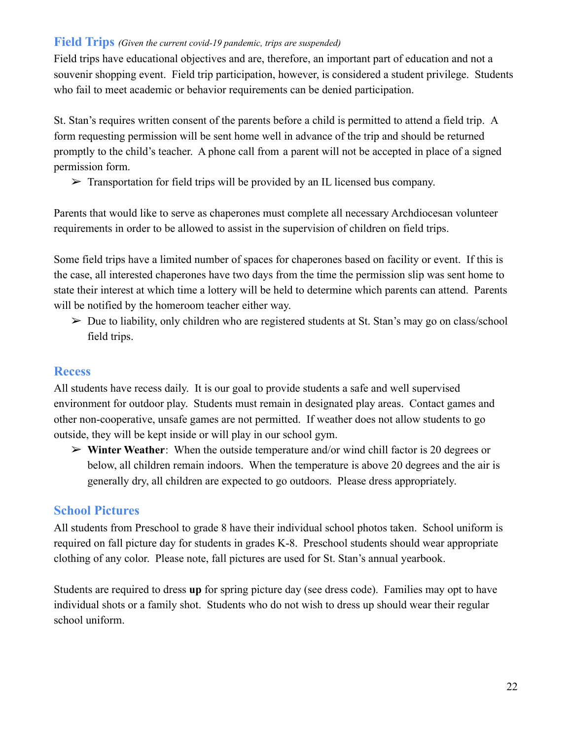## Field Trips *(Given the current covid-19 pandemic, trips are suspended)*

Field trips have educational objectives and are, therefore, an important part of education and not a souvenir shopping event. Field trip participation, however, is considered a student privilege. Students who fail to meet academic or behavior requirements can be denied participation.

St. Stan's requires written consent of the parents before a child is permitted to attend a field trip. A form requesting permission will be sent home well in advance of the trip and should be returned promptly to the child's teacher. A phone call from a parent will not be accepted in place of a signed permission form.

- ➢ Transportation for field trips will be provided by an IL licensed bus company.

Parents that would like to serve as chaperones must complete all necessary Archdiocesan volunteer requirements in order to be allowed to assist in the supervision of children on field trips.

Some field trips have a limited number of spaces for chaperones based on facility or event. If this is the case, all interested chaperones have two days from the time the permission slip was sent home to state their interest at which time a lottery will be held to determine which parents can attend. Parents will be notified by the homeroom teacher either way.

- ➢ Due to liability, only children who are registered students at St. Stan's may go on class/school field trips.

## Recess

All students have recess daily. It is our goal to provide students a safe and well supervised environment for outdoor play. Students must remain in designated play areas. Contact games and other non-cooperative, unsafe games are not permitted. If weather does not allow students to go outside, they will be kept inside or will play in our school gym.

- ➢ **Winter Weather**: When the outside temperature and/or wind chill factor is 20 degrees or below, all children remain indoors. When the temperature is above 20 degrees and the air is generally dry, all children are expected to go outdoors. Please dress appropriately.

## School Pictures

All students from Preschool to grade 8 have their individual school photos taken. School uniform is required on fall picture day for students in grades K-8. Preschool students should wear appropriate clothing of any color. Please note, fall pictures are used for St. Stan's annual yearbook.

Students are required to dress **up** for spring picture day (see dress code). Families may opt to have individual shots or a family shot. Students who do not wish to dress up should wear their regular school uniform.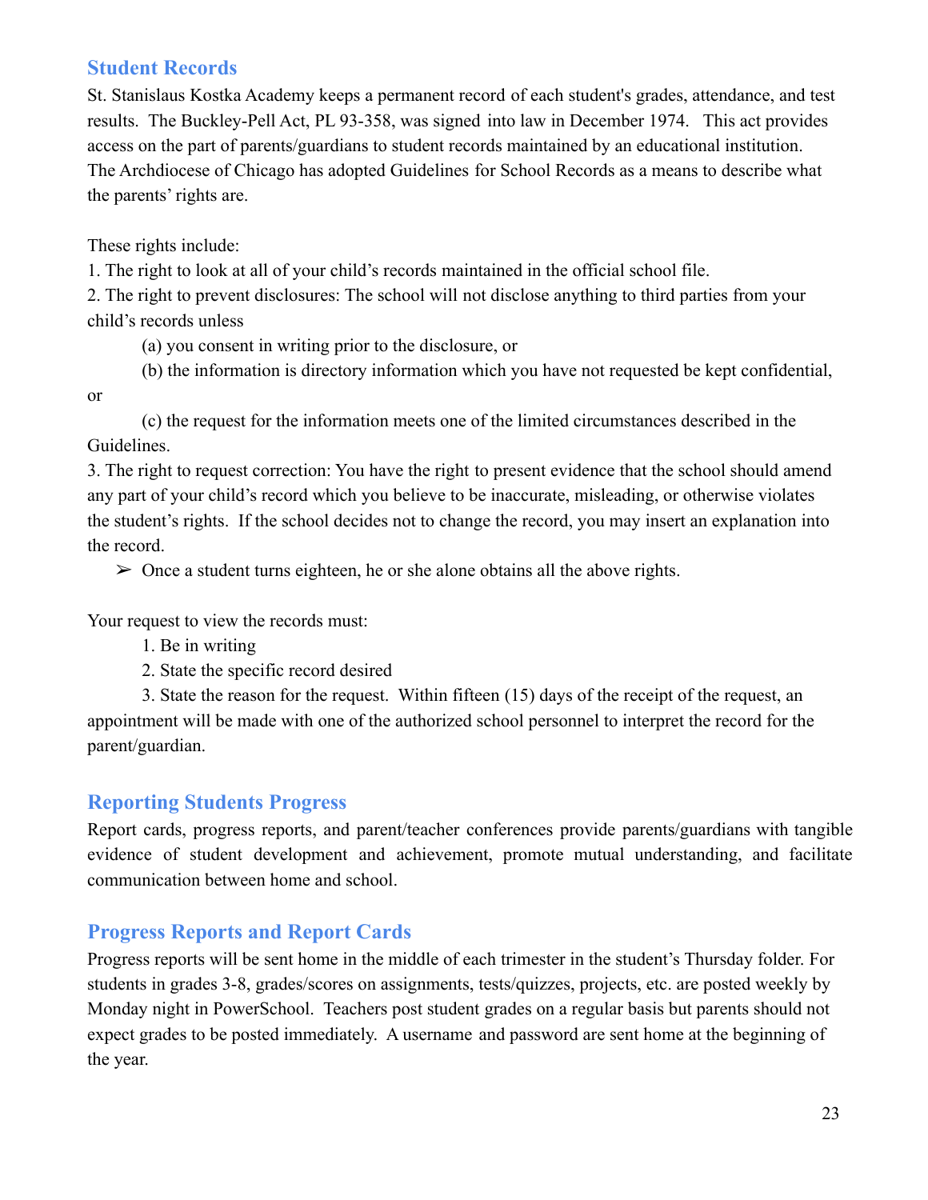## Student Records

St. Stanislaus Kostka Academy keeps a permanent record of each student's grades, attendance, and test results. The Buckley-Pell Act, PL 93-358, was signed into law in December 1974. This act provides access on the part of parents/guardians to student records maintained by an educational institution. The Archdiocese of Chicago has adopted Guidelines for School Records as a means to describe what the parents' rights are.

These rights include:

1. The right to look at all of your child's records maintained in the official school file.
2. The right to prevent disclosures: The school will not disclose anything to third parties from your child's records unless
   (a) you consent in writing prior to the disclosure, or
   (b) the information is directory information which you have not requested be kept confidential, or
   (c) the request for the information meets one of the limited circumstances described in the Guidelines.
3. The right to request correction: You have the right to present evidence that the school should amend any part of your child's record which you believe to be inaccurate, misleading, or otherwise violates the student's rights. If the school decides not to change the record, you may insert an explanation into the record.

- ➢ Once a student turns eighteen, he or she alone obtains all the above rights.

Your request to view the records must:

1. Be in writing
2. State the specific record desired
3. State the reason for the request. Within fifteen (15) days of the receipt of the request, an appointment will be made with one of the authorized school personnel to interpret the record for the parent/guardian.

## Reporting Students Progress

Report cards, progress reports, and parent/teacher conferences provide parents/guardians with tangible evidence of student development and achievement, promote mutual understanding, and facilitate communication between home and school.

## Progress Reports and Report Cards

Progress reports will be sent home in the middle of each trimester in the student's Thursday folder. For students in grades 3-8, grades/scores on assignments, tests/quizzes, projects, etc. are posted weekly by Monday night in PowerSchool. Teachers post student grades on a regular basis but parents should not expect grades to be posted immediately. A username and password are sent home at the beginning of the year.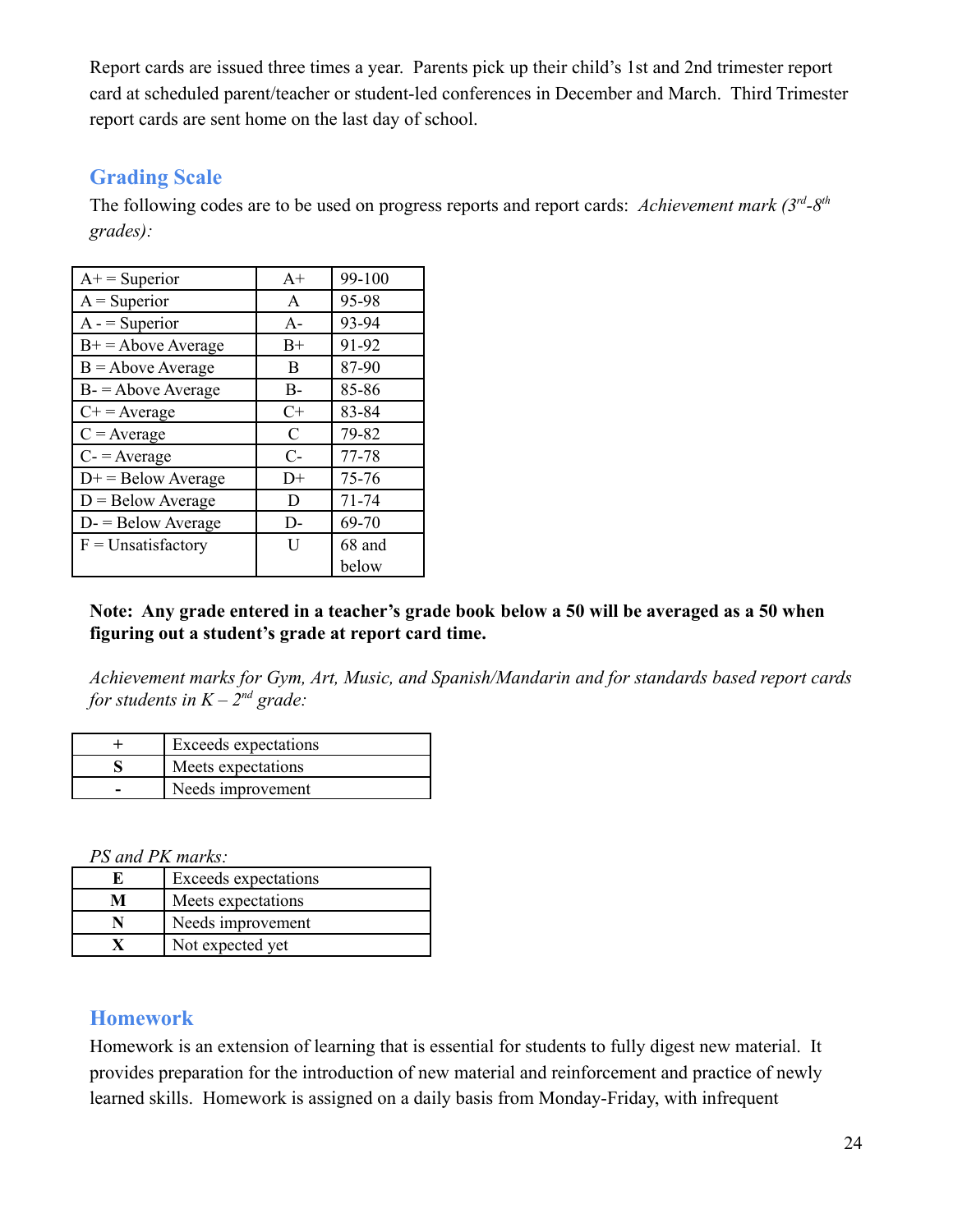Report cards are issued three times a year. Parents pick up their child's 1st and 2nd trimester report card at scheduled parent/teacher or student-led conferences in December and March. Third Trimester report cards are sent home on the last day of school.

## Grading Scale

The following codes are to be used on progress reports and report cards: *Achievement mark (3rd-8th grades):*

| | | |
|---|---|---|
| A+ = Superior | A+ | 99-100 |
| A = Superior | A | 95-98 |
| A - = Superior | A- | 93-94 |
| B+ = Above Average | B+ | 91-92 |
| B = Above Average | B | 87-90 |
| B- = Above Average | B- | 85-86 |
| C+ = Average | C+ | 83-84 |
| C = Average | C | 79-82 |
| C- = Average | C- | 77-78 |
| D+ = Below Average | D+ | 75-76 |
| D = Below Average | D | 71-74 |
| D- = Below Average | D- | 69-70 |
| F = Unsatisfactory | U | 68 and below |

**Note: Any grade entered in a teacher's grade book below a 50 will be averaged as a 50 when figuring out a student's grade at report card time.**

*Achievement marks for Gym, Art, Music, and Spanish/Mandarin and for standards based report cards for students in K – 2nd grade:*

| | |
|---|---|
| + | Exceeds expectations |
| **S** | Meets expectations |
| **-** | Needs improvement |

*PS and PK marks:*

| | |
|---|---|
| **E** | Exceeds expectations |
| **M** | Meets expectations |
| **N** | Needs improvement |
| **X** | Not expected yet |

## Homework

Homework is an extension of learning that is essential for students to fully digest new material. It provides preparation for the introduction of new material and reinforcement and practice of newly learned skills. Homework is assigned on a daily basis from Monday-Friday, with infrequent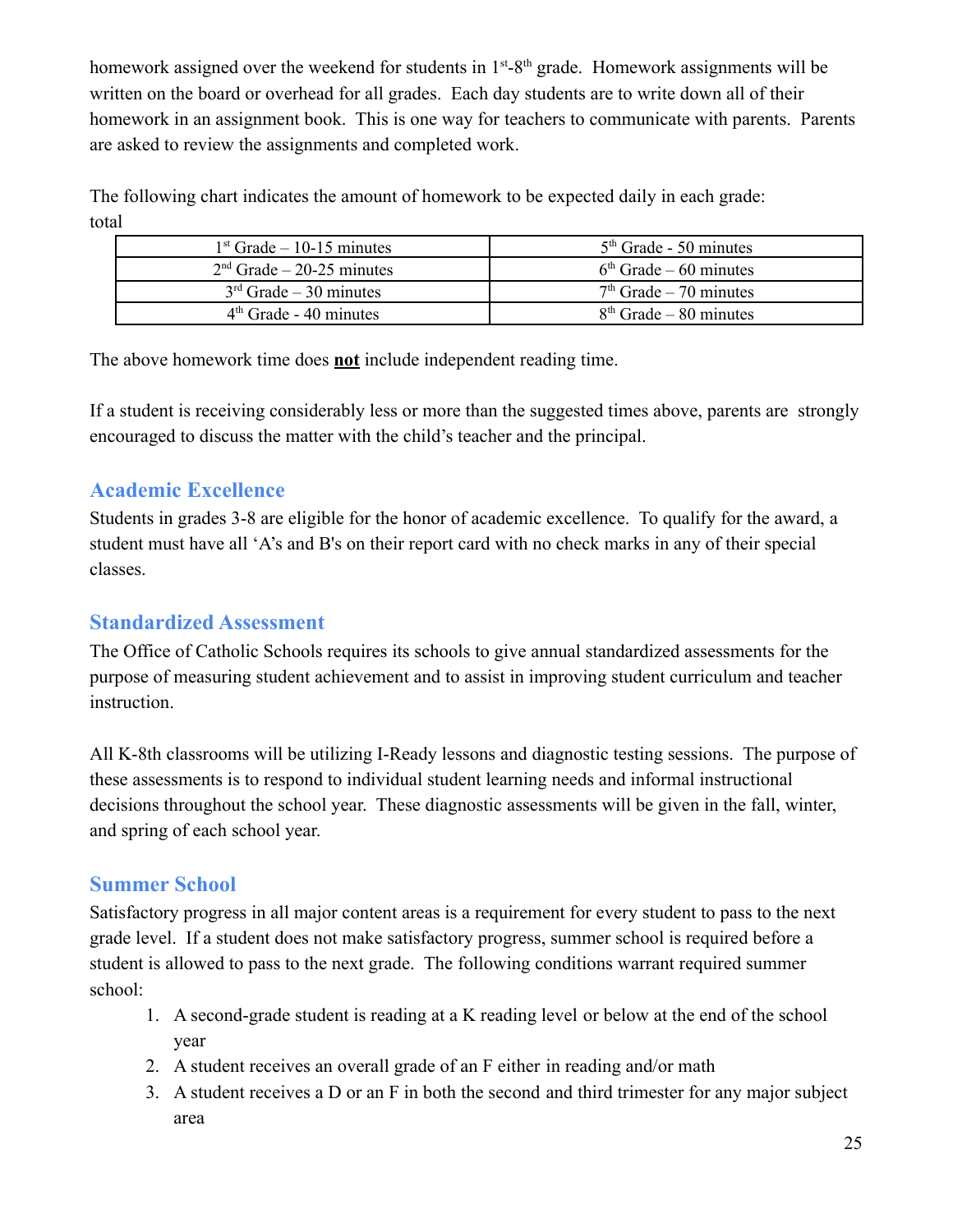homework assigned over the weekend for students in 1st-8th grade. Homework assignments will be written on the board or overhead for all grades. Each day students are to write down all of their homework in an assignment book. This is one way for teachers to communicate with parents. Parents are asked to review the assignments and completed work.

The following chart indicates the amount of homework to be expected daily in each grade: total

| | |
|---|---|
| 1st Grade – 10-15 minutes | 5th Grade - 50 minutes |
| 2nd Grade – 20-25 minutes | 6th Grade – 60 minutes |
| 3rd Grade – 30 minutes | 7th Grade – 70 minutes |
| 4th Grade - 40 minutes | 8th Grade – 80 minutes |

The above homework time does **not** include independent reading time.

If a student is receiving considerably less or more than the suggested times above, parents are strongly encouraged to discuss the matter with the child's teacher and the principal.

## Academic Excellence

Students in grades 3-8 are eligible for the honor of academic excellence. To qualify for the award, a student must have all 'A's and B's on their report card with no check marks in any of their special classes.

## Standardized Assessment

The Office of Catholic Schools requires its schools to give annual standardized assessments for the purpose of measuring student achievement and to assist in improving student curriculum and teacher instruction.

All K-8th classrooms will be utilizing I-Ready lessons and diagnostic testing sessions. The purpose of these assessments is to respond to individual student learning needs and informal instructional decisions throughout the school year. These diagnostic assessments will be given in the fall, winter, and spring of each school year.

## Summer School

Satisfactory progress in all major content areas is a requirement for every student to pass to the next grade level. If a student does not make satisfactory progress, summer school is required before a student is allowed to pass to the next grade. The following conditions warrant required summer school:

1. A second-grade student is reading at a K reading level or below at the end of the school year
2. A student receives an overall grade of an F either in reading and/or math
3. A student receives a D or an F in both the second and third trimester for any major subject area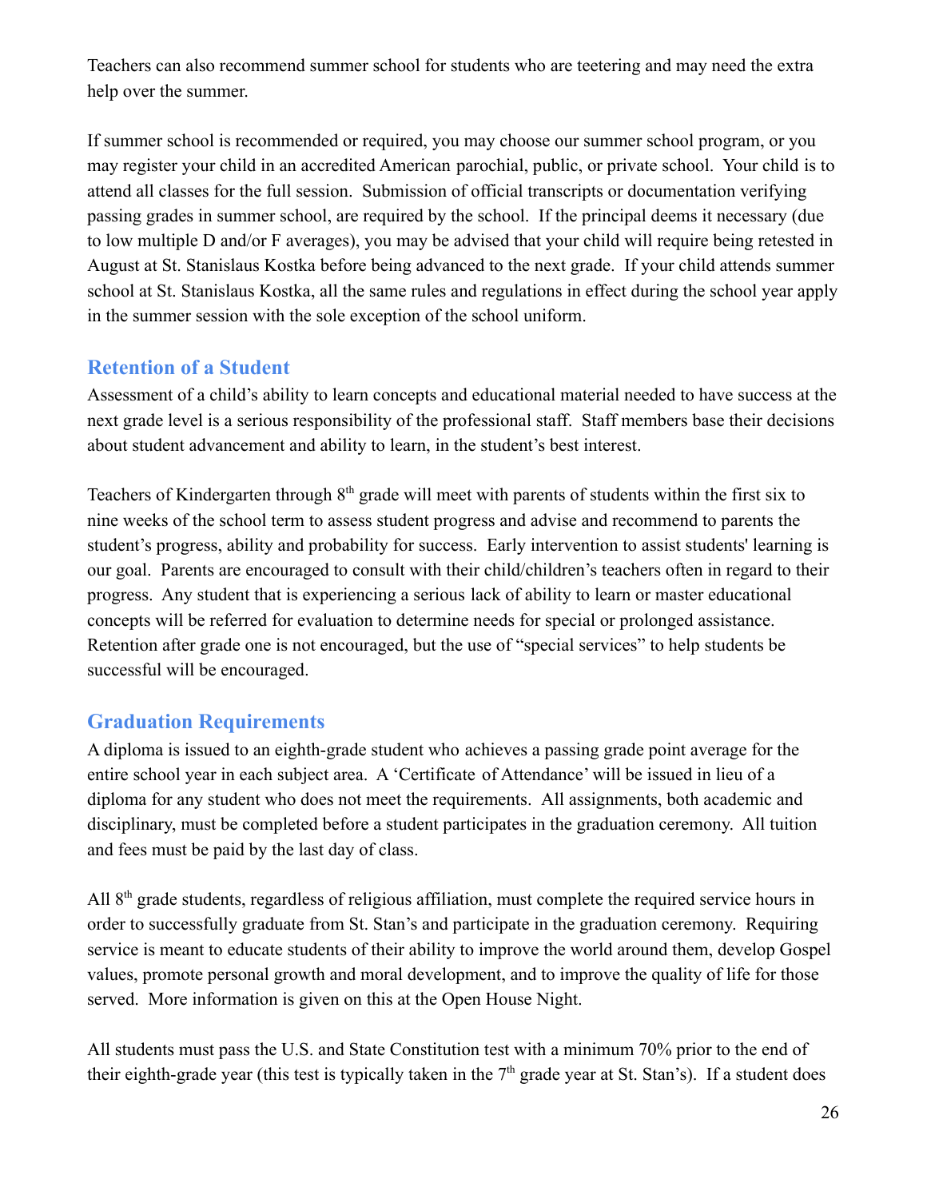Teachers can also recommend summer school for students who are teetering and may need the extra help over the summer.

If summer school is recommended or required, you may choose our summer school program, or you may register your child in an accredited American parochial, public, or private school. Your child is to attend all classes for the full session. Submission of official transcripts or documentation verifying passing grades in summer school, are required by the school. If the principal deems it necessary (due to low multiple D and/or F averages), you may be advised that your child will require being retested in August at St. Stanislaus Kostka before being advanced to the next grade. If your child attends summer school at St. Stanislaus Kostka, all the same rules and regulations in effect during the school year apply in the summer session with the sole exception of the school uniform.

## Retention of a Student

Assessment of a child's ability to learn concepts and educational material needed to have success at the next grade level is a serious responsibility of the professional staff. Staff members base their decisions about student advancement and ability to learn, in the student's best interest.

Teachers of Kindergarten through 8th grade will meet with parents of students within the first six to nine weeks of the school term to assess student progress and advise and recommend to parents the student's progress, ability and probability for success. Early intervention to assist students' learning is our goal. Parents are encouraged to consult with their child/children's teachers often in regard to their progress. Any student that is experiencing a serious lack of ability to learn or master educational concepts will be referred for evaluation to determine needs for special or prolonged assistance. Retention after grade one is not encouraged, but the use of "special services" to help students be successful will be encouraged.

## Graduation Requirements

A diploma is issued to an eighth-grade student who achieves a passing grade point average for the entire school year in each subject area. A 'Certificate of Attendance' will be issued in lieu of a diploma for any student who does not meet the requirements. All assignments, both academic and disciplinary, must be completed before a student participates in the graduation ceremony. All tuition and fees must be paid by the last day of class.

All 8th grade students, regardless of religious affiliation, must complete the required service hours in order to successfully graduate from St. Stan's and participate in the graduation ceremony. Requiring service is meant to educate students of their ability to improve the world around them, develop Gospel values, promote personal growth and moral development, and to improve the quality of life for those served. More information is given on this at the Open House Night.

All students must pass the U.S. and State Constitution test with a minimum 70% prior to the end of their eighth-grade year (this test is typically taken in the 7th grade year at St. Stan's). If a student does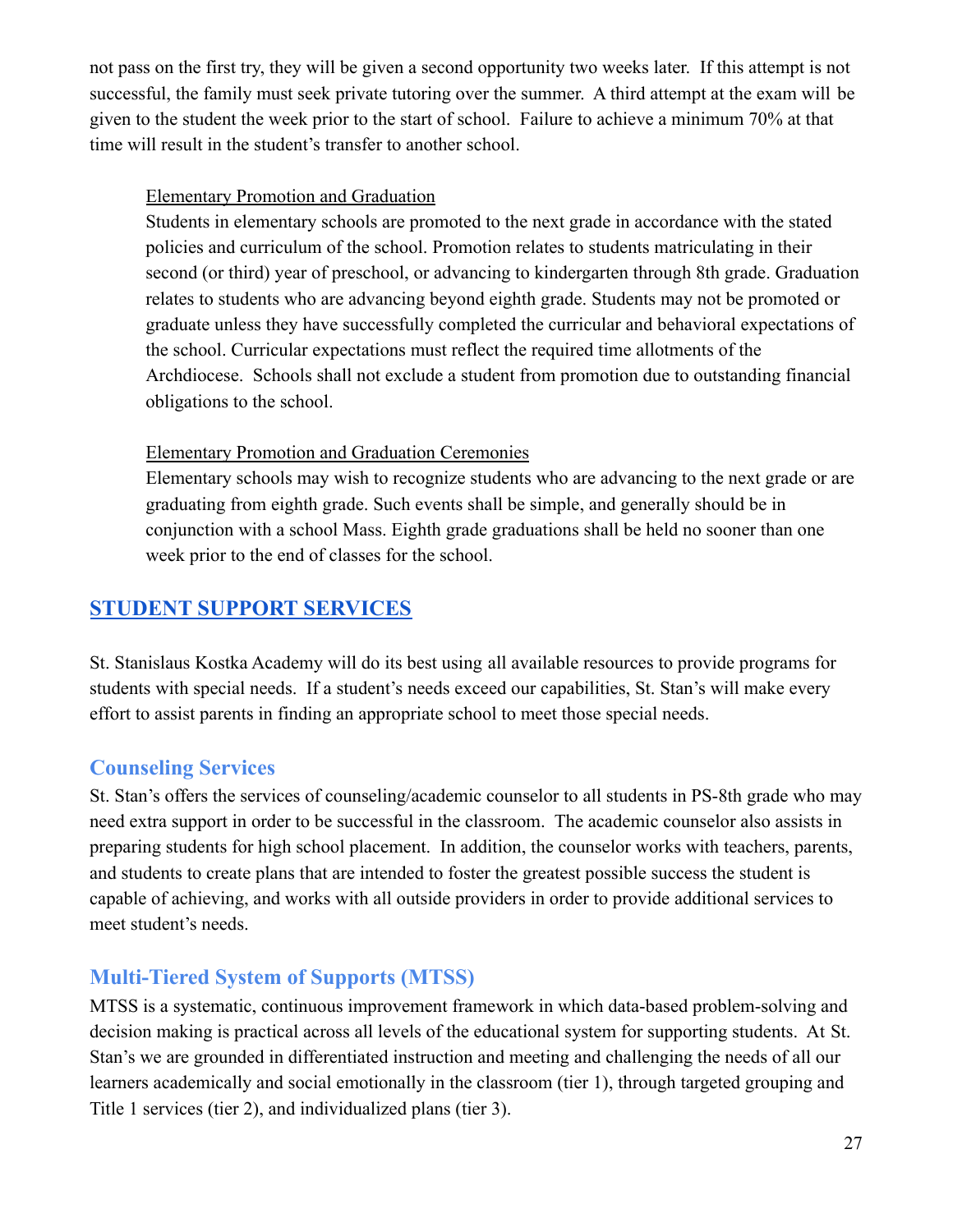not pass on the first try, they will be given a second opportunity two weeks later. If this attempt is not successful, the family must seek private tutoring over the summer. A third attempt at the exam will be given to the student the week prior to the start of school. Failure to achieve a minimum 70% at that time will result in the student's transfer to another school.

Elementary Promotion and Graduation

Students in elementary schools are promoted to the next grade in accordance with the stated policies and curriculum of the school. Promotion relates to students matriculating in their second (or third) year of preschool, or advancing to kindergarten through 8th grade. Graduation relates to students who are advancing beyond eighth grade. Students may not be promoted or graduate unless they have successfully completed the curricular and behavioral expectations of the school. Curricular expectations must reflect the required time allotments of the Archdiocese. Schools shall not exclude a student from promotion due to outstanding financial obligations to the school.

Elementary Promotion and Graduation Ceremonies

Elementary schools may wish to recognize students who are advancing to the next grade or are graduating from eighth grade. Such events shall be simple, and generally should be in conjunction with a school Mass. Eighth grade graduations shall be held no sooner than one week prior to the end of classes for the school.

## STUDENT SUPPORT SERVICES

St. Stanislaus Kostka Academy will do its best using all available resources to provide programs for students with special needs. If a student's needs exceed our capabilities, St. Stan's will make every effort to assist parents in finding an appropriate school to meet those special needs.

### Counseling Services

St. Stan's offers the services of counseling/academic counselor to all students in PS-8th grade who may need extra support in order to be successful in the classroom. The academic counselor also assists in preparing students for high school placement. In addition, the counselor works with teachers, parents, and students to create plans that are intended to foster the greatest possible success the student is capable of achieving, and works with all outside providers in order to provide additional services to meet student's needs.

### Multi-Tiered System of Supports (MTSS)

MTSS is a systematic, continuous improvement framework in which data-based problem-solving and decision making is practical across all levels of the educational system for supporting students. At St. Stan's we are grounded in differentiated instruction and meeting and challenging the needs of all our learners academically and social emotionally in the classroom (tier 1), through targeted grouping and Title 1 services (tier 2), and individualized plans (tier 3).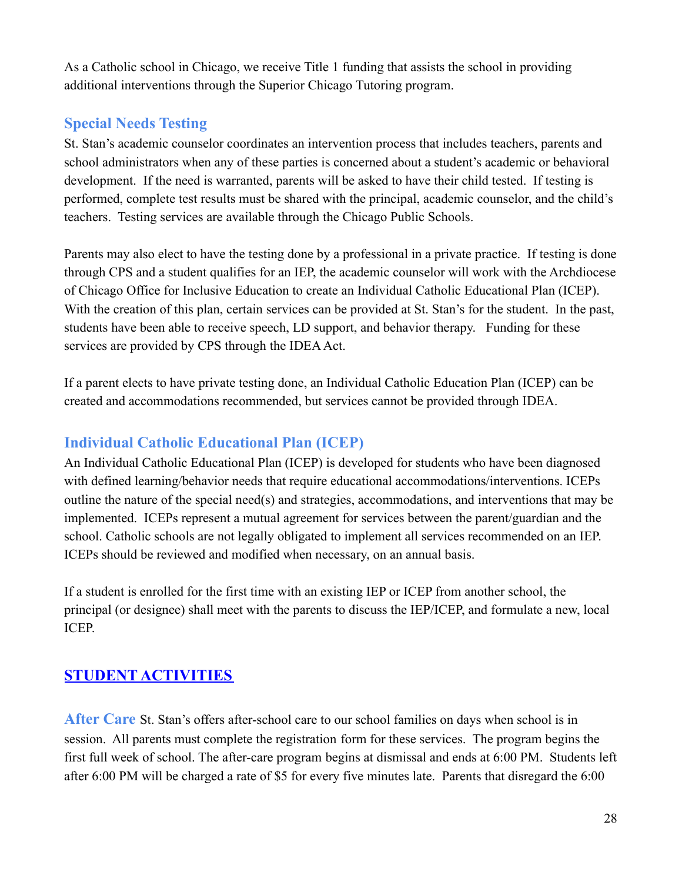As a Catholic school in Chicago, we receive Title 1 funding that assists the school in providing additional interventions through the Superior Chicago Tutoring program.

### Special Needs Testing

St. Stan's academic counselor coordinates an intervention process that includes teachers, parents and school administrators when any of these parties is concerned about a student's academic or behavioral development. If the need is warranted, parents will be asked to have their child tested. If testing is performed, complete test results must be shared with the principal, academic counselor, and the child's teachers. Testing services are available through the Chicago Public Schools.

Parents may also elect to have the testing done by a professional in a private practice. If testing is done through CPS and a student qualifies for an IEP, the academic counselor will work with the Archdiocese of Chicago Office for Inclusive Education to create an Individual Catholic Educational Plan (ICEP). With the creation of this plan, certain services can be provided at St. Stan's for the student. In the past, students have been able to receive speech, LD support, and behavior therapy. Funding for these services are provided by CPS through the IDEA Act.

If a parent elects to have private testing done, an Individual Catholic Education Plan (ICEP) can be created and accommodations recommended, but services cannot be provided through IDEA.

### Individual Catholic Educational Plan (ICEP)

An Individual Catholic Educational Plan (ICEP) is developed for students who have been diagnosed with defined learning/behavior needs that require educational accommodations/interventions. ICEPs outline the nature of the special need(s) and strategies, accommodations, and interventions that may be implemented. ICEPs represent a mutual agreement for services between the parent/guardian and the school. Catholic schools are not legally obligated to implement all services recommended on an IEP. ICEPs should be reviewed and modified when necessary, on an annual basis.

If a student is enrolled for the first time with an existing IEP or ICEP from another school, the principal (or designee) shall meet with the parents to discuss the IEP/ICEP, and formulate a new, local ICEP.

## STUDENT ACTIVITIES

**After Care** St. Stan's offers after-school care to our school families on days when school is in session. All parents must complete the registration form for these services. The program begins the first full week of school. The after-care program begins at dismissal and ends at 6:00 PM. Students left after 6:00 PM will be charged a rate of $5 for every five minutes late. Parents that disregard the 6:00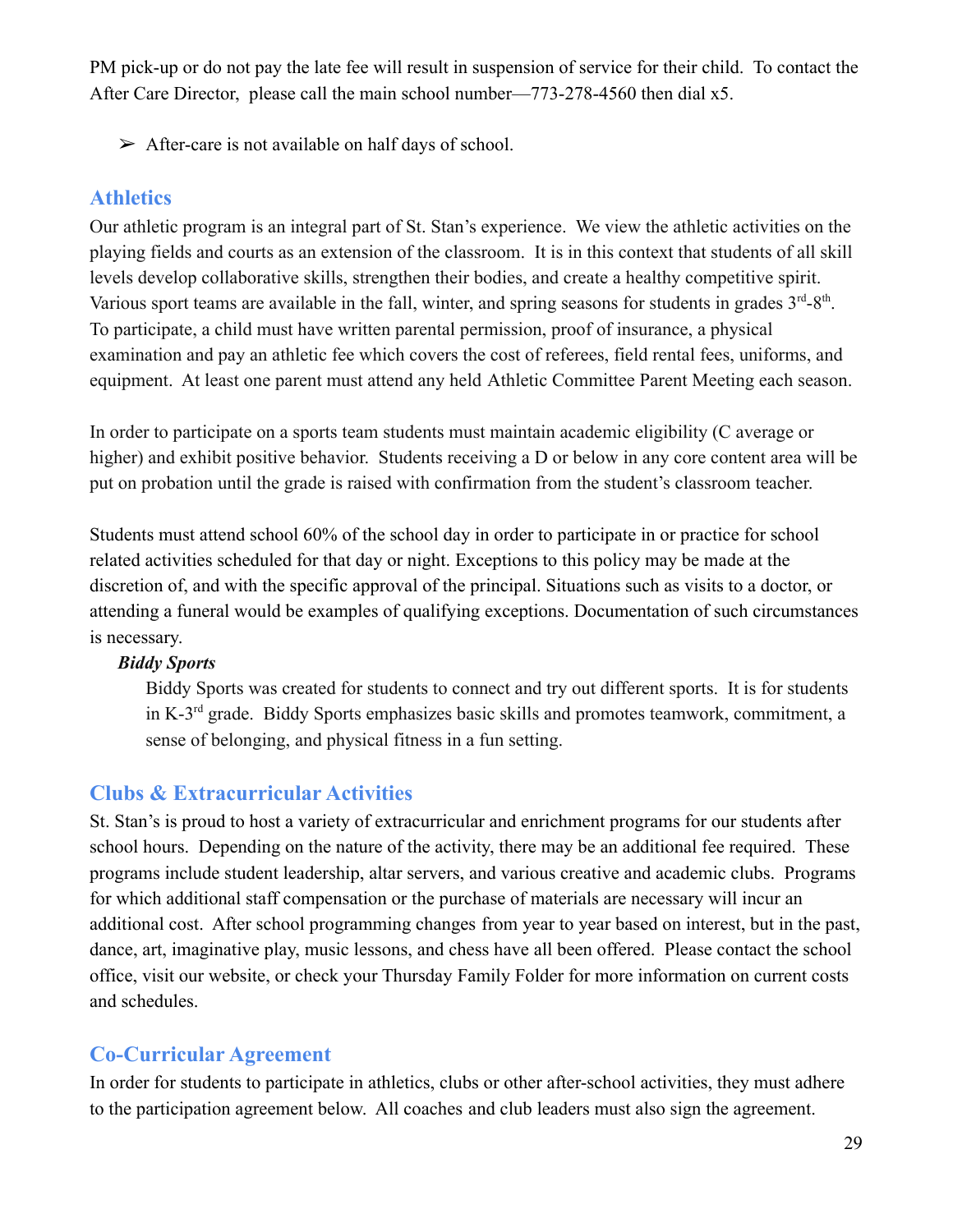PM pick-up or do not pay the late fee will result in suspension of service for their child. To contact the After Care Director, please call the main school number—773-278-4560 then dial x5.

- After-care is not available on half days of school.

## Athletics

Our athletic program is an integral part of St. Stan's experience. We view the athletic activities on the playing fields and courts as an extension of the classroom. It is in this context that students of all skill levels develop collaborative skills, strengthen their bodies, and create a healthy competitive spirit. Various sport teams are available in the fall, winter, and spring seasons for students in grades 3rd-8th. To participate, a child must have written parental permission, proof of insurance, a physical examination and pay an athletic fee which covers the cost of referees, field rental fees, uniforms, and equipment. At least one parent must attend any held Athletic Committee Parent Meeting each season.

In order to participate on a sports team students must maintain academic eligibility (C average or higher) and exhibit positive behavior. Students receiving a D or below in any core content area will be put on probation until the grade is raised with confirmation from the student's classroom teacher.

Students must attend school 60% of the school day in order to participate in or practice for school related activities scheduled for that day or night. Exceptions to this policy may be made at the discretion of, and with the specific approval of the principal. Situations such as visits to a doctor, or attending a funeral would be examples of qualifying exceptions. Documentation of such circumstances is necessary.

***Biddy Sports***

Biddy Sports was created for students to connect and try out different sports. It is for students in K-3rd grade. Biddy Sports emphasizes basic skills and promotes teamwork, commitment, a sense of belonging, and physical fitness in a fun setting.

## Clubs & Extracurricular Activities

St. Stan's is proud to host a variety of extracurricular and enrichment programs for our students after school hours. Depending on the nature of the activity, there may be an additional fee required. These programs include student leadership, altar servers, and various creative and academic clubs. Programs for which additional staff compensation or the purchase of materials are necessary will incur an additional cost. After school programming changes from year to year based on interest, but in the past, dance, art, imaginative play, music lessons, and chess have all been offered. Please contact the school office, visit our website, or check your Thursday Family Folder for more information on current costs and schedules.

## Co-Curricular Agreement

In order for students to participate in athletics, clubs or other after-school activities, they must adhere to the participation agreement below. All coaches and club leaders must also sign the agreement.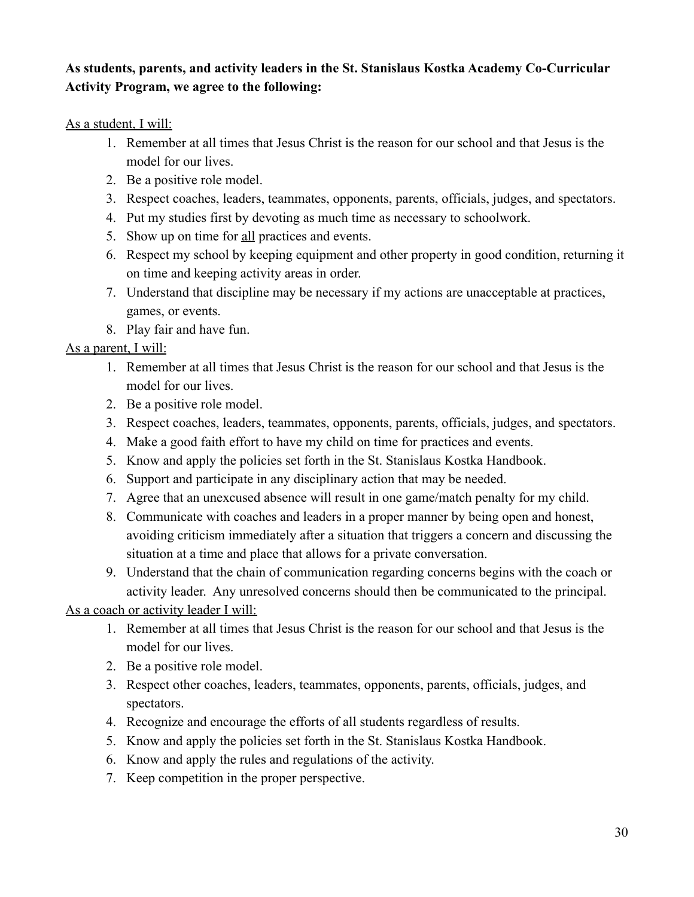**As students, parents, and activity leaders in the St. Stanislaus Kostka Academy Co-Curricular Activity Program, we agree to the following:**

<u>As a student, I will:</u>

1. Remember at all times that Jesus Christ is the reason for our school and that Jesus is the model for our lives.
2. Be a positive role model.
3. Respect coaches, leaders, teammates, opponents, parents, officials, judges, and spectators.
4. Put my studies first by devoting as much time as necessary to schoolwork.
5. Show up on time for <u>all</u> practices and events.
6. Respect my school by keeping equipment and other property in good condition, returning it on time and keeping activity areas in order.
7. Understand that discipline may be necessary if my actions are unacceptable at practices, games, or events.
8. Play fair and have fun.

<u>As a parent, I will:</u>

1. Remember at all times that Jesus Christ is the reason for our school and that Jesus is the model for our lives.
2. Be a positive role model.
3. Respect coaches, leaders, teammates, opponents, parents, officials, judges, and spectators.
4. Make a good faith effort to have my child on time for practices and events.
5. Know and apply the policies set forth in the St. Stanislaus Kostka Handbook.
6. Support and participate in any disciplinary action that may be needed.
7. Agree that an unexcused absence will result in one game/match penalty for my child.
8. Communicate with coaches and leaders in a proper manner by being open and honest, avoiding criticism immediately after a situation that triggers a concern and discussing the situation at a time and place that allows for a private conversation.
9. Understand that the chain of communication regarding concerns begins with the coach or activity leader. Any unresolved concerns should then be communicated to the principal.

<u>As a coach or activity leader I will:</u>

1. Remember at all times that Jesus Christ is the reason for our school and that Jesus is the model for our lives.
2. Be a positive role model.
3. Respect other coaches, leaders, teammates, opponents, parents, officials, judges, and spectators.
4. Recognize and encourage the efforts of all students regardless of results.
5. Know and apply the policies set forth in the St. Stanislaus Kostka Handbook.
6. Know and apply the rules and regulations of the activity.
7. Keep competition in the proper perspective.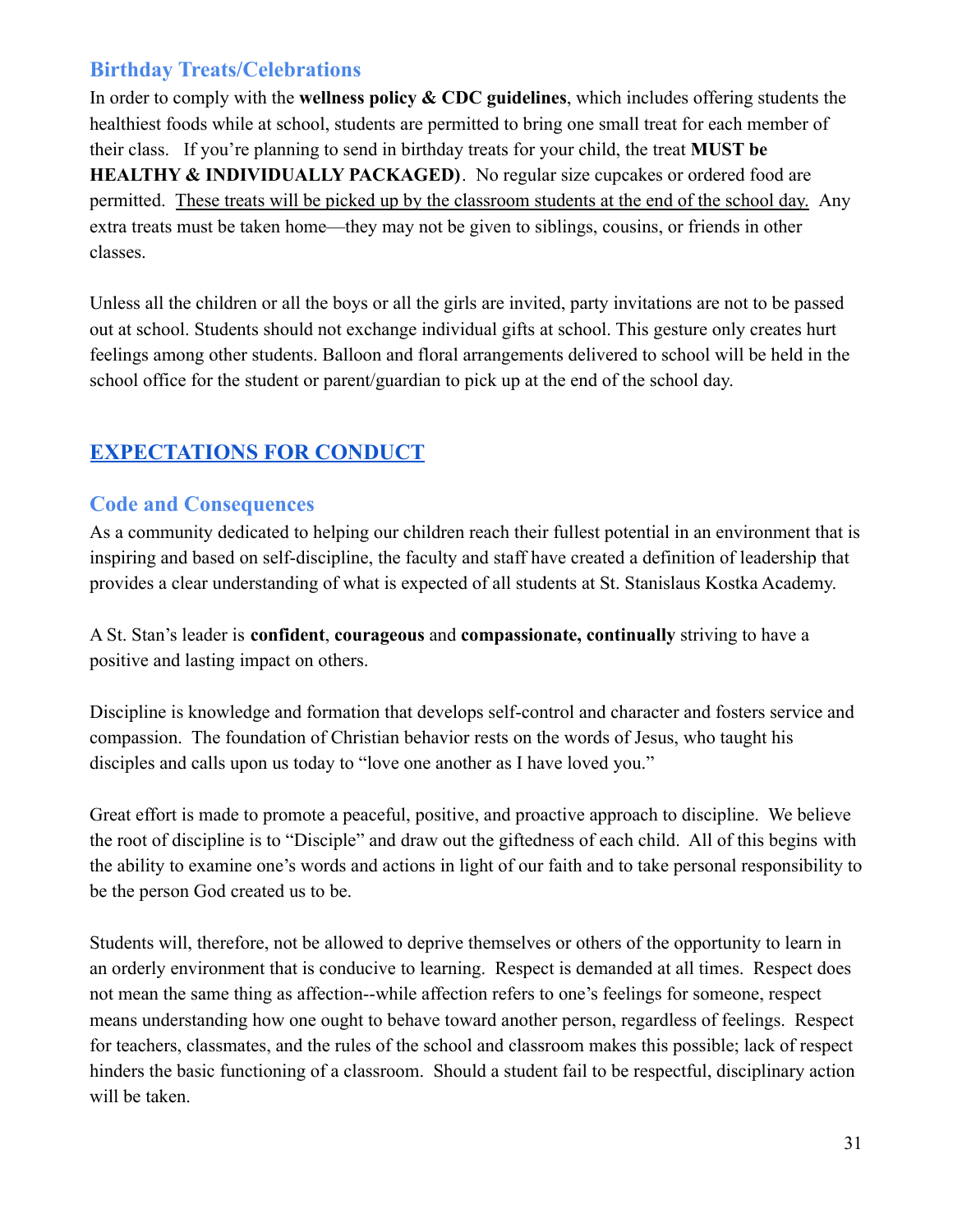### Birthday Treats/Celebrations

In order to comply with the **wellness policy & CDC guidelines**, which includes offering students the healthiest foods while at school, students are permitted to bring one small treat for each member of their class. If you're planning to send in birthday treats for your child, the treat **MUST be HEALTHY & INDIVIDUALLY PACKAGED)**. No regular size cupcakes or ordered food are permitted. <u>These treats will be picked up by the classroom students at the end of the school day.</u> Any extra treats must be taken home—they may not be given to siblings, cousins, or friends in other classes.

Unless all the children or all the boys or all the girls are invited, party invitations are not to be passed out at school. Students should not exchange individual gifts at school. This gesture only creates hurt feelings among other students. Balloon and floral arrangements delivered to school will be held in the school office for the student or parent/guardian to pick up at the end of the school day.

## EXPECTATIONS FOR CONDUCT

### Code and Consequences

As a community dedicated to helping our children reach their fullest potential in an environment that is inspiring and based on self-discipline, the faculty and staff have created a definition of leadership that provides a clear understanding of what is expected of all students at St. Stanislaus Kostka Academy.

A St. Stan's leader is **confident**, **courageous** and **compassionate, continually** striving to have a positive and lasting impact on others.

Discipline is knowledge and formation that develops self-control and character and fosters service and compassion. The foundation of Christian behavior rests on the words of Jesus, who taught his disciples and calls upon us today to "love one another as I have loved you."

Great effort is made to promote a peaceful, positive, and proactive approach to discipline. We believe the root of discipline is to "Disciple" and draw out the giftedness of each child. All of this begins with the ability to examine one's words and actions in light of our faith and to take personal responsibility to be the person God created us to be.

Students will, therefore, not be allowed to deprive themselves or others of the opportunity to learn in an orderly environment that is conducive to learning. Respect is demanded at all times. Respect does not mean the same thing as affection--while affection refers to one's feelings for someone, respect means understanding how one ought to behave toward another person, regardless of feelings. Respect for teachers, classmates, and the rules of the school and classroom makes this possible; lack of respect hinders the basic functioning of a classroom. Should a student fail to be respectful, disciplinary action will be taken.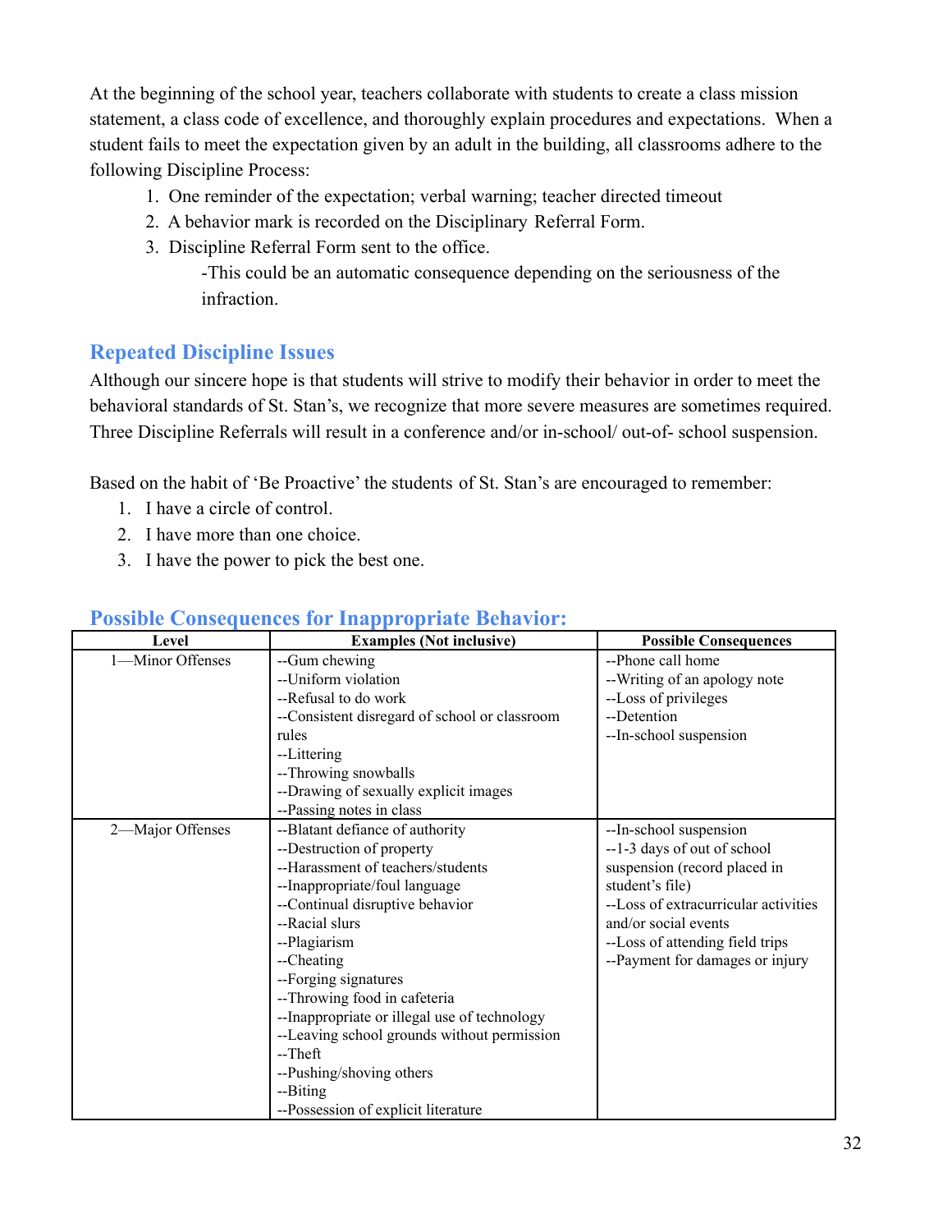At the beginning of the school year, teachers collaborate with students to create a class mission statement, a class code of excellence, and thoroughly explain procedures and expectations. When a student fails to meet the expectation given by an adult in the building, all classrooms adhere to the following Discipline Process:

1. One reminder of the expectation; verbal warning; teacher directed timeout
2. A behavior mark is recorded on the Disciplinary Referral Form.
3. Discipline Referral Form sent to the office.
   -This could be an automatic consequence depending on the seriousness of the infraction.

## Repeated Discipline Issues

Although our sincere hope is that students will strive to modify their behavior in order to meet the behavioral standards of St. Stan's, we recognize that more severe measures are sometimes required. Three Discipline Referrals will result in a conference and/or in-school/ out-of- school suspension.

Based on the habit of 'Be Proactive' the students of St. Stan's are encouraged to remember:

1. I have a circle of control.
2. I have more than one choice.
3. I have the power to pick the best one.

## Possible Consequences for Inappropriate Behavior:

| Level | Examples (Not inclusive) | Possible Consequences |
|---|---|---|
| 1—Minor Offenses | --Gum chewing<br>--Uniform violation<br>--Refusal to do work<br>--Consistent disregard of school or classroom rules<br>--Littering<br>--Throwing snowballs<br>--Drawing of sexually explicit images<br>--Passing notes in class | --Phone call home<br>--Writing of an apology note<br>--Loss of privileges<br>--Detention<br>--In-school suspension |
| 2—Major Offenses | --Blatant defiance of authority<br>--Destruction of property<br>--Harassment of teachers/students<br>--Inappropriate/foul language<br>--Continual disruptive behavior<br>--Racial slurs<br>--Plagiarism<br>--Cheating<br>--Forging signatures<br>--Throwing food in cafeteria<br>--Inappropriate or illegal use of technology<br>--Leaving school grounds without permission<br>--Theft<br>--Pushing/shoving others<br>--Biting<br>--Possession of explicit literature | --In-school suspension<br>--1-3 days of out of school suspension (record placed in student's file)<br>--Loss of extracurricular activities and/or social events<br>--Loss of attending field trips<br>--Payment for damages or injury |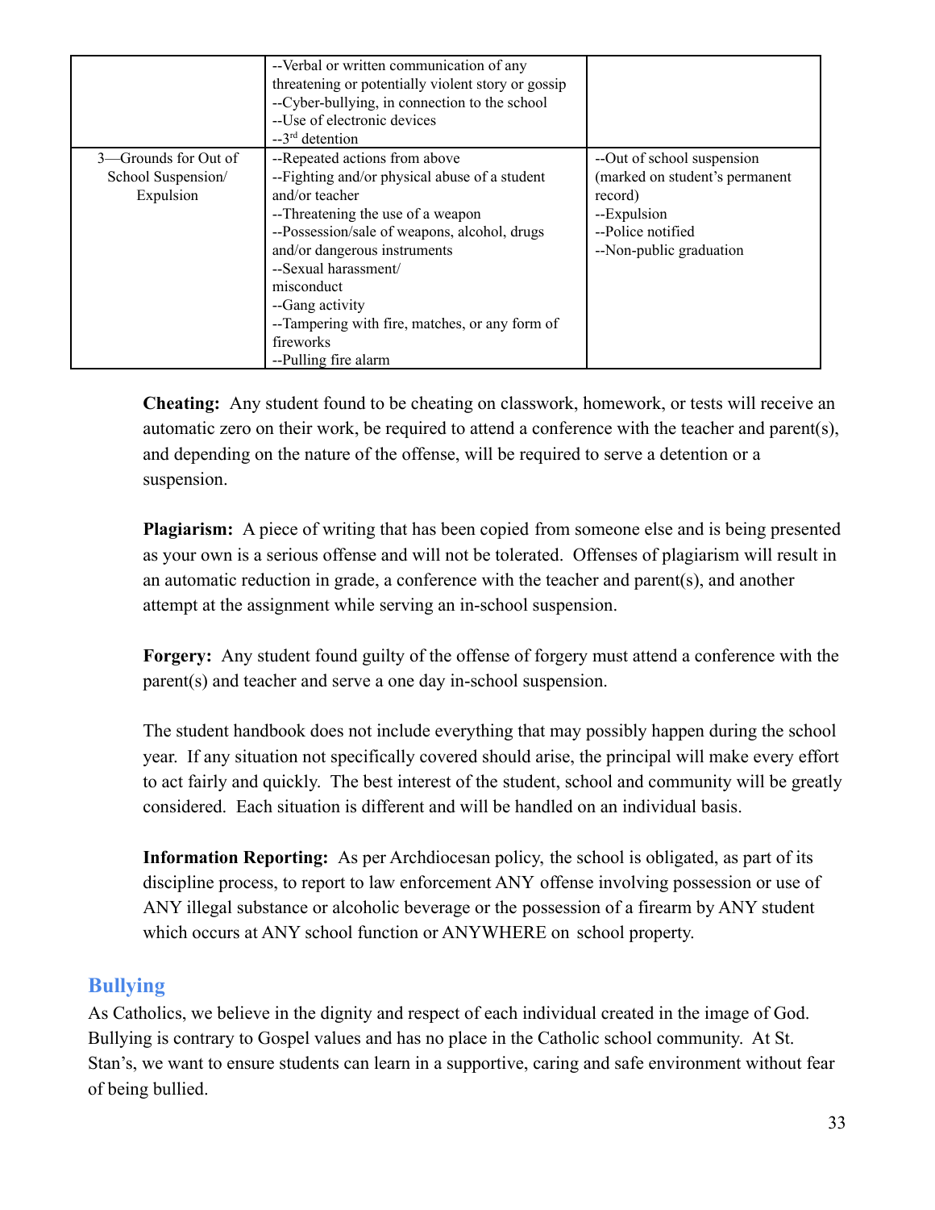| | | |
|---|---|---|
| | --Verbal or written communication of any threatening or potentially violent story or gossip<br>--Cyber-bullying, in connection to the school<br>--Use of electronic devices<br>--3rd detention | |
| 3—Grounds for Out of School Suspension/ Expulsion | --Repeated actions from above<br>--Fighting and/or physical abuse of a student and/or teacher<br>--Threatening the use of a weapon<br>--Possession/sale of weapons, alcohol, drugs and/or dangerous instruments<br>--Sexual harassment/ misconduct<br>--Gang activity<br>--Tampering with fire, matches, or any form of fireworks<br>--Pulling fire alarm | --Out of school suspension (marked on student's permanent record)<br>--Expulsion<br>--Police notified<br>--Non-public graduation |

**Cheating:** Any student found to be cheating on classwork, homework, or tests will receive an automatic zero on their work, be required to attend a conference with the teacher and parent(s), and depending on the nature of the offense, will be required to serve a detention or a suspension.

**Plagiarism:** A piece of writing that has been copied from someone else and is being presented as your own is a serious offense and will not be tolerated. Offenses of plagiarism will result in an automatic reduction in grade, a conference with the teacher and parent(s), and another attempt at the assignment while serving an in-school suspension.

**Forgery:** Any student found guilty of the offense of forgery must attend a conference with the parent(s) and teacher and serve a one day in-school suspension.

The student handbook does not include everything that may possibly happen during the school year. If any situation not specifically covered should arise, the principal will make every effort to act fairly and quickly. The best interest of the student, school and community will be greatly considered. Each situation is different and will be handled on an individual basis.

**Information Reporting:** As per Archdiocesan policy, the school is obligated, as part of its discipline process, to report to law enforcement ANY offense involving possession or use of ANY illegal substance or alcoholic beverage or the possession of a firearm by ANY student which occurs at ANY school function or ANYWHERE on school property.

## Bullying

As Catholics, we believe in the dignity and respect of each individual created in the image of God. Bullying is contrary to Gospel values and has no place in the Catholic school community. At St. Stan's, we want to ensure students can learn in a supportive, caring and safe environment without fear of being bullied.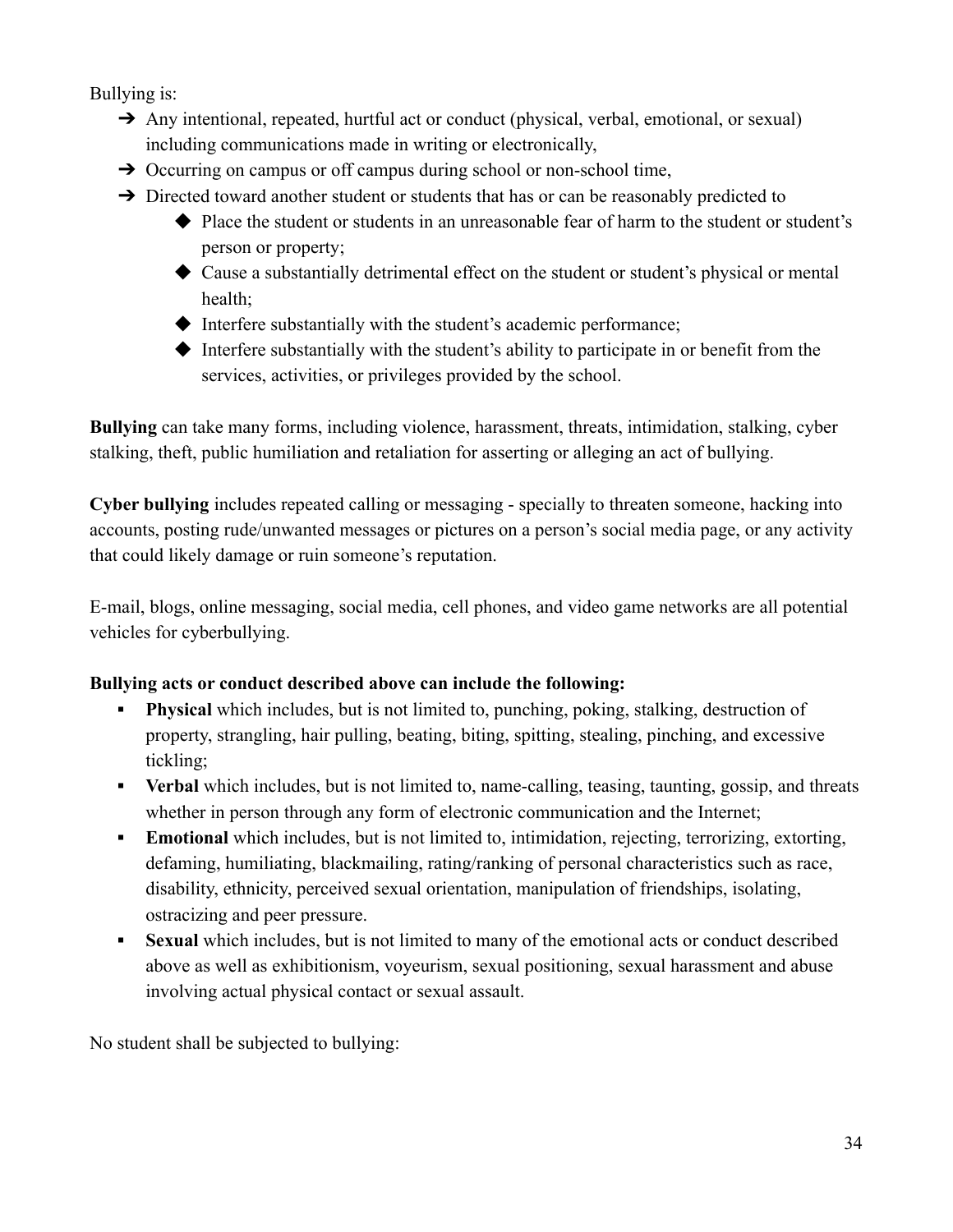Bullying is:

- Any intentional, repeated, hurtful act or conduct (physical, verbal, emotional, or sexual) including communications made in writing or electronically,
- Occurring on campus or off campus during school or non-school time,
- Directed toward another student or students that has or can be reasonably predicted to
  - Place the student or students in an unreasonable fear of harm to the student or student's person or property;
  - Cause a substantially detrimental effect on the student or student's physical or mental health;
  - Interfere substantially with the student's academic performance;
  - Interfere substantially with the student's ability to participate in or benefit from the services, activities, or privileges provided by the school.

**Bullying** can take many forms, including violence, harassment, threats, intimidation, stalking, cyber stalking, theft, public humiliation and retaliation for asserting or alleging an act of bullying.

**Cyber bullying** includes repeated calling or messaging - specially to threaten someone, hacking into accounts, posting rude/unwanted messages or pictures on a person's social media page, or any activity that could likely damage or ruin someone's reputation.

E-mail, blogs, online messaging, social media, cell phones, and video game networks are all potential vehicles for cyberbullying.

**Bullying acts or conduct described above can include the following:**

- **Physical** which includes, but is not limited to, punching, poking, stalking, destruction of property, strangling, hair pulling, beating, biting, spitting, stealing, pinching, and excessive tickling;
- **Verbal** which includes, but is not limited to, name-calling, teasing, taunting, gossip, and threats whether in person through any form of electronic communication and the Internet;
- **Emotional** which includes, but is not limited to, intimidation, rejecting, terrorizing, extorting, defaming, humiliating, blackmailing, rating/ranking of personal characteristics such as race, disability, ethnicity, perceived sexual orientation, manipulation of friendships, isolating, ostracizing and peer pressure.
- **Sexual** which includes, but is not limited to many of the emotional acts or conduct described above as well as exhibitionism, voyeurism, sexual positioning, sexual harassment and abuse involving actual physical contact or sexual assault.

No student shall be subjected to bullying: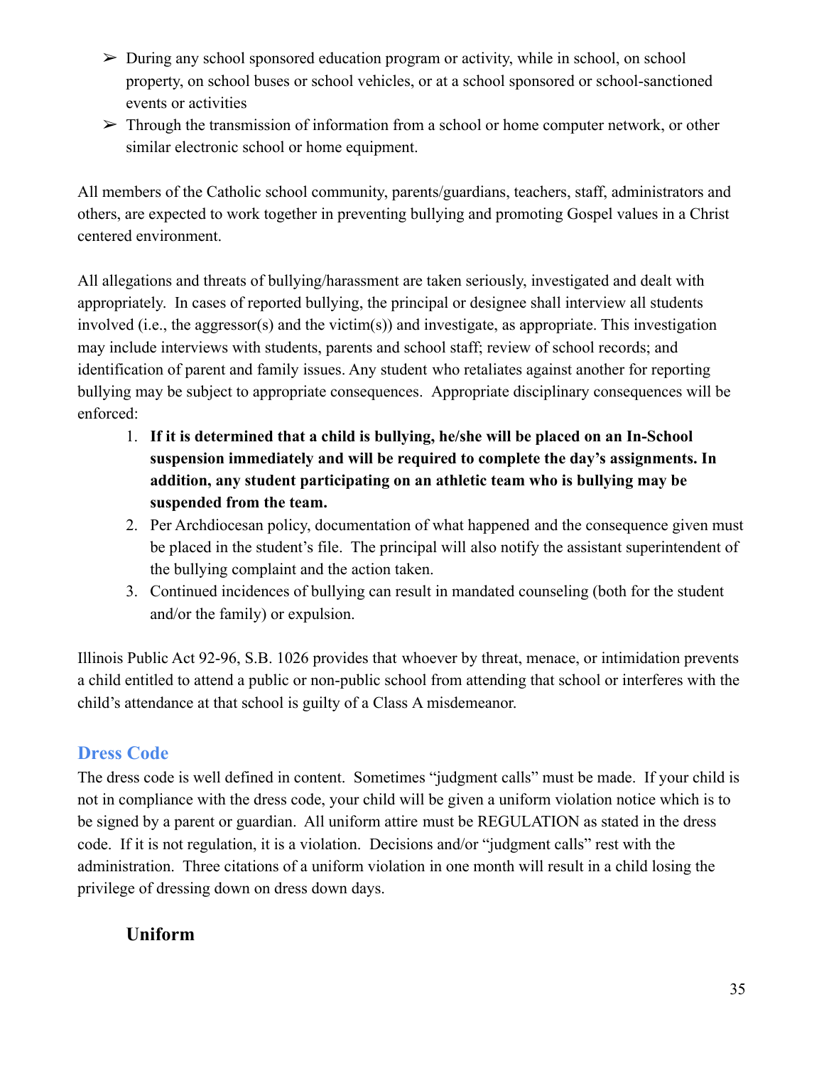- During any school sponsored education program or activity, while in school, on school property, on school buses or school vehicles, or at a school sponsored or school-sanctioned events or activities
- Through the transmission of information from a school or home computer network, or other similar electronic school or home equipment.

All members of the Catholic school community, parents/guardians, teachers, staff, administrators and others, are expected to work together in preventing bullying and promoting Gospel values in a Christ centered environment.

All allegations and threats of bullying/harassment are taken seriously, investigated and dealt with appropriately. In cases of reported bullying, the principal or designee shall interview all students involved (i.e., the aggressor(s) and the victim(s)) and investigate, as appropriate. This investigation may include interviews with students, parents and school staff; review of school records; and identification of parent and family issues. Any student who retaliates against another for reporting bullying may be subject to appropriate consequences. Appropriate disciplinary consequences will be enforced:

1. **If it is determined that a child is bullying, he/she will be placed on an In-School suspension immediately and will be required to complete the day's assignments. In addition, any student participating on an athletic team who is bullying may be suspended from the team.**
2. Per Archdiocesan policy, documentation of what happened and the consequence given must be placed in the student's file. The principal will also notify the assistant superintendent of the bullying complaint and the action taken.
3. Continued incidences of bullying can result in mandated counseling (both for the student and/or the family) or expulsion.

Illinois Public Act 92-96, S.B. 1026 provides that whoever by threat, menace, or intimidation prevents a child entitled to attend a public or non-public school from attending that school or interferes with the child's attendance at that school is guilty of a Class A misdemeanor.

## Dress Code

The dress code is well defined in content. Sometimes "judgment calls" must be made. If your child is not in compliance with the dress code, your child will be given a uniform violation notice which is to be signed by a parent or guardian. All uniform attire must be REGULATION as stated in the dress code. If it is not regulation, it is a violation. Decisions and/or "judgment calls" rest with the administration. Three citations of a uniform violation in one month will result in a child losing the privilege of dressing down on dress down days.

### Uniform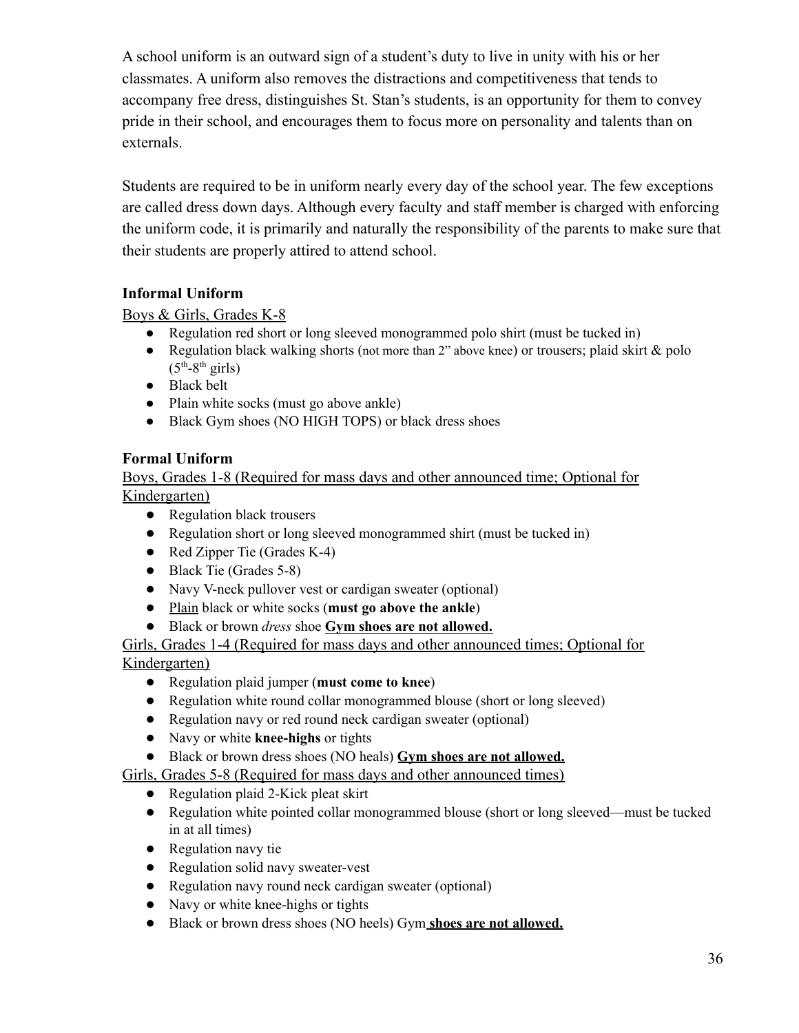A school uniform is an outward sign of a student's duty to live in unity with his or her classmates. A uniform also removes the distractions and competitiveness that tends to accompany free dress, distinguishes St. Stan's students, is an opportunity for them to convey pride in their school, and encourages them to focus more on personality and talents than on externals.

Students are required to be in uniform nearly every day of the school year. The few exceptions are called dress down days. Although every faculty and staff member is charged with enforcing the uniform code, it is primarily and naturally the responsibility of the parents to make sure that their students are properly attired to attend school.

**Informal Uniform**

<u>Boys & Girls, Grades K-8</u>

- Regulation red short or long sleeved monogrammed polo shirt (must be tucked in)
- Regulation black walking shorts (not more than 2" above knee) or trousers; plaid skirt & polo ($5^{th}$-$8^{th}$ girls)
- Black belt
- Plain white socks (must go above ankle)
- Black Gym shoes (NO HIGH TOPS) or black dress shoes

**Formal Uniform**

<u>Boys, Grades 1-8 (Required for mass days and other announced time; Optional for Kindergarten)</u>

- Regulation black trousers
- Regulation short or long sleeved monogrammed shirt (must be tucked in)
- Red Zipper Tie (Grades K-4)
- Black Tie (Grades 5-8)
- Navy V-neck pullover vest or cardigan sweater (optional)
- <u>Plain</u> black or white socks (**must go above the ankle**)
- Black or brown *dress* shoe **<u>Gym shoes are not allowed.</u>**

<u>Girls, Grades 1-4 (Required for mass days and other announced times; Optional for Kindergarten)</u>

- Regulation plaid jumper (**must come to knee**)
- Regulation white round collar monogrammed blouse (short or long sleeved)
- Regulation navy or red round neck cardigan sweater (optional)
- Navy or white **knee-highs** or tights
- Black or brown dress shoes (NO heals) **<u>Gym shoes are not allowed.</u>**

<u>Girls, Grades 5-8 (Required for mass days and other announced times)</u>

- Regulation plaid 2-Kick pleat skirt
- Regulation white pointed collar monogrammed blouse (short or long sleeved—must be tucked in at all times)
- Regulation navy tie
- Regulation solid navy sweater-vest
- Regulation navy round neck cardigan sweater (optional)
- Navy or white knee-highs or tights
- Black or brown dress shoes (NO heels) Gym **<u>shoes are not allowed.</u>**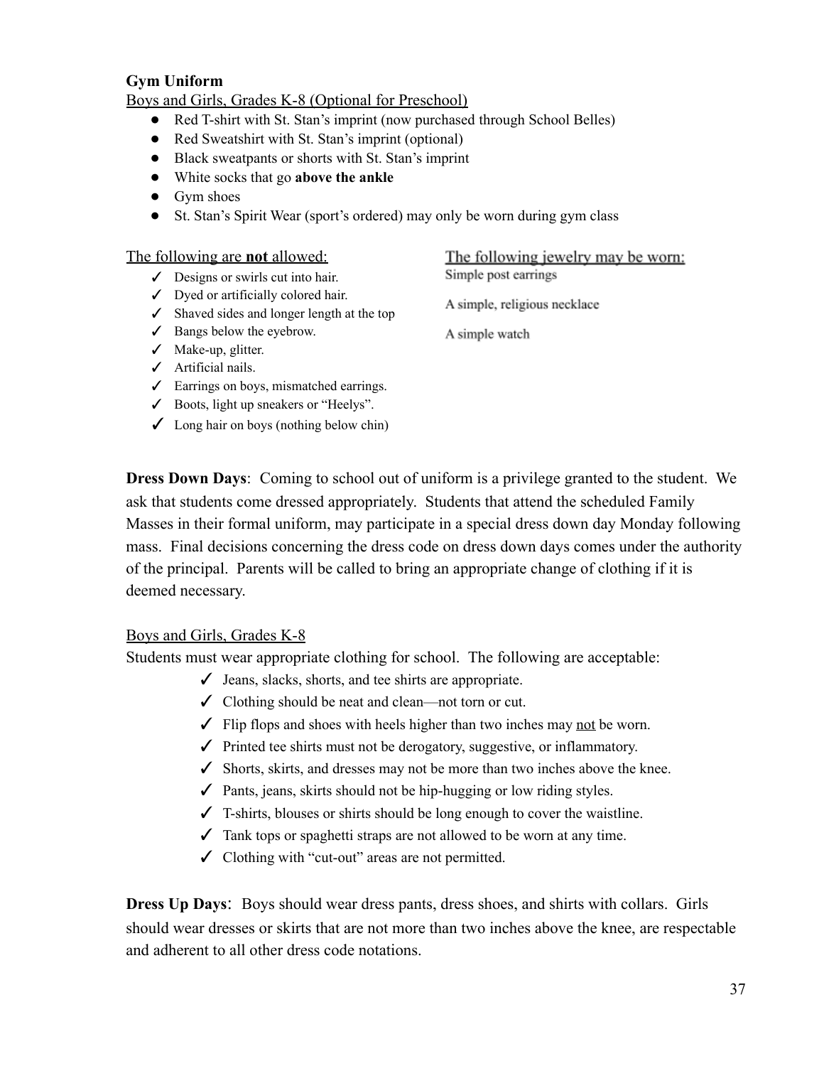**Gym Uniform**

<u>Boys and Girls, Grades K-8 (Optional for Preschool)</u>

- Red T-shirt with St. Stan's imprint (now purchased through School Belles)
- Red Sweatshirt with St. Stan's imprint (optional)
- Black sweatpants or shorts with St. Stan's imprint
- White socks that go **above the ankle**
- Gym shoes
- St. Stan's Spirit Wear (sport's ordered) may only be worn during gym class

<u>The following are **not** allowed:</u>

- ✓ Designs or swirls cut into hair.
- ✓ Dyed or artificially colored hair.
- ✓ Shaved sides and longer length at the top
- ✓ Bangs below the eyebrow.
- ✓ Make-up, glitter.
- ✓ Artificial nails.
- ✓ Earrings on boys, mismatched earrings.
- ✓ Boots, light up sneakers or "Heelys".
- ✓ Long hair on boys (nothing below chin)

<u>The following jewelry may be worn:</u>

Simple post earrings

A simple, religious necklace

A simple watch

**Dress Down Days**: Coming to school out of uniform is a privilege granted to the student. We ask that students come dressed appropriately. Students that attend the scheduled Family Masses in their formal uniform, may participate in a special dress down day Monday following mass. Final decisions concerning the dress code on dress down days comes under the authority of the principal. Parents will be called to bring an appropriate change of clothing if it is deemed necessary.

<u>Boys and Girls, Grades K-8</u>

Students must wear appropriate clothing for school. The following are acceptable:

- ✓ Jeans, slacks, shorts, and tee shirts are appropriate.
- ✓ Clothing should be neat and clean—not torn or cut.
- ✓ Flip flops and shoes with heels higher than two inches may <u>not</u> be worn.
- ✓ Printed tee shirts must not be derogatory, suggestive, or inflammatory.
- ✓ Shorts, skirts, and dresses may not be more than two inches above the knee.
- ✓ Pants, jeans, skirts should not be hip-hugging or low riding styles.
- ✓ T-shirts, blouses or shirts should be long enough to cover the waistline.
- ✓ Tank tops or spaghetti straps are not allowed to be worn at any time.
- ✓ Clothing with "cut-out" areas are not permitted.

**Dress Up Days**: Boys should wear dress pants, dress shoes, and shirts with collars. Girls should wear dresses or skirts that are not more than two inches above the knee, are respectable and adherent to all other dress code notations.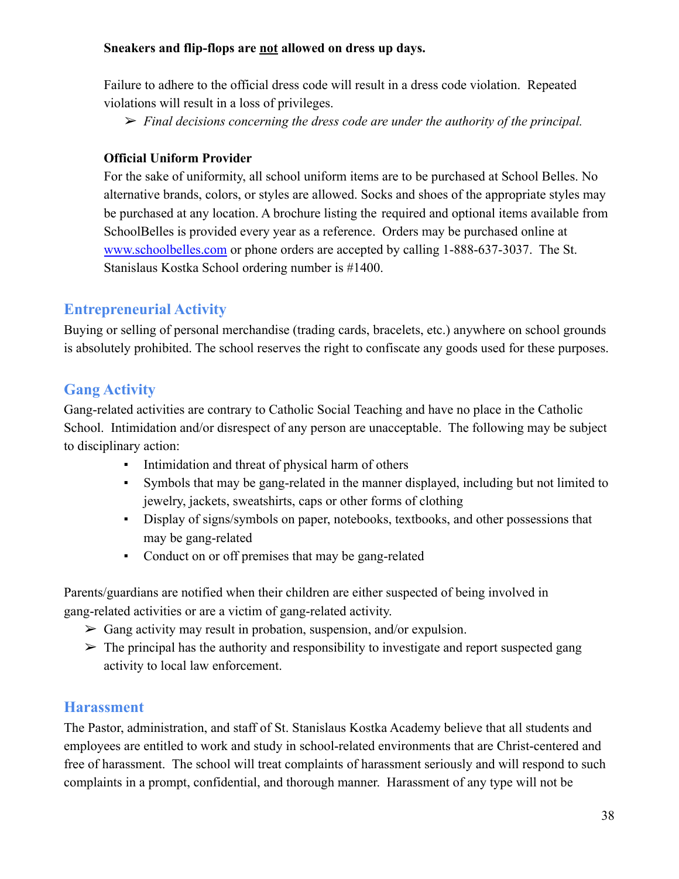**Sneakers and flip-flops are <u>not</u> allowed on dress up days.**

Failure to adhere to the official dress code will result in a dress code violation. Repeated violations will result in a loss of privileges.

- ➢ *Final decisions concerning the dress code are under the authority of the principal.*

**Official Uniform Provider**

For the sake of uniformity, all school uniform items are to be purchased at School Belles. No alternative brands, colors, or styles are allowed. Socks and shoes of the appropriate styles may be purchased at any location. A brochure listing the required and optional items available from SchoolBelles is provided every year as a reference. Orders may be purchased online at [www.schoolbelles.com](http://www.schoolbelles.com) or phone orders are accepted by calling 1-888-637-3037. The St. Stanislaus Kostka School ordering number is #1400.

## Entrepreneurial Activity

Buying or selling of personal merchandise (trading cards, bracelets, etc.) anywhere on school grounds is absolutely prohibited. The school reserves the right to confiscate any goods used for these purposes.

## Gang Activity

Gang-related activities are contrary to Catholic Social Teaching and have no place in the Catholic School. Intimidation and/or disrespect of any person are unacceptable. The following may be subject to disciplinary action:

- Intimidation and threat of physical harm of others
- Symbols that may be gang-related in the manner displayed, including but not limited to jewelry, jackets, sweatshirts, caps or other forms of clothing
- Display of signs/symbols on paper, notebooks, textbooks, and other possessions that may be gang-related
- Conduct on or off premises that may be gang-related

Parents/guardians are notified when their children are either suspected of being involved in gang-related activities or are a victim of gang-related activity.

- ➢ Gang activity may result in probation, suspension, and/or expulsion.
- ➢ The principal has the authority and responsibility to investigate and report suspected gang activity to local law enforcement.

## Harassment

The Pastor, administration, and staff of St. Stanislaus Kostka Academy believe that all students and employees are entitled to work and study in school-related environments that are Christ-centered and free of harassment. The school will treat complaints of harassment seriously and will respond to such complaints in a prompt, confidential, and thorough manner. Harassment of any type will not be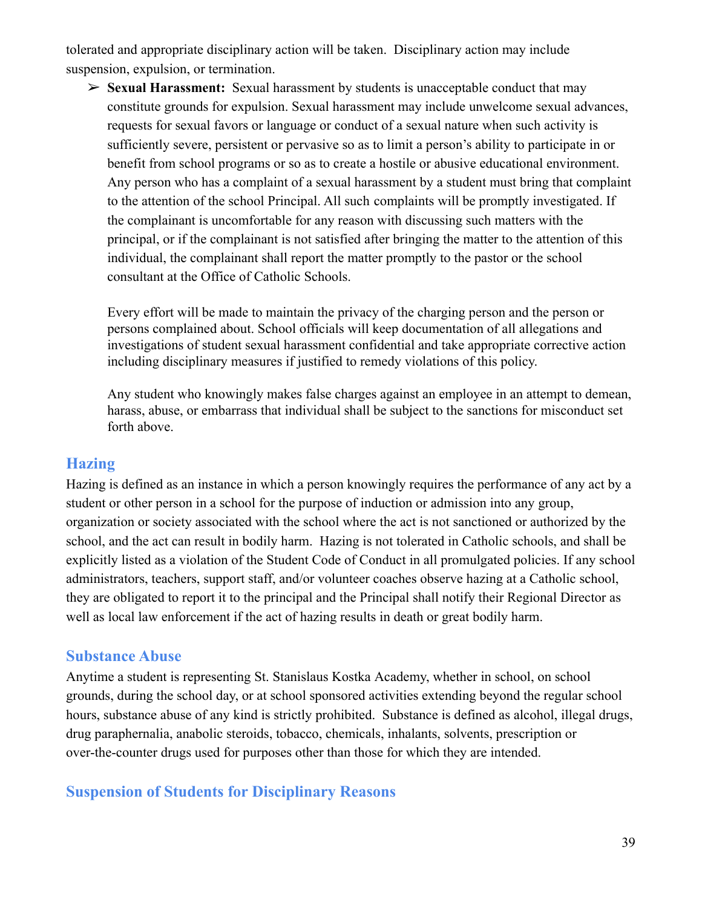tolerated and appropriate disciplinary action will be taken. Disciplinary action may include suspension, expulsion, or termination.

- **Sexual Harassment:** Sexual harassment by students is unacceptable conduct that may constitute grounds for expulsion. Sexual harassment may include unwelcome sexual advances, requests for sexual favors or language or conduct of a sexual nature when such activity is sufficiently severe, persistent or pervasive so as to limit a person's ability to participate in or benefit from school programs or so as to create a hostile or abusive educational environment. Any person who has a complaint of a sexual harassment by a student must bring that complaint to the attention of the school Principal. All such complaints will be promptly investigated. If the complainant is uncomfortable for any reason with discussing such matters with the principal, or if the complainant is not satisfied after bringing the matter to the attention of this individual, the complainant shall report the matter promptly to the pastor or the school consultant at the Office of Catholic Schools.

  Every effort will be made to maintain the privacy of the charging person and the person or persons complained about. School officials will keep documentation of all allegations and investigations of student sexual harassment confidential and take appropriate corrective action including disciplinary measures if justified to remedy violations of this policy.

  Any student who knowingly makes false charges against an employee in an attempt to demean, harass, abuse, or embarrass that individual shall be subject to the sanctions for misconduct set forth above.

## Hazing

Hazing is defined as an instance in which a person knowingly requires the performance of any act by a student or other person in a school for the purpose of induction or admission into any group, organization or society associated with the school where the act is not sanctioned or authorized by the school, and the act can result in bodily harm. Hazing is not tolerated in Catholic schools, and shall be explicitly listed as a violation of the Student Code of Conduct in all promulgated policies. If any school administrators, teachers, support staff, and/or volunteer coaches observe hazing at a Catholic school, they are obligated to report it to the principal and the Principal shall notify their Regional Director as well as local law enforcement if the act of hazing results in death or great bodily harm.

## Substance Abuse

Anytime a student is representing St. Stanislaus Kostka Academy, whether in school, on school grounds, during the school day, or at school sponsored activities extending beyond the regular school hours, substance abuse of any kind is strictly prohibited. Substance is defined as alcohol, illegal drugs, drug paraphernalia, anabolic steroids, tobacco, chemicals, inhalants, solvents, prescription or over-the-counter drugs used for purposes other than those for which they are intended.

## Suspension of Students for Disciplinary Reasons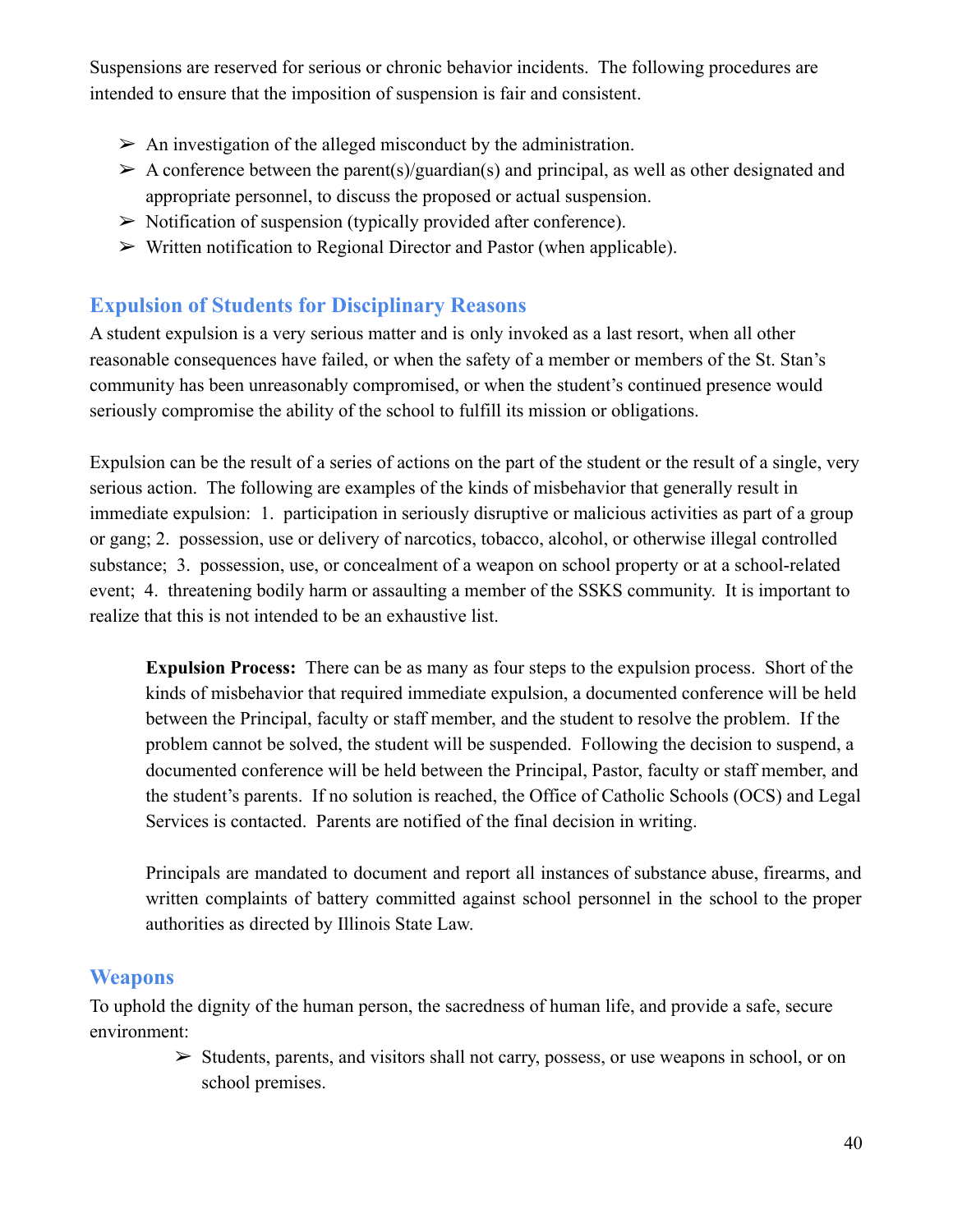Suspensions are reserved for serious or chronic behavior incidents. The following procedures are intended to ensure that the imposition of suspension is fair and consistent.

- ➢ An investigation of the alleged misconduct by the administration.
- ➢ A conference between the parent(s)/guardian(s) and principal, as well as other designated and appropriate personnel, to discuss the proposed or actual suspension.
- ➢ Notification of suspension (typically provided after conference).
- ➢ Written notification to Regional Director and Pastor (when applicable).

## Expulsion of Students for Disciplinary Reasons

A student expulsion is a very serious matter and is only invoked as a last resort, when all other reasonable consequences have failed, or when the safety of a member or members of the St. Stan's community has been unreasonably compromised, or when the student's continued presence would seriously compromise the ability of the school to fulfill its mission or obligations.

Expulsion can be the result of a series of actions on the part of the student or the result of a single, very serious action. The following are examples of the kinds of misbehavior that generally result in immediate expulsion: 1. participation in seriously disruptive or malicious activities as part of a group or gang; 2. possession, use or delivery of narcotics, tobacco, alcohol, or otherwise illegal controlled substance; 3. possession, use, or concealment of a weapon on school property or at a school-related event; 4. threatening bodily harm or assaulting a member of the SSKS community. It is important to realize that this is not intended to be an exhaustive list.

> **Expulsion Process:** There can be as many as four steps to the expulsion process. Short of the kinds of misbehavior that required immediate expulsion, a documented conference will be held between the Principal, faculty or staff member, and the student to resolve the problem. If the problem cannot be solved, the student will be suspended. Following the decision to suspend, a documented conference will be held between the Principal, Pastor, faculty or staff member, and the student's parents. If no solution is reached, the Office of Catholic Schools (OCS) and Legal Services is contacted. Parents are notified of the final decision in writing.
>
> Principals are mandated to document and report all instances of substance abuse, firearms, and written complaints of battery committed against school personnel in the school to the proper authorities as directed by Illinois State Law.

## Weapons

To uphold the dignity of the human person, the sacredness of human life, and provide a safe, secure environment:

- ➢ Students, parents, and visitors shall not carry, possess, or use weapons in school, or on school premises.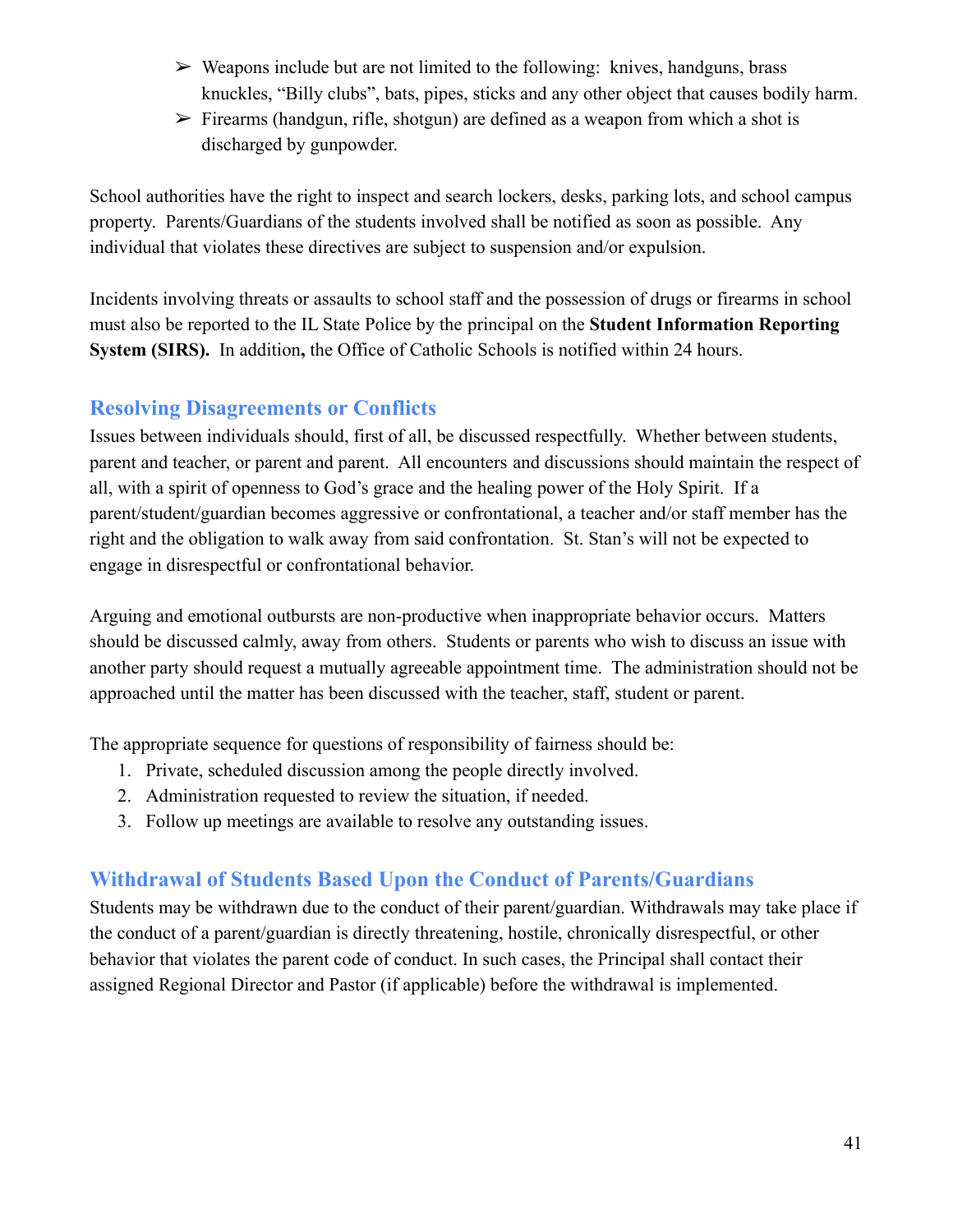- Weapons include but are not limited to the following: knives, handguns, brass knuckles, "Billy clubs", bats, pipes, sticks and any other object that causes bodily harm.
- Firearms (handgun, rifle, shotgun) are defined as a weapon from which a shot is discharged by gunpowder.

School authorities have the right to inspect and search lockers, desks, parking lots, and school campus property. Parents/Guardians of the students involved shall be notified as soon as possible. Any individual that violates these directives are subject to suspension and/or expulsion.

Incidents involving threats or assaults to school staff and the possession of drugs or firearms in school must also be reported to the IL State Police by the principal on the **Student Information Reporting System (SIRS).** In addition**,** the Office of Catholic Schools is notified within 24 hours.

## Resolving Disagreements or Conflicts

Issues between individuals should, first of all, be discussed respectfully. Whether between students, parent and teacher, or parent and parent. All encounters and discussions should maintain the respect of all, with a spirit of openness to God's grace and the healing power of the Holy Spirit. If a parent/student/guardian becomes aggressive or confrontational, a teacher and/or staff member has the right and the obligation to walk away from said confrontation. St. Stan's will not be expected to engage in disrespectful or confrontational behavior.

Arguing and emotional outbursts are non-productive when inappropriate behavior occurs. Matters should be discussed calmly, away from others. Students or parents who wish to discuss an issue with another party should request a mutually agreeable appointment time. The administration should not be approached until the matter has been discussed with the teacher, staff, student or parent.

The appropriate sequence for questions of responsibility of fairness should be:

1. Private, scheduled discussion among the people directly involved.
2. Administration requested to review the situation, if needed.
3. Follow up meetings are available to resolve any outstanding issues.

## Withdrawal of Students Based Upon the Conduct of Parents/Guardians

Students may be withdrawn due to the conduct of their parent/guardian. Withdrawals may take place if the conduct of a parent/guardian is directly threatening, hostile, chronically disrespectful, or other behavior that violates the parent code of conduct. In such cases, the Principal shall contact their assigned Regional Director and Pastor (if applicable) before the withdrawal is implemented.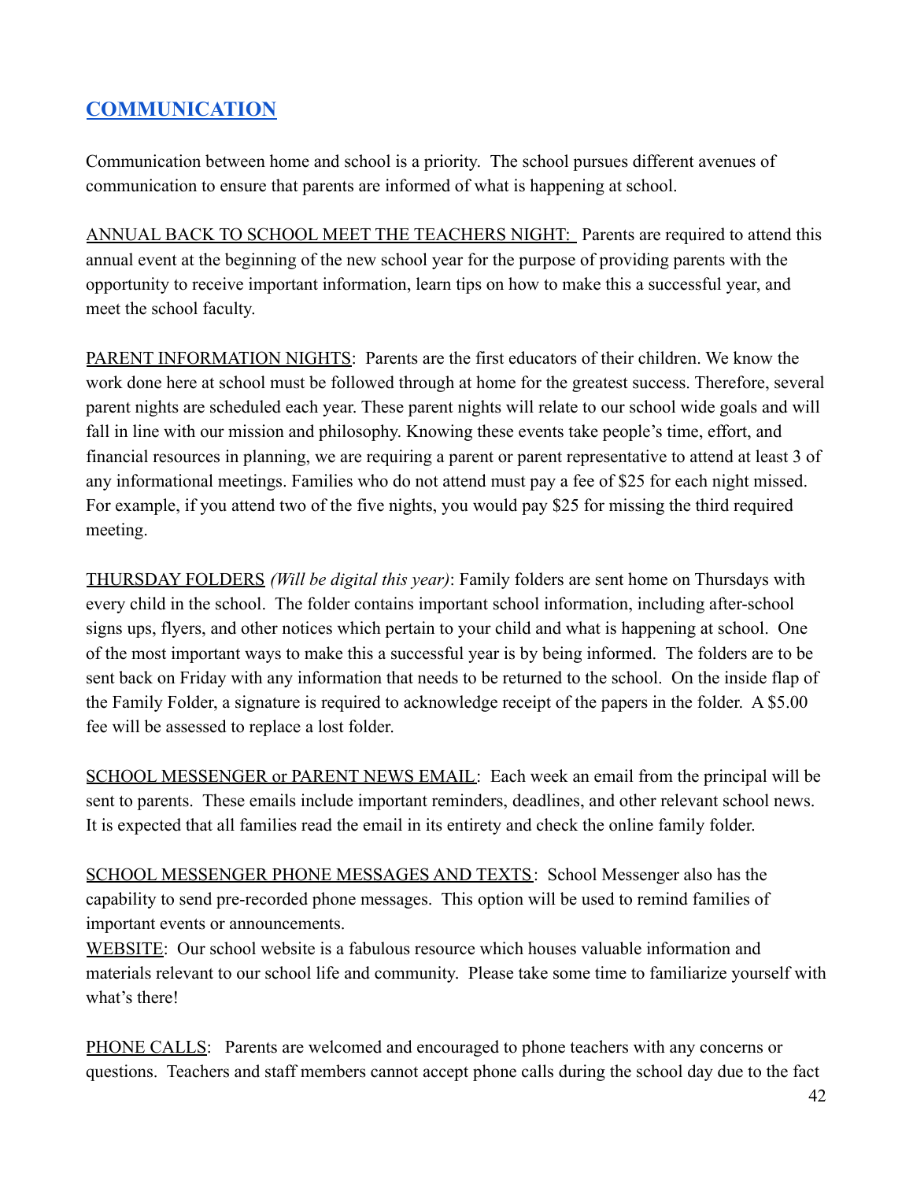## COMMUNICATION

Communication between home and school is a priority. The school pursues different avenues of communication to ensure that parents are informed of what is happening at school.

ANNUAL BACK TO SCHOOL MEET THE TEACHERS NIGHT: Parents are required to attend this annual event at the beginning of the new school year for the purpose of providing parents with the opportunity to receive important information, learn tips on how to make this a successful year, and meet the school faculty.

PARENT INFORMATION NIGHTS: Parents are the first educators of their children. We know the work done here at school must be followed through at home for the greatest success. Therefore, several parent nights are scheduled each year. These parent nights will relate to our school wide goals and will fall in line with our mission and philosophy. Knowing these events take people's time, effort, and financial resources in planning, we are requiring a parent or parent representative to attend at least 3 of any informational meetings. Families who do not attend must pay a fee of $25 for each night missed. For example, if you attend two of the five nights, you would pay $25 for missing the third required meeting.

THURSDAY FOLDERS *(Will be digital this year)*: Family folders are sent home on Thursdays with every child in the school. The folder contains important school information, including after-school signs ups, flyers, and other notices which pertain to your child and what is happening at school. One of the most important ways to make this a successful year is by being informed. The folders are to be sent back on Friday with any information that needs to be returned to the school. On the inside flap of the Family Folder, a signature is required to acknowledge receipt of the papers in the folder. A $5.00 fee will be assessed to replace a lost folder.

SCHOOL MESSENGER or PARENT NEWS EMAIL: Each week an email from the principal will be sent to parents. These emails include important reminders, deadlines, and other relevant school news. It is expected that all families read the email in its entirety and check the online family folder.

SCHOOL MESSENGER PHONE MESSAGES AND TEXTS: School Messenger also has the capability to send pre-recorded phone messages. This option will be used to remind families of important events or announcements.

WEBSITE: Our school website is a fabulous resource which houses valuable information and materials relevant to our school life and community. Please take some time to familiarize yourself with what's there!

PHONE CALLS: Parents are welcomed and encouraged to phone teachers with any concerns or questions. Teachers and staff members cannot accept phone calls during the school day due to the fact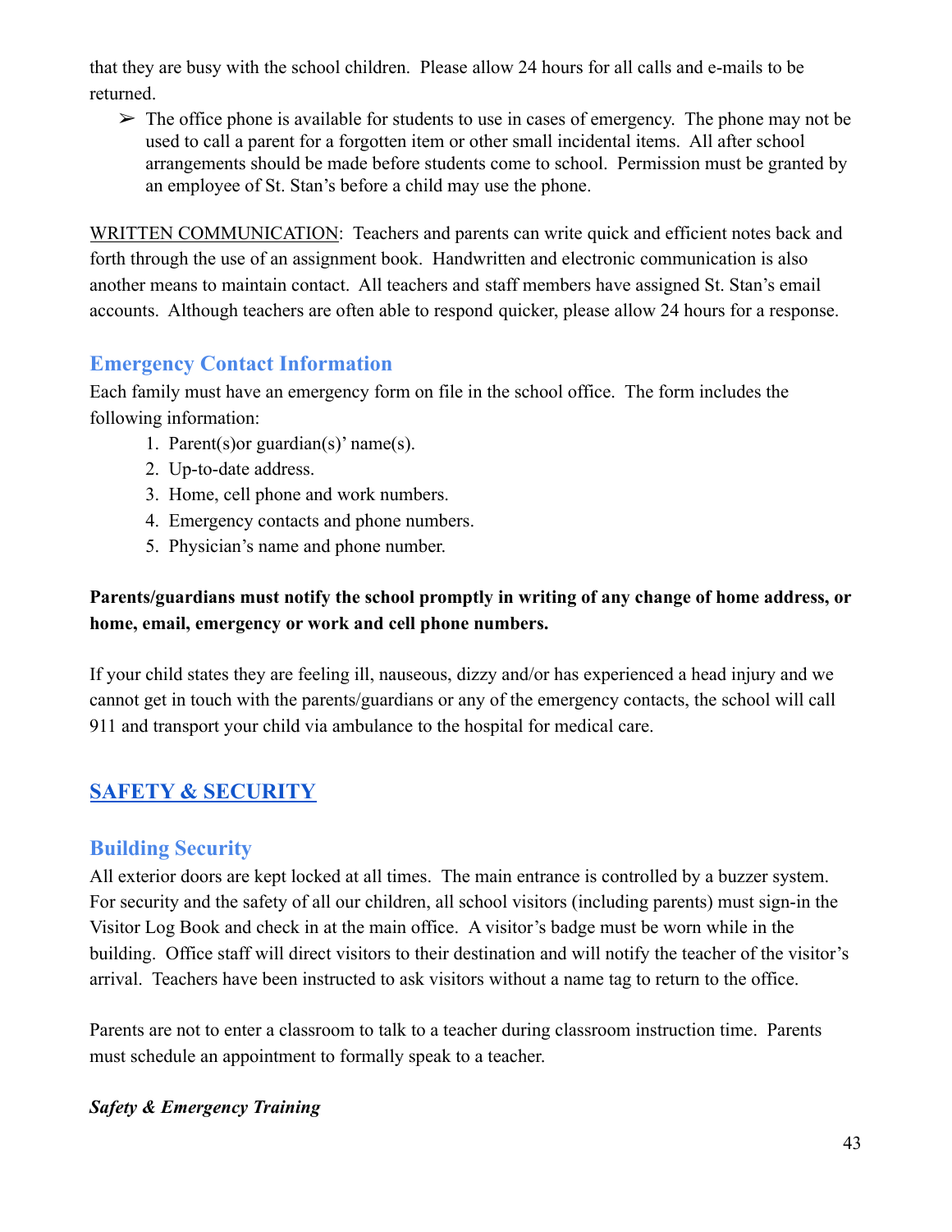that they are busy with the school children. Please allow 24 hours for all calls and e-mails to be returned.

- ➢ The office phone is available for students to use in cases of emergency. The phone may not be used to call a parent for a forgotten item or other small incidental items. All after school arrangements should be made before students come to school. Permission must be granted by an employee of St. Stan's before a child may use the phone.

WRITTEN COMMUNICATION: Teachers and parents can write quick and efficient notes back and forth through the use of an assignment book. Handwritten and electronic communication is also another means to maintain contact. All teachers and staff members have assigned St. Stan's email accounts. Although teachers are often able to respond quicker, please allow 24 hours for a response.

### Emergency Contact Information

Each family must have an emergency form on file in the school office. The form includes the following information:

1. Parent(s)or guardian(s)' name(s).
2. Up-to-date address.
3. Home, cell phone and work numbers.
4. Emergency contacts and phone numbers.
5. Physician's name and phone number.

**Parents/guardians must notify the school promptly in writing of any change of home address, or home, email, emergency or work and cell phone numbers.**

If your child states they are feeling ill, nauseous, dizzy and/or has experienced a head injury and we cannot get in touch with the parents/guardians or any of the emergency contacts, the school will call 911 and transport your child via ambulance to the hospital for medical care.

## SAFETY & SECURITY

### Building Security

All exterior doors are kept locked at all times. The main entrance is controlled by a buzzer system. For security and the safety of all our children, all school visitors (including parents) must sign-in the Visitor Log Book and check in at the main office. A visitor's badge must be worn while in the building. Office staff will direct visitors to their destination and will notify the teacher of the visitor's arrival. Teachers have been instructed to ask visitors without a name tag to return to the office.

Parents are not to enter a classroom to talk to a teacher during classroom instruction time. Parents must schedule an appointment to formally speak to a teacher.

***Safety & Emergency Training***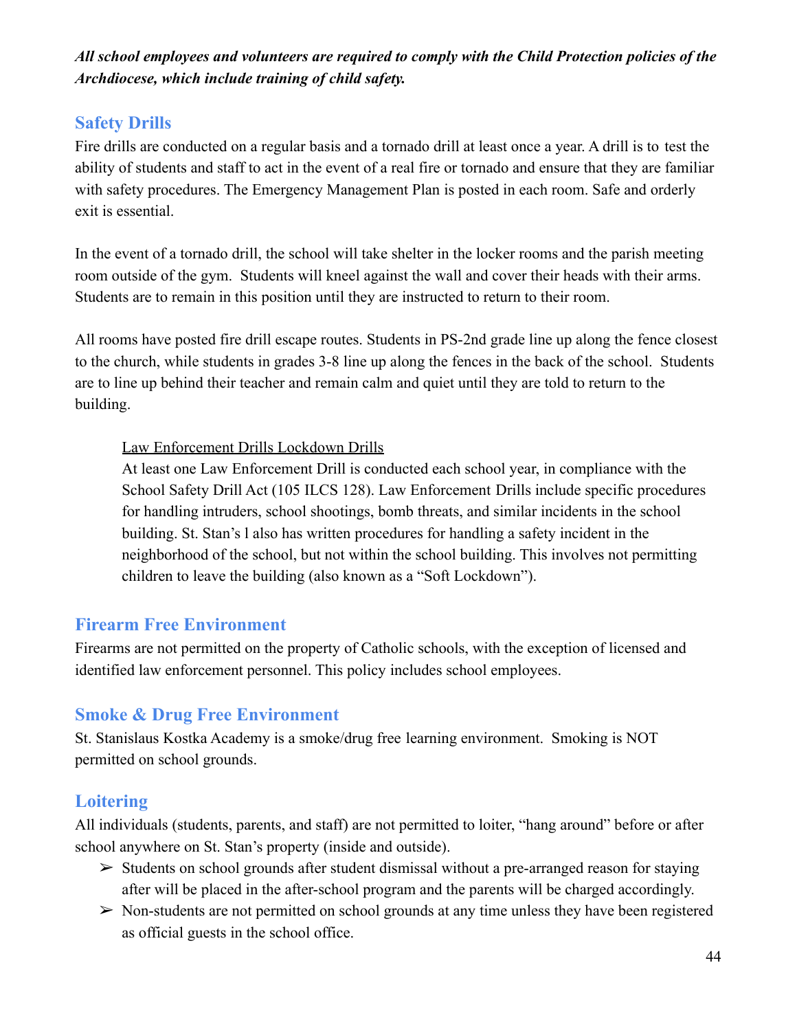***All school employees and volunteers are required to comply with the Child Protection policies of the Archdiocese, which include training of child safety.***

## Safety Drills

Fire drills are conducted on a regular basis and a tornado drill at least once a year. A drill is to test the ability of students and staff to act in the event of a real fire or tornado and ensure that they are familiar with safety procedures. The Emergency Management Plan is posted in each room. Safe and orderly exit is essential.

In the event of a tornado drill, the school will take shelter in the locker rooms and the parish meeting room outside of the gym. Students will kneel against the wall and cover their heads with their arms. Students are to remain in this position until they are instructed to return to their room.

All rooms have posted fire drill escape routes. Students in PS-2nd grade line up along the fence closest to the church, while students in grades 3-8 line up along the fences in the back of the school. Students are to line up behind their teacher and remain calm and quiet until they are told to return to the building.

> <u>Law Enforcement Drills Lockdown Drills</u>
>
> At least one Law Enforcement Drill is conducted each school year, in compliance with the School Safety Drill Act (105 ILCS 128). Law Enforcement Drills include specific procedures for handling intruders, school shootings, bomb threats, and similar incidents in the school building. St. Stan's l also has written procedures for handling a safety incident in the neighborhood of the school, but not within the school building. This involves not permitting children to leave the building (also known as a "Soft Lockdown").

## Firearm Free Environment

Firearms are not permitted on the property of Catholic schools, with the exception of licensed and identified law enforcement personnel. This policy includes school employees.

## Smoke & Drug Free Environment

St. Stanislaus Kostka Academy is a smoke/drug free learning environment. Smoking is NOT permitted on school grounds.

## Loitering

All individuals (students, parents, and staff) are not permitted to loiter, "hang around" before or after school anywhere on St. Stan's property (inside and outside).

- Students on school grounds after student dismissal without a pre-arranged reason for staying after will be placed in the after-school program and the parents will be charged accordingly.
- Non-students are not permitted on school grounds at any time unless they have been registered as official guests in the school office.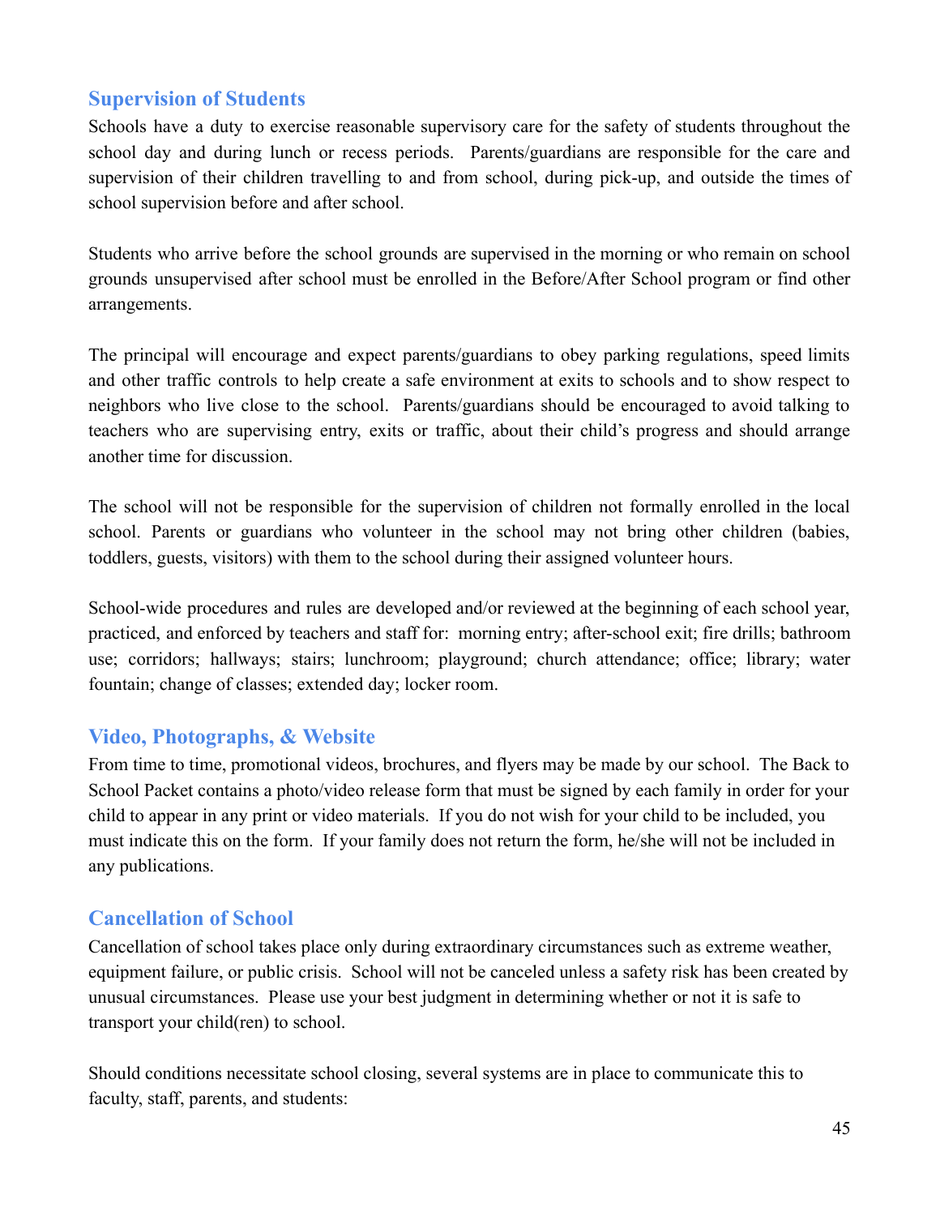## Supervision of Students

Schools have a duty to exercise reasonable supervisory care for the safety of students throughout the school day and during lunch or recess periods. Parents/guardians are responsible for the care and supervision of their children travelling to and from school, during pick-up, and outside the times of school supervision before and after school.

Students who arrive before the school grounds are supervised in the morning or who remain on school grounds unsupervised after school must be enrolled in the Before/After School program or find other arrangements.

The principal will encourage and expect parents/guardians to obey parking regulations, speed limits and other traffic controls to help create a safe environment at exits to schools and to show respect to neighbors who live close to the school. Parents/guardians should be encouraged to avoid talking to teachers who are supervising entry, exits or traffic, about their child's progress and should arrange another time for discussion.

The school will not be responsible for the supervision of children not formally enrolled in the local school. Parents or guardians who volunteer in the school may not bring other children (babies, toddlers, guests, visitors) with them to the school during their assigned volunteer hours.

School-wide procedures and rules are developed and/or reviewed at the beginning of each school year, practiced, and enforced by teachers and staff for: morning entry; after-school exit; fire drills; bathroom use; corridors; hallways; stairs; lunchroom; playground; church attendance; office; library; water fountain; change of classes; extended day; locker room.

## Video, Photographs, & Website

From time to time, promotional videos, brochures, and flyers may be made by our school. The Back to School Packet contains a photo/video release form that must be signed by each family in order for your child to appear in any print or video materials. If you do not wish for your child to be included, you must indicate this on the form. If your family does not return the form, he/she will not be included in any publications.

## Cancellation of School

Cancellation of school takes place only during extraordinary circumstances such as extreme weather, equipment failure, or public crisis. School will not be canceled unless a safety risk has been created by unusual circumstances. Please use your best judgment in determining whether or not it is safe to transport your child(ren) to school.

Should conditions necessitate school closing, several systems are in place to communicate this to faculty, staff, parents, and students: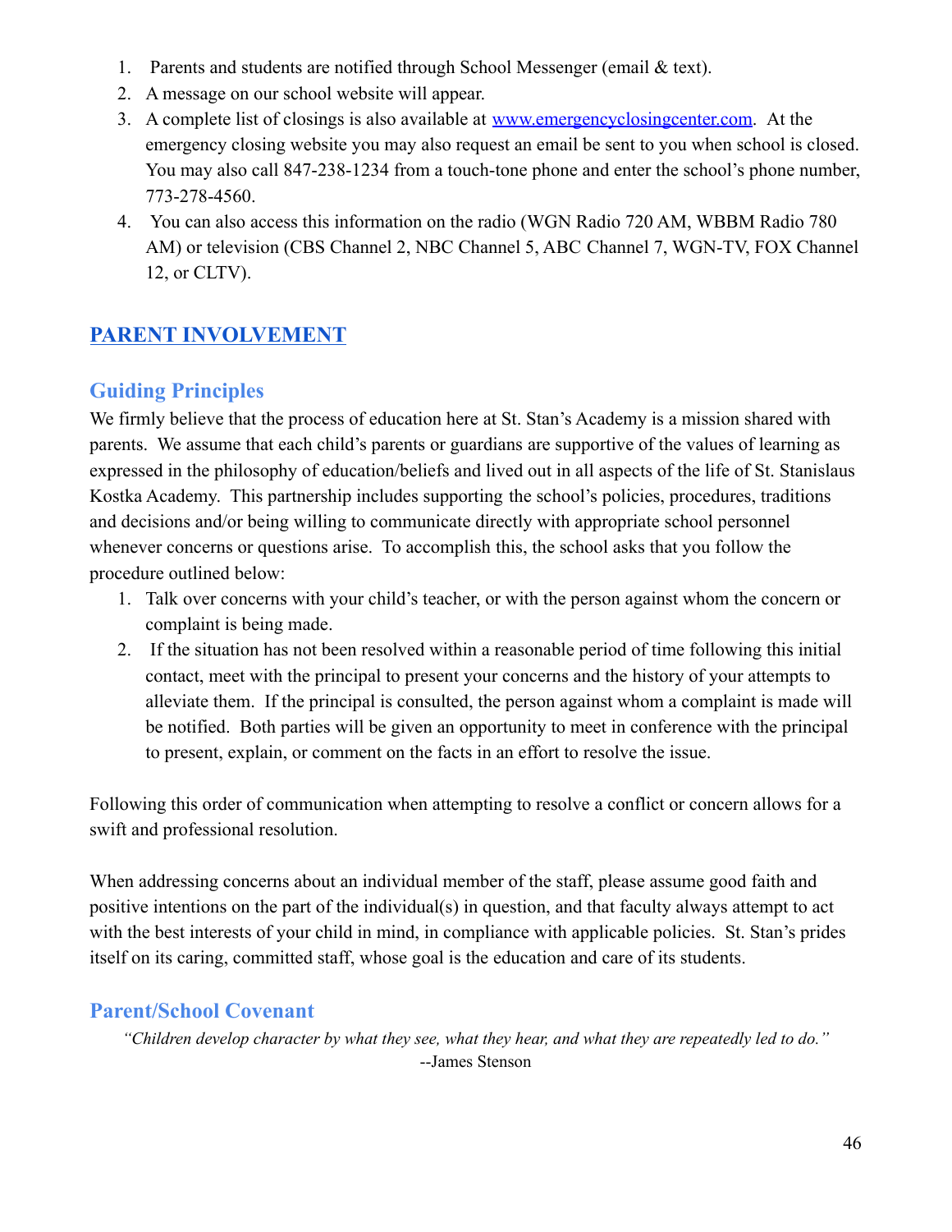1. Parents and students are notified through School Messenger (email & text).
2. A message on our school website will appear.
3. A complete list of closings is also available at [www.emergencyclosingcenter.com](http://www.emergencyclosingcenter.com). At the emergency closing website you may also request an email be sent to you when school is closed. You may also call 847-238-1234 from a touch-tone phone and enter the school's phone number, 773-278-4560.
4. You can also access this information on the radio (WGN Radio 720 AM, WBBM Radio 780 AM) or television (CBS Channel 2, NBC Channel 5, ABC Channel 7, WGN-TV, FOX Channel 12, or CLTV).

## PARENT INVOLVEMENT

### Guiding Principles

We firmly believe that the process of education here at St. Stan's Academy is a mission shared with parents. We assume that each child's parents or guardians are supportive of the values of learning as expressed in the philosophy of education/beliefs and lived out in all aspects of the life of St. Stanislaus Kostka Academy. This partnership includes supporting the school's policies, procedures, traditions and decisions and/or being willing to communicate directly with appropriate school personnel whenever concerns or questions arise. To accomplish this, the school asks that you follow the procedure outlined below:

1. Talk over concerns with your child's teacher, or with the person against whom the concern or complaint is being made.
2. If the situation has not been resolved within a reasonable period of time following this initial contact, meet with the principal to present your concerns and the history of your attempts to alleviate them. If the principal is consulted, the person against whom a complaint is made will be notified. Both parties will be given an opportunity to meet in conference with the principal to present, explain, or comment on the facts in an effort to resolve the issue.

Following this order of communication when attempting to resolve a conflict or concern allows for a swift and professional resolution.

When addressing concerns about an individual member of the staff, please assume good faith and positive intentions on the part of the individual(s) in question, and that faculty always attempt to act with the best interests of your child in mind, in compliance with applicable policies. St. Stan's prides itself on its caring, committed staff, whose goal is the education and care of its students.

### Parent/School Covenant

*"Children develop character by what they see, what they hear, and what they are repeatedly led to do."*
--James Stenson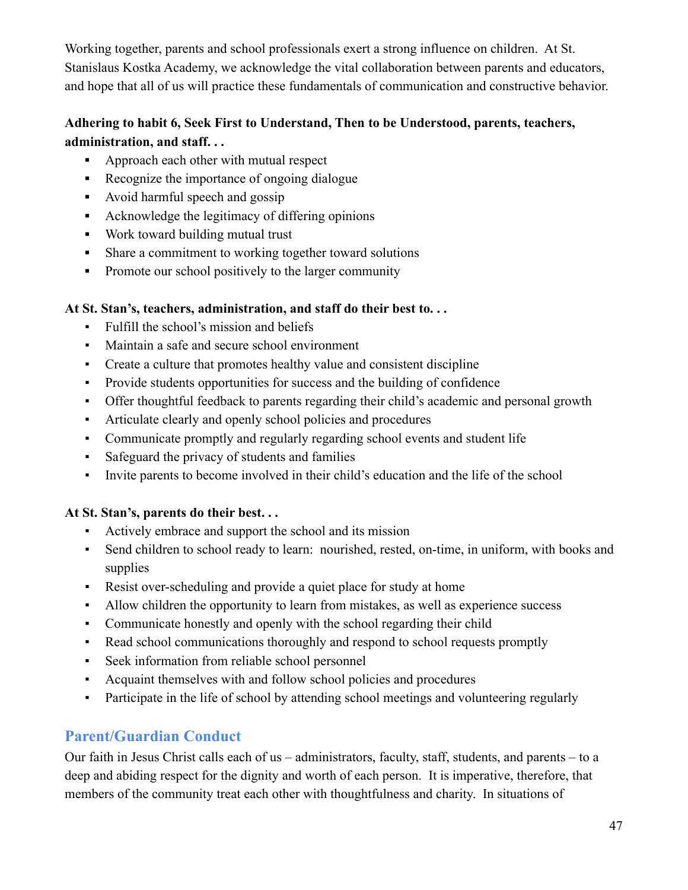Working together, parents and school professionals exert a strong influence on children. At St. Stanislaus Kostka Academy, we acknowledge the vital collaboration between parents and educators, and hope that all of us will practice these fundamentals of communication and constructive behavior.

**Adhering to habit 6, Seek First to Understand, Then to be Understood, parents, teachers, administration, and staff. . .**

- Approach each other with mutual respect
- Recognize the importance of ongoing dialogue
- Avoid harmful speech and gossip
- Acknowledge the legitimacy of differing opinions
- Work toward building mutual trust
- Share a commitment to working together toward solutions
- Promote our school positively to the larger community

**At St. Stan's, teachers, administration, and staff do their best to. . .**

- Fulfill the school's mission and beliefs
- Maintain a safe and secure school environment
- Create a culture that promotes healthy value and consistent discipline
- Provide students opportunities for success and the building of confidence
- Offer thoughtful feedback to parents regarding their child's academic and personal growth
- Articulate clearly and openly school policies and procedures
- Communicate promptly and regularly regarding school events and student life
- Safeguard the privacy of students and families
- Invite parents to become involved in their child's education and the life of the school

**At St. Stan's, parents do their best. . .**

- Actively embrace and support the school and its mission
- Send children to school ready to learn: nourished, rested, on-time, in uniform, with books and supplies
- Resist over-scheduling and provide a quiet place for study at home
- Allow children the opportunity to learn from mistakes, as well as experience success
- Communicate honestly and openly with the school regarding their child
- Read school communications thoroughly and respond to school requests promptly
- Seek information from reliable school personnel
- Acquaint themselves with and follow school policies and procedures
- Participate in the life of school by attending school meetings and volunteering regularly

## Parent/Guardian Conduct

Our faith in Jesus Christ calls each of us – administrators, faculty, staff, students, and parents – to a deep and abiding respect for the dignity and worth of each person. It is imperative, therefore, that members of the community treat each other with thoughtfulness and charity. In situations of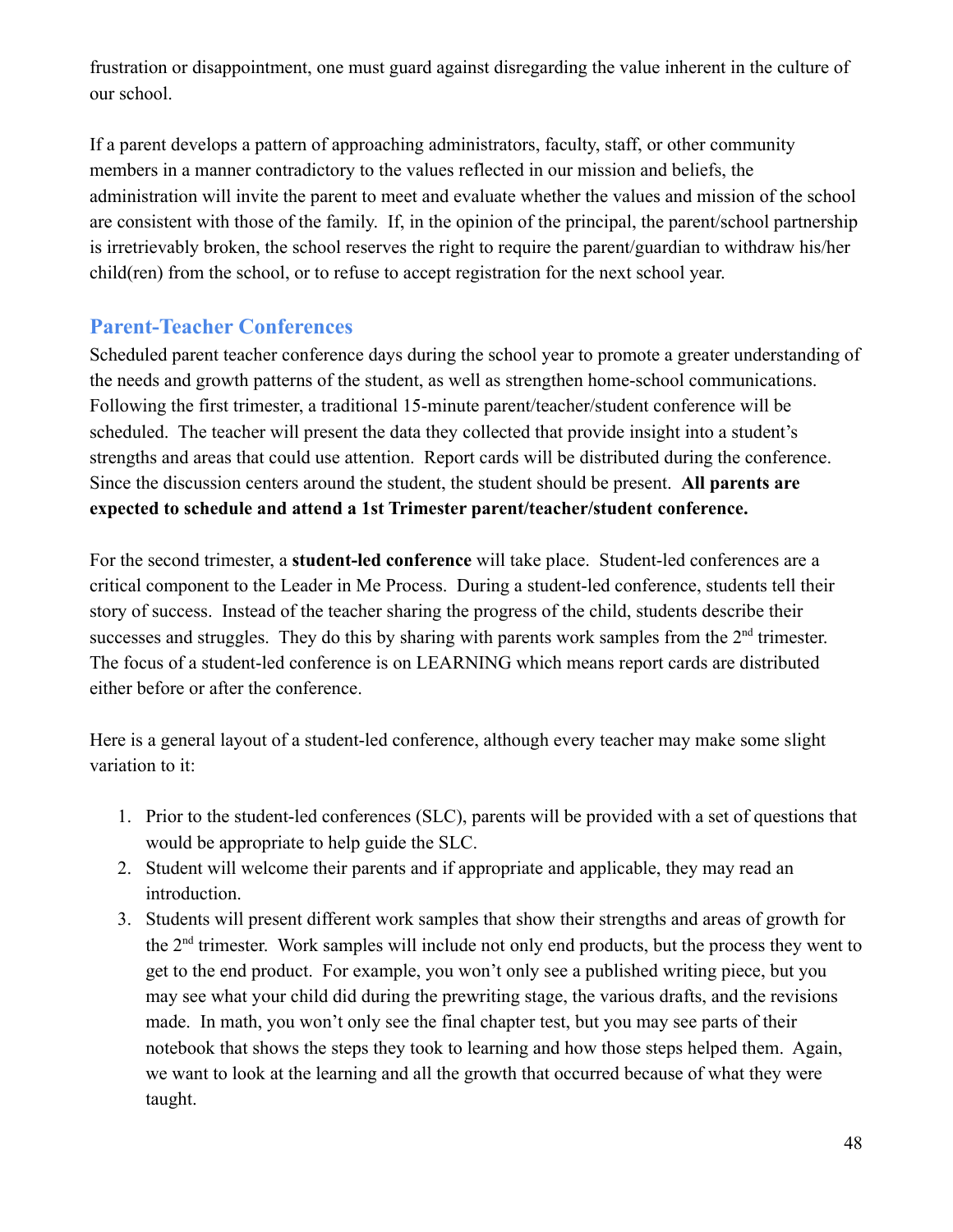frustration or disappointment, one must guard against disregarding the value inherent in the culture of our school.

If a parent develops a pattern of approaching administrators, faculty, staff, or other community members in a manner contradictory to the values reflected in our mission and beliefs, the administration will invite the parent to meet and evaluate whether the values and mission of the school are consistent with those of the family. If, in the opinion of the principal, the parent/school partnership is irretrievably broken, the school reserves the right to require the parent/guardian to withdraw his/her child(ren) from the school, or to refuse to accept registration for the next school year.

## Parent-Teacher Conferences

Scheduled parent teacher conference days during the school year to promote a greater understanding of the needs and growth patterns of the student, as well as strengthen home-school communications. Following the first trimester, a traditional 15-minute parent/teacher/student conference will be scheduled. The teacher will present the data they collected that provide insight into a student's strengths and areas that could use attention. Report cards will be distributed during the conference. Since the discussion centers around the student, the student should be present. **All parents are expected to schedule and attend a 1st Trimester parent/teacher/student conference.**

For the second trimester, a **student-led conference** will take place. Student-led conferences are a critical component to the Leader in Me Process. During a student-led conference, students tell their story of success. Instead of the teacher sharing the progress of the child, students describe their successes and struggles. They do this by sharing with parents work samples from the 2nd trimester. The focus of a student-led conference is on LEARNING which means report cards are distributed either before or after the conference.

Here is a general layout of a student-led conference, although every teacher may make some slight variation to it:

1. Prior to the student-led conferences (SLC), parents will be provided with a set of questions that would be appropriate to help guide the SLC.
2. Student will welcome their parents and if appropriate and applicable, they may read an introduction.
3. Students will present different work samples that show their strengths and areas of growth for the 2nd trimester. Work samples will include not only end products, but the process they went to get to the end product. For example, you won't only see a published writing piece, but you may see what your child did during the prewriting stage, the various drafts, and the revisions made. In math, you won't only see the final chapter test, but you may see parts of their notebook that shows the steps they took to learning and how those steps helped them. Again, we want to look at the learning and all the growth that occurred because of what they were taught.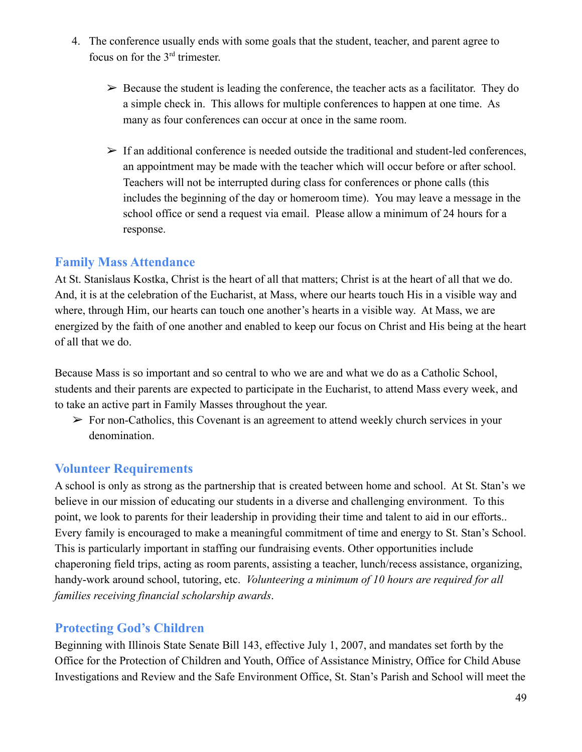4. The conference usually ends with some goals that the student, teacher, and parent agree to focus on for the 3rd trimester.

    ➢ Because the student is leading the conference, the teacher acts as a facilitator. They do a simple check in. This allows for multiple conferences to happen at one time. As many as four conferences can occur at once in the same room.

    ➢ If an additional conference is needed outside the traditional and student-led conferences, an appointment may be made with the teacher which will occur before or after school. Teachers will not be interrupted during class for conferences or phone calls (this includes the beginning of the day or homeroom time). You may leave a message in the school office or send a request via email. Please allow a minimum of 24 hours for a response.

## Family Mass Attendance

At St. Stanislaus Kostka, Christ is the heart of all that matters; Christ is at the heart of all that we do. And, it is at the celebration of the Eucharist, at Mass, where our hearts touch His in a visible way and where, through Him, our hearts can touch one another's hearts in a visible way. At Mass, we are energized by the faith of one another and enabled to keep our focus on Christ and His being at the heart of all that we do.

Because Mass is so important and so central to who we are and what we do as a Catholic School, students and their parents are expected to participate in the Eucharist, to attend Mass every week, and to take an active part in Family Masses throughout the year.

➢ For non-Catholics, this Covenant is an agreement to attend weekly church services in your denomination.

## Volunteer Requirements

A school is only as strong as the partnership that is created between home and school. At St. Stan's we believe in our mission of educating our students in a diverse and challenging environment. To this point, we look to parents for their leadership in providing their time and talent to aid in our efforts.. Every family is encouraged to make a meaningful commitment of time and energy to St. Stan's School. This is particularly important in staffing our fundraising events. Other opportunities include chaperoning field trips, acting as room parents, assisting a teacher, lunch/recess assistance, organizing, handy-work around school, tutoring, etc. *Volunteering a minimum of 10 hours are required for all families receiving financial scholarship awards*.

## Protecting God's Children

Beginning with Illinois State Senate Bill 143, effective July 1, 2007, and mandates set forth by the Office for the Protection of Children and Youth, Office of Assistance Ministry, Office for Child Abuse Investigations and Review and the Safe Environment Office, St. Stan's Parish and School will meet the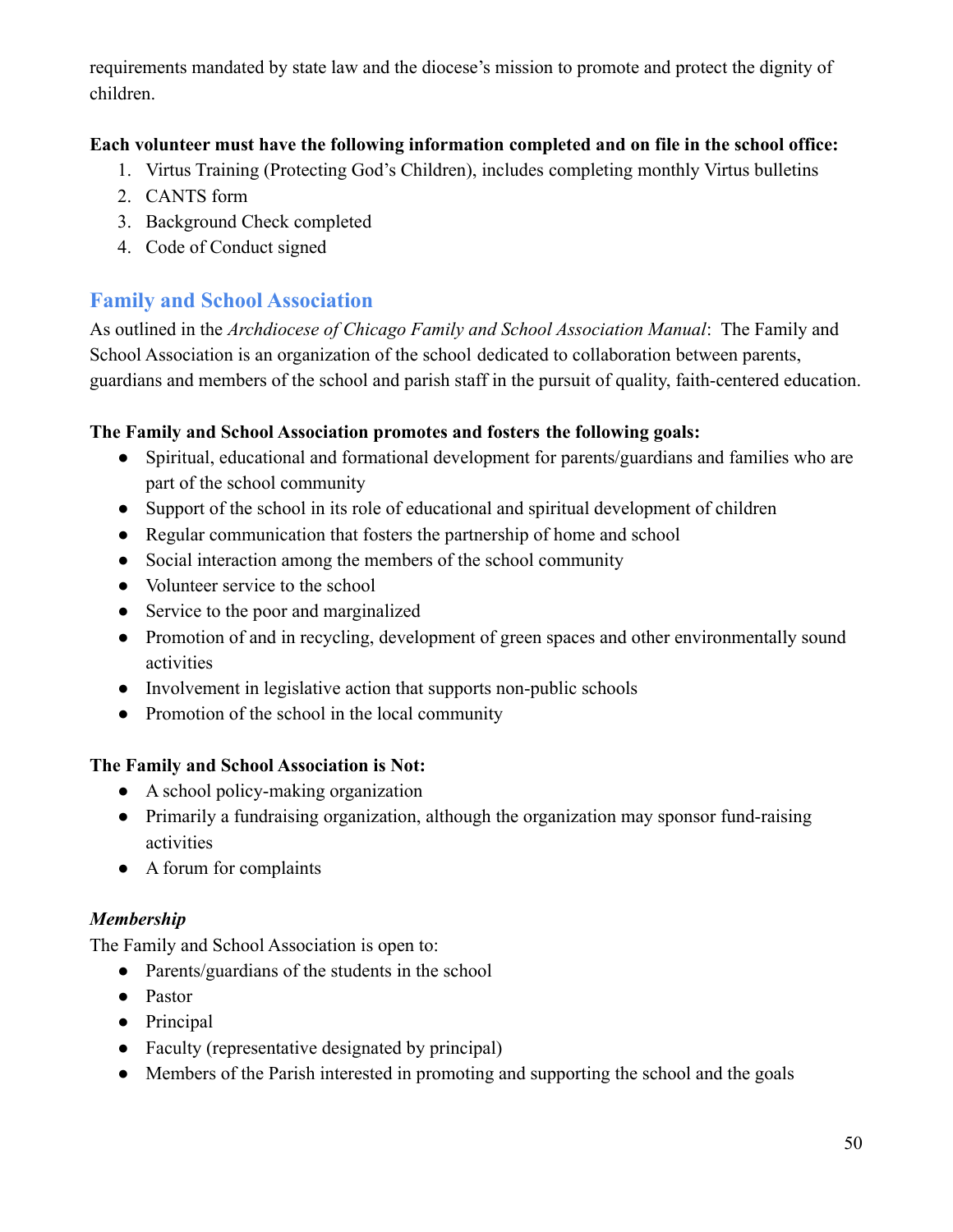requirements mandated by state law and the diocese's mission to promote and protect the dignity of children.

**Each volunteer must have the following information completed and on file in the school office:**

1. Virtus Training (Protecting God's Children), includes completing monthly Virtus bulletins
2. CANTS form
3. Background Check completed
4. Code of Conduct signed

## Family and School Association

As outlined in the *Archdiocese of Chicago Family and School Association Manual*: The Family and School Association is an organization of the school dedicated to collaboration between parents, guardians and members of the school and parish staff in the pursuit of quality, faith-centered education.

**The Family and School Association promotes and fosters the following goals:**

- Spiritual, educational and formational development for parents/guardians and families who are part of the school community
- Support of the school in its role of educational and spiritual development of children
- Regular communication that fosters the partnership of home and school
- Social interaction among the members of the school community
- Volunteer service to the school
- Service to the poor and marginalized
- Promotion of and in recycling, development of green spaces and other environmentally sound activities
- Involvement in legislative action that supports non-public schools
- Promotion of the school in the local community

**The Family and School Association is Not:**

- A school policy-making organization
- Primarily a fundraising organization, although the organization may sponsor fund-raising activities
- A forum for complaints

***Membership***

The Family and School Association is open to:

- Parents/guardians of the students in the school
- Pastor
- Principal
- Faculty (representative designated by principal)
- Members of the Parish interested in promoting and supporting the school and the goals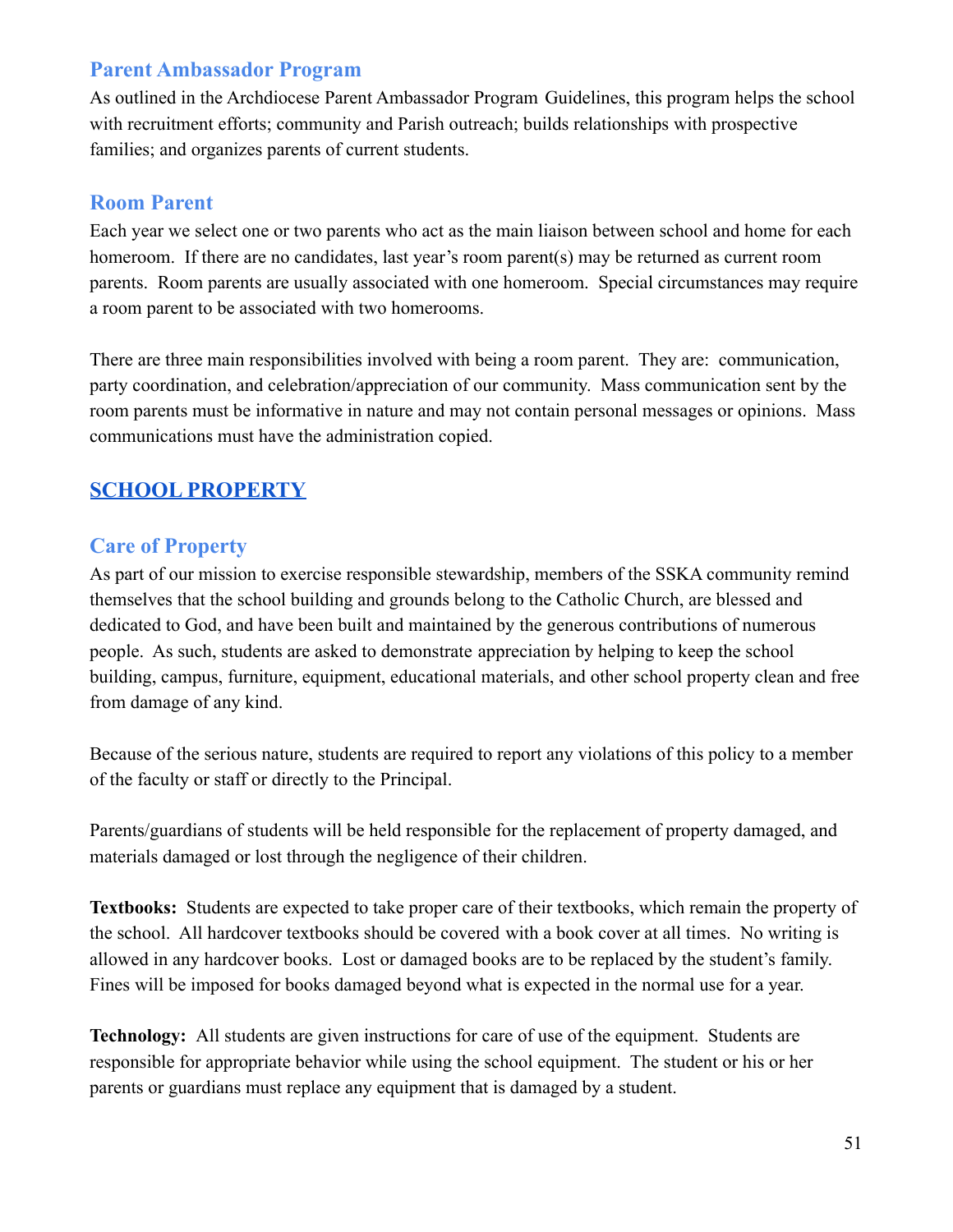### Parent Ambassador Program

As outlined in the Archdiocese Parent Ambassador Program Guidelines, this program helps the school with recruitment efforts; community and Parish outreach; builds relationships with prospective families; and organizes parents of current students.

### Room Parent

Each year we select one or two parents who act as the main liaison between school and home for each homeroom. If there are no candidates, last year's room parent(s) may be returned as current room parents. Room parents are usually associated with one homeroom. Special circumstances may require a room parent to be associated with two homerooms.

There are three main responsibilities involved with being a room parent. They are: communication, party coordination, and celebration/appreciation of our community. Mass communication sent by the room parents must be informative in nature and may not contain personal messages or opinions. Mass communications must have the administration copied.

## SCHOOL PROPERTY

### Care of Property

As part of our mission to exercise responsible stewardship, members of the SSKA community remind themselves that the school building and grounds belong to the Catholic Church, are blessed and dedicated to God, and have been built and maintained by the generous contributions of numerous people. As such, students are asked to demonstrate appreciation by helping to keep the school building, campus, furniture, equipment, educational materials, and other school property clean and free from damage of any kind.

Because of the serious nature, students are required to report any violations of this policy to a member of the faculty or staff or directly to the Principal.

Parents/guardians of students will be held responsible for the replacement of property damaged, and materials damaged or lost through the negligence of their children.

**Textbooks:** Students are expected to take proper care of their textbooks, which remain the property of the school. All hardcover textbooks should be covered with a book cover at all times. No writing is allowed in any hardcover books. Lost or damaged books are to be replaced by the student's family. Fines will be imposed for books damaged beyond what is expected in the normal use for a year.

**Technology:** All students are given instructions for care of use of the equipment. Students are responsible for appropriate behavior while using the school equipment. The student or his or her parents or guardians must replace any equipment that is damaged by a student.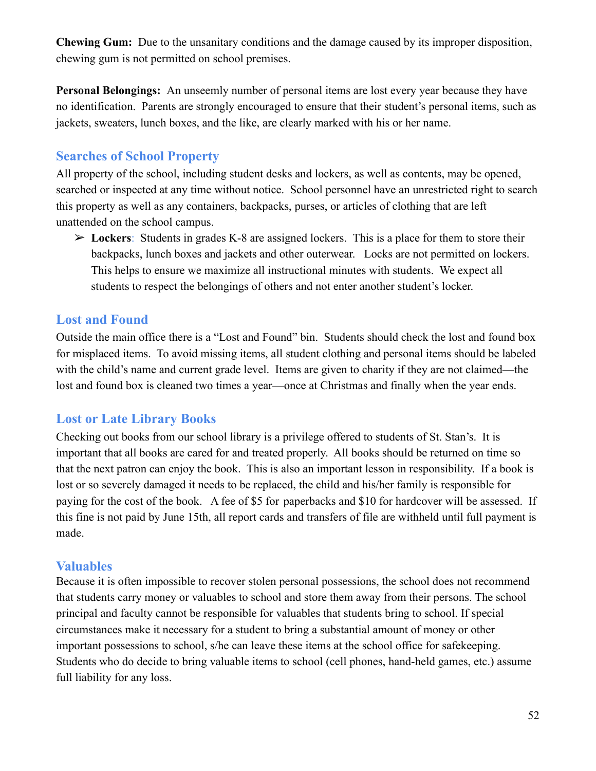**Chewing Gum:** Due to the unsanitary conditions and the damage caused by its improper disposition, chewing gum is not permitted on school premises.

**Personal Belongings:** An unseemly number of personal items are lost every year because they have no identification. Parents are strongly encouraged to ensure that their student's personal items, such as jackets, sweaters, lunch boxes, and the like, are clearly marked with his or her name.

## Searches of School Property

All property of the school, including student desks and lockers, as well as contents, may be opened, searched or inspected at any time without notice. School personnel have an unrestricted right to search this property as well as any containers, backpacks, purses, or articles of clothing that are left unattended on the school campus.

- ➢ **Lockers**: Students in grades K-8 are assigned lockers. This is a place for them to store their backpacks, lunch boxes and jackets and other outerwear. Locks are not permitted on lockers. This helps to ensure we maximize all instructional minutes with students. We expect all students to respect the belongings of others and not enter another student's locker.

## Lost and Found

Outside the main office there is a "Lost and Found" bin. Students should check the lost and found box for misplaced items. To avoid missing items, all student clothing and personal items should be labeled with the child's name and current grade level. Items are given to charity if they are not claimed—the lost and found box is cleaned two times a year—once at Christmas and finally when the year ends.

## Lost or Late Library Books

Checking out books from our school library is a privilege offered to students of St. Stan's. It is important that all books are cared for and treated properly. All books should be returned on time so that the next patron can enjoy the book. This is also an important lesson in responsibility. If a book is lost or so severely damaged it needs to be replaced, the child and his/her family is responsible for paying for the cost of the book. A fee of $5 for paperbacks and $10 for hardcover will be assessed. If this fine is not paid by June 15th, all report cards and transfers of file are withheld until full payment is made.

## Valuables

Because it is often impossible to recover stolen personal possessions, the school does not recommend that students carry money or valuables to school and store them away from their persons. The school principal and faculty cannot be responsible for valuables that students bring to school. If special circumstances make it necessary for a student to bring a substantial amount of money or other important possessions to school, s/he can leave these items at the school office for safekeeping. Students who do decide to bring valuable items to school (cell phones, hand-held games, etc.) assume full liability for any loss.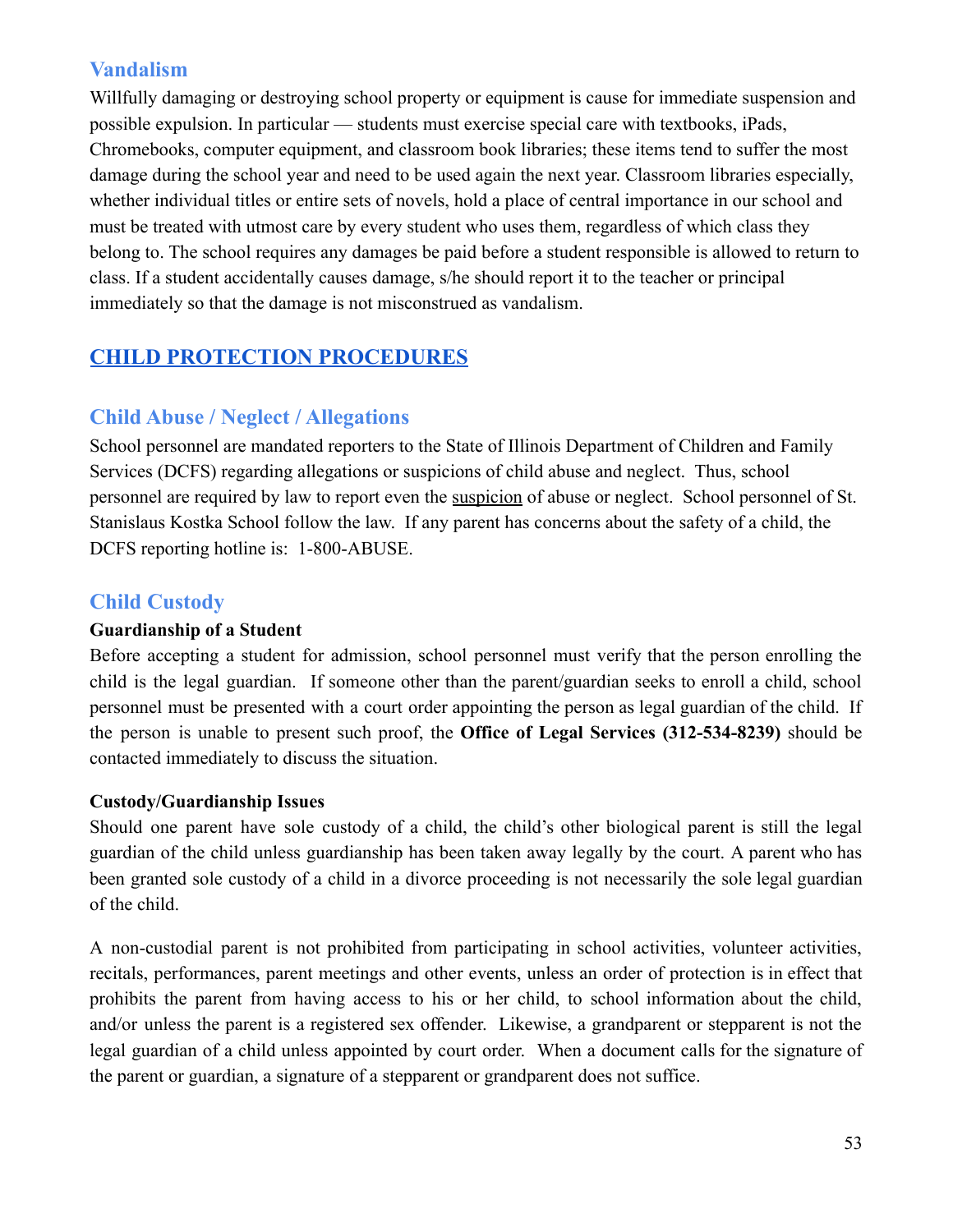## Vandalism

Willfully damaging or destroying school property or equipment is cause for immediate suspension and possible expulsion. In particular — students must exercise special care with textbooks, iPads, Chromebooks, computer equipment, and classroom book libraries; these items tend to suffer the most damage during the school year and need to be used again the next year. Classroom libraries especially, whether individual titles or entire sets of novels, hold a place of central importance in our school and must be treated with utmost care by every student who uses them, regardless of which class they belong to. The school requires any damages be paid before a student responsible is allowed to return to class. If a student accidentally causes damage, s/he should report it to the teacher or principal immediately so that the damage is not misconstrued as vandalism.

# CHILD PROTECTION PROCEDURES

## Child Abuse / Neglect / Allegations

School personnel are mandated reporters to the State of Illinois Department of Children and Family Services (DCFS) regarding allegations or suspicions of child abuse and neglect. Thus, school personnel are required by law to report even the suspicion of abuse or neglect. School personnel of St. Stanislaus Kostka School follow the law. If any parent has concerns about the safety of a child, the DCFS reporting hotline is: 1-800-ABUSE.

## Child Custody

**Guardianship of a Student**

Before accepting a student for admission, school personnel must verify that the person enrolling the child is the legal guardian. If someone other than the parent/guardian seeks to enroll a child, school personnel must be presented with a court order appointing the person as legal guardian of the child. If the person is unable to present such proof, the **Office of Legal Services (312-534-8239)** should be contacted immediately to discuss the situation.

**Custody/Guardianship Issues**

Should one parent have sole custody of a child, the child's other biological parent is still the legal guardian of the child unless guardianship has been taken away legally by the court. A parent who has been granted sole custody of a child in a divorce proceeding is not necessarily the sole legal guardian of the child.

A non-custodial parent is not prohibited from participating in school activities, volunteer activities, recitals, performances, parent meetings and other events, unless an order of protection is in effect that prohibits the parent from having access to his or her child, to school information about the child, and/or unless the parent is a registered sex offender. Likewise, a grandparent or stepparent is not the legal guardian of a child unless appointed by court order. When a document calls for the signature of the parent or guardian, a signature of a stepparent or grandparent does not suffice.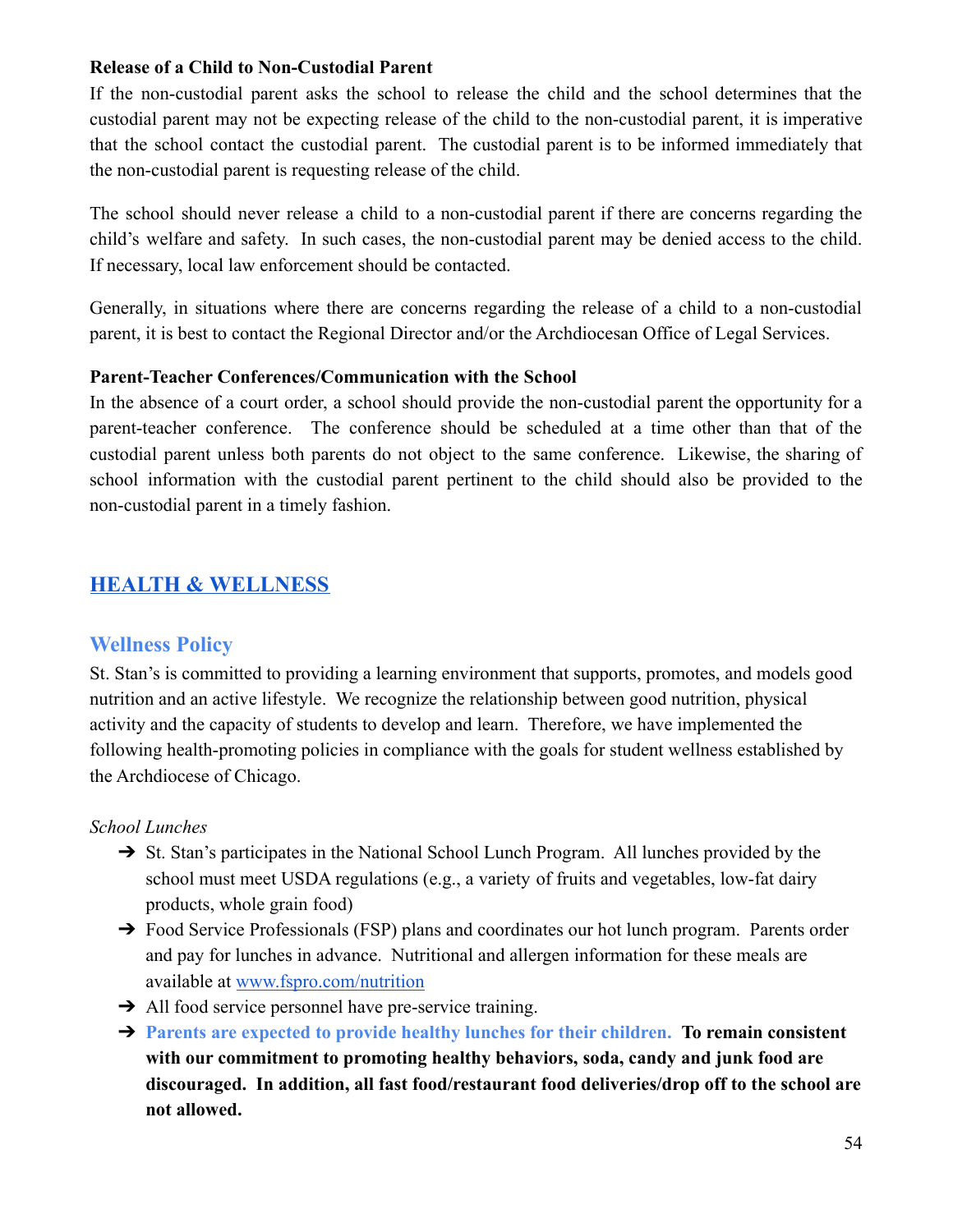**Release of a Child to Non-Custodial Parent**

If the non-custodial parent asks the school to release the child and the school determines that the custodial parent may not be expecting release of the child to the non-custodial parent, it is imperative that the school contact the custodial parent. The custodial parent is to be informed immediately that the non-custodial parent is requesting release of the child.

The school should never release a child to a non-custodial parent if there are concerns regarding the child's welfare and safety. In such cases, the non-custodial parent may be denied access to the child. If necessary, local law enforcement should be contacted.

Generally, in situations where there are concerns regarding the release of a child to a non-custodial parent, it is best to contact the Regional Director and/or the Archdiocesan Office of Legal Services.

**Parent-Teacher Conferences/Communication with the School**

In the absence of a court order, a school should provide the non-custodial parent the opportunity for a parent-teacher conference. The conference should be scheduled at a time other than that of the custodial parent unless both parents do not object to the same conference. Likewise, the sharing of school information with the custodial parent pertinent to the child should also be provided to the non-custodial parent in a timely fashion.

# HEALTH & WELLNESS

## Wellness Policy

St. Stan's is committed to providing a learning environment that supports, promotes, and models good nutrition and an active lifestyle. We recognize the relationship between good nutrition, physical activity and the capacity of students to develop and learn. Therefore, we have implemented the following health-promoting policies in compliance with the goals for student wellness established by the Archdiocese of Chicago.

*School Lunches*

- St. Stan's participates in the National School Lunch Program. All lunches provided by the school must meet USDA regulations (e.g., a variety of fruits and vegetables, low-fat dairy products, whole grain food)
- Food Service Professionals (FSP) plans and coordinates our hot lunch program. Parents order and pay for lunches in advance. Nutritional and allergen information for these meals are available at [www.fspro.com/nutrition](www.fspro.com/nutrition)
- All food service personnel have pre-service training.
- **Parents are expected to provide healthy lunches for their children. To remain consistent with our commitment to promoting healthy behaviors, soda, candy and junk food are discouraged. In addition, all fast food/restaurant food deliveries/drop off to the school are not allowed.**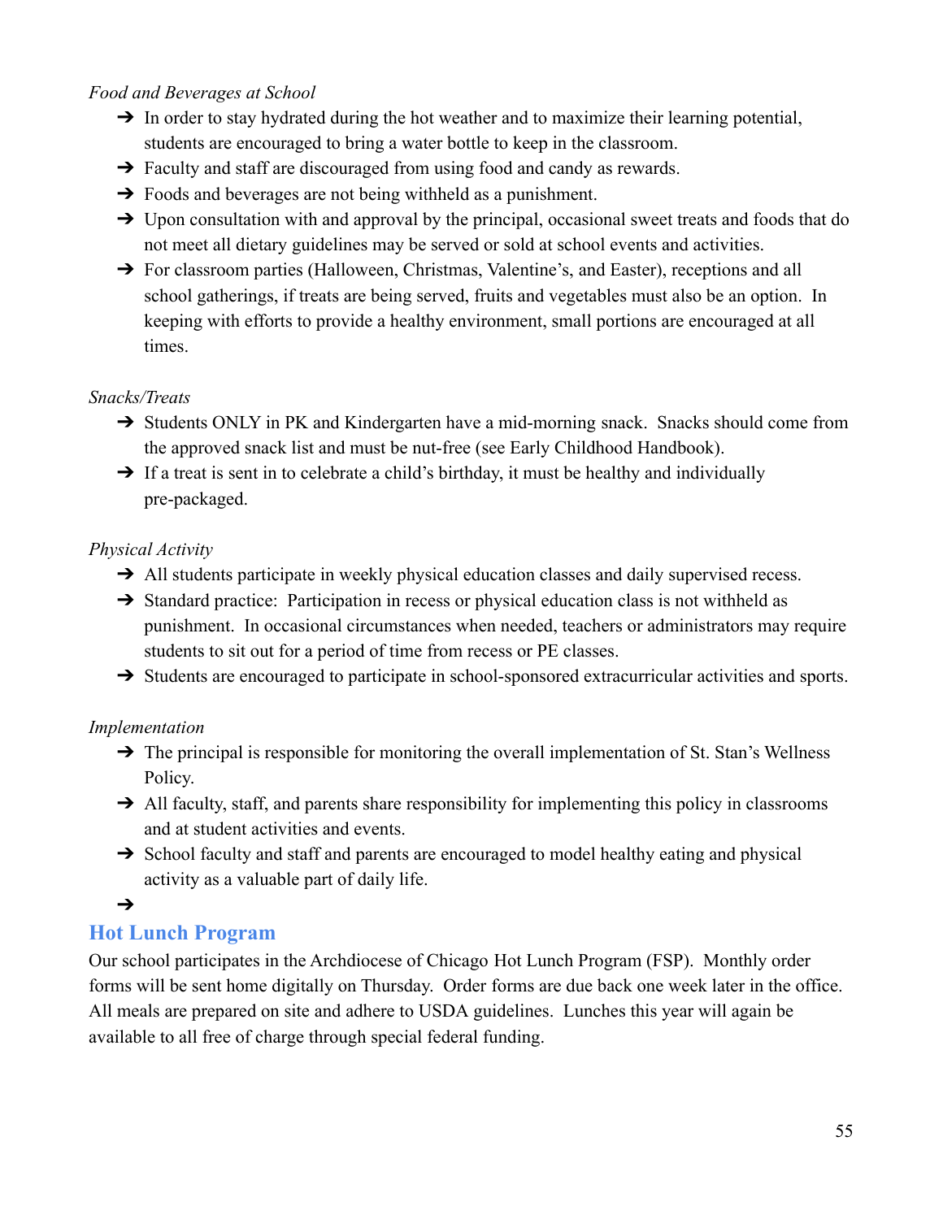*Food and Beverages at School*

- In order to stay hydrated during the hot weather and to maximize their learning potential, students are encouraged to bring a water bottle to keep in the classroom.
- Faculty and staff are discouraged from using food and candy as rewards.
- Foods and beverages are not being withheld as a punishment.
- Upon consultation with and approval by the principal, occasional sweet treats and foods that do not meet all dietary guidelines may be served or sold at school events and activities.
- For classroom parties (Halloween, Christmas, Valentine's, and Easter), receptions and all school gatherings, if treats are being served, fruits and vegetables must also be an option. In keeping with efforts to provide a healthy environment, small portions are encouraged at all times.

*Snacks/Treats*

- Students ONLY in PK and Kindergarten have a mid-morning snack. Snacks should come from the approved snack list and must be nut-free (see Early Childhood Handbook).
- If a treat is sent in to celebrate a child's birthday, it must be healthy and individually pre-packaged.

*Physical Activity*

- All students participate in weekly physical education classes and daily supervised recess.
- Standard practice: Participation in recess or physical education class is not withheld as punishment. In occasional circumstances when needed, teachers or administrators may require students to sit out for a period of time from recess or PE classes.
- Students are encouraged to participate in school-sponsored extracurricular activities and sports.

*Implementation*

- The principal is responsible for monitoring the overall implementation of St. Stan's Wellness Policy.
- All faculty, staff, and parents share responsibility for implementing this policy in classrooms and at student activities and events.
- School faculty and staff and parents are encouraged to model healthy eating and physical activity as a valuable part of daily life.

## Hot Lunch Program

Our school participates in the Archdiocese of Chicago Hot Lunch Program (FSP). Monthly order forms will be sent home digitally on Thursday. Order forms are due back one week later in the office. All meals are prepared on site and adhere to USDA guidelines. Lunches this year will again be available to all free of charge through special federal funding.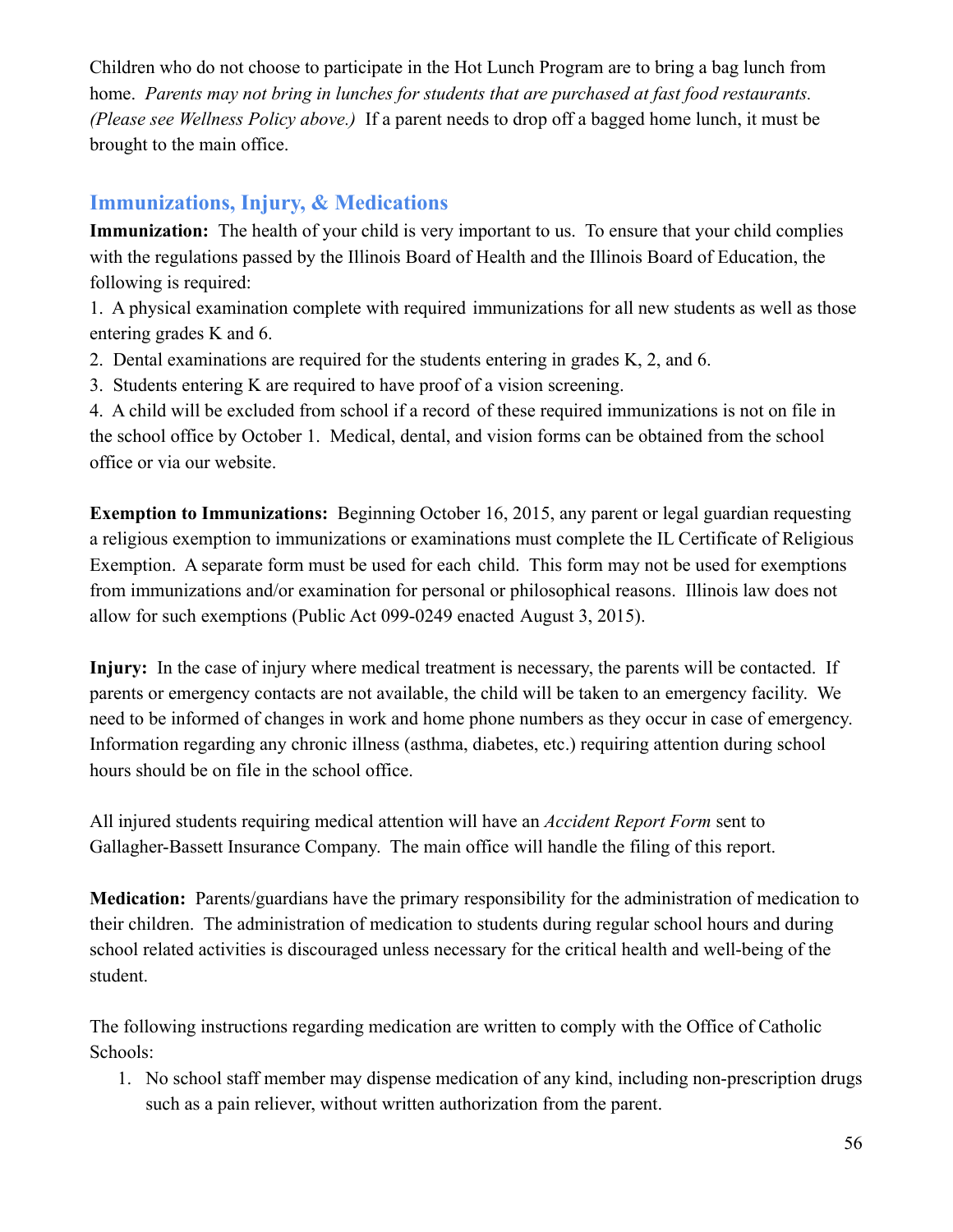Children who do not choose to participate in the Hot Lunch Program are to bring a bag lunch from home. *Parents may not bring in lunches for students that are purchased at fast food restaurants. (Please see Wellness Policy above.)* If a parent needs to drop off a bagged home lunch, it must be brought to the main office.

## Immunizations, Injury, & Medications

**Immunization:** The health of your child is very important to us. To ensure that your child complies with the regulations passed by the Illinois Board of Health and the Illinois Board of Education, the following is required:

1. A physical examination complete with required immunizations for all new students as well as those entering grades K and 6.
2. Dental examinations are required for the students entering in grades K, 2, and 6.
3. Students entering K are required to have proof of a vision screening.
4. A child will be excluded from school if a record of these required immunizations is not on file in the school office by October 1. Medical, dental, and vision forms can be obtained from the school office or via our website.

**Exemption to Immunizations:** Beginning October 16, 2015, any parent or legal guardian requesting a religious exemption to immunizations or examinations must complete the IL Certificate of Religious Exemption. A separate form must be used for each child. This form may not be used for exemptions from immunizations and/or examination for personal or philosophical reasons. Illinois law does not allow for such exemptions (Public Act 099-0249 enacted August 3, 2015).

**Injury:** In the case of injury where medical treatment is necessary, the parents will be contacted. If parents or emergency contacts are not available, the child will be taken to an emergency facility. We need to be informed of changes in work and home phone numbers as they occur in case of emergency. Information regarding any chronic illness (asthma, diabetes, etc.) requiring attention during school hours should be on file in the school office.

All injured students requiring medical attention will have an *Accident Report Form* sent to Gallagher-Bassett Insurance Company. The main office will handle the filing of this report.

**Medication:** Parents/guardians have the primary responsibility for the administration of medication to their children. The administration of medication to students during regular school hours and during school related activities is discouraged unless necessary for the critical health and well-being of the student.

The following instructions regarding medication are written to comply with the Office of Catholic Schools:

1. No school staff member may dispense medication of any kind, including non-prescription drugs such as a pain reliever, without written authorization from the parent.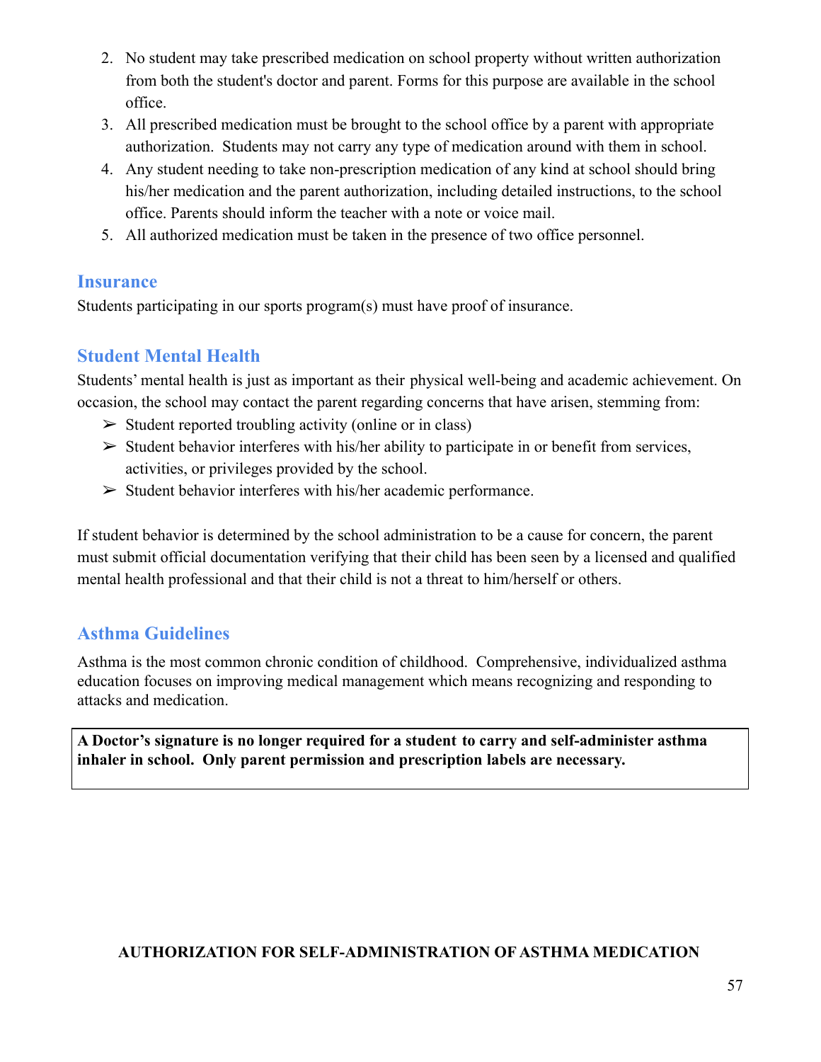2. No student may take prescribed medication on school property without written authorization from both the student's doctor and parent. Forms for this purpose are available in the school office.
3. All prescribed medication must be brought to the school office by a parent with appropriate authorization. Students may not carry any type of medication around with them in school.
4. Any student needing to take non-prescription medication of any kind at school should bring his/her medication and the parent authorization, including detailed instructions, to the school office. Parents should inform the teacher with a note or voice mail.
5. All authorized medication must be taken in the presence of two office personnel.

## Insurance

Students participating in our sports program(s) must have proof of insurance.

## Student Mental Health

Students' mental health is just as important as their physical well-being and academic achievement. On occasion, the school may contact the parent regarding concerns that have arisen, stemming from:

- ➢ Student reported troubling activity (online or in class)
- ➢ Student behavior interferes with his/her ability to participate in or benefit from services, activities, or privileges provided by the school.
- ➢ Student behavior interferes with his/her academic performance.

If student behavior is determined by the school administration to be a cause for concern, the parent must submit official documentation verifying that their child has been seen by a licensed and qualified mental health professional and that their child is not a threat to him/herself or others.

## Asthma Guidelines

Asthma is the most common chronic condition of childhood. Comprehensive, individualized asthma education focuses on improving medical management which means recognizing and responding to attacks and medication.

**A Doctor's signature is no longer required for a student to carry and self-administer asthma inhaler in school. Only parent permission and prescription labels are necessary.**

**AUTHORIZATION FOR SELF-ADMINISTRATION OF ASTHMA MEDICATION**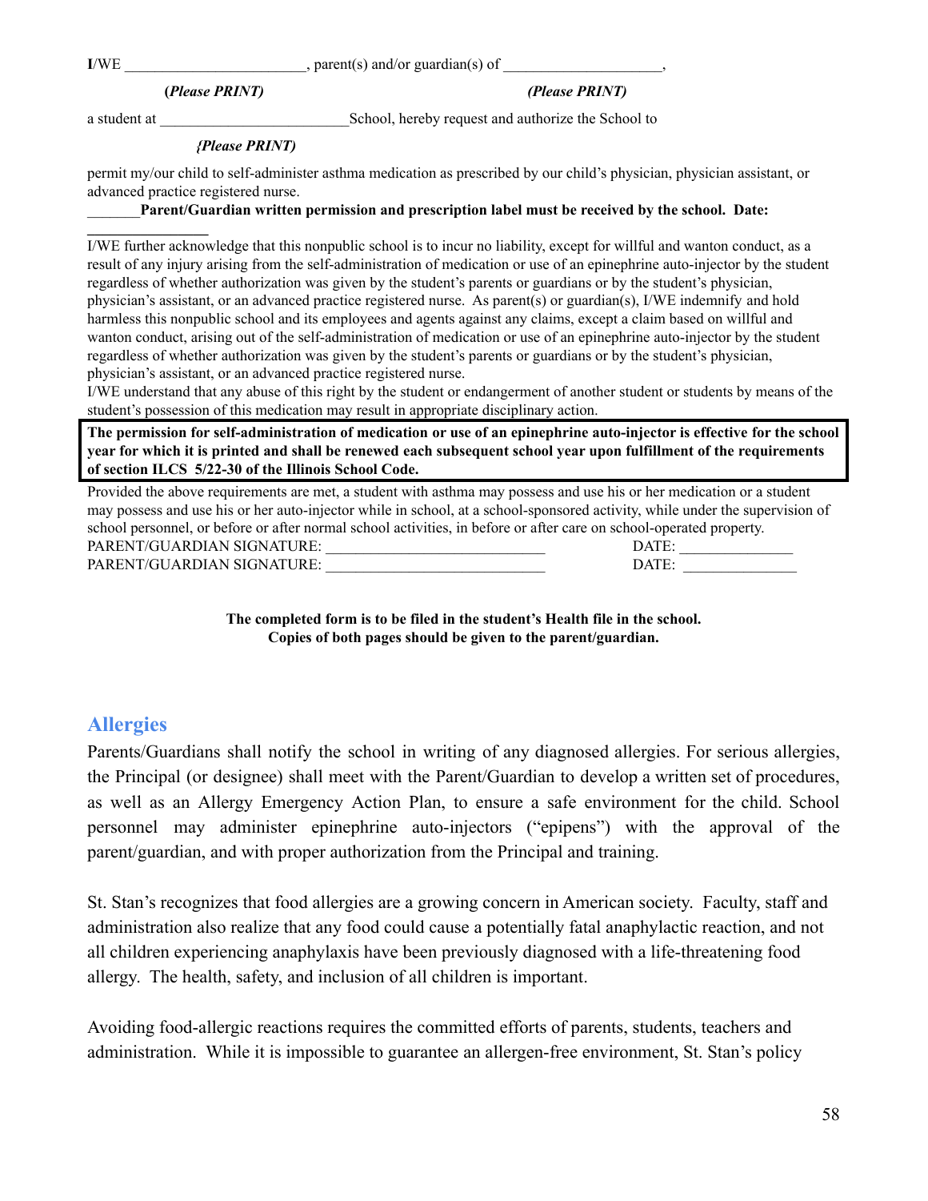I/WE ________________________, parent(s) and/or guardian(s) of ____________________,

**(*Please PRINT)*** **(*Please PRINT)***

a student at ________________________School, hereby request and authorize the School to

***{Please PRINT)***

permit my/our child to self-administer asthma medication as prescribed by our child's physician, physician assistant, or advanced practice registered nurse.

_______**Parent/Guardian written permission and prescription label must be received by the school. Date: _______________**

I/WE further acknowledge that this nonpublic school is to incur no liability, except for willful and wanton conduct, as a result of any injury arising from the self-administration of medication or use of an epinephrine auto-injector by the student regardless of whether authorization was given by the student's parents or guardians or by the student's physician, physician's assistant, or an advanced practice registered nurse. As parent(s) or guardian(s), I/WE indemnify and hold harmless this nonpublic school and its employees and agents against any claims, except a claim based on willful and wanton conduct, arising out of the self-administration of medication or use of an epinephrine auto-injector by the student regardless of whether authorization was given by the student's parents or guardians or by the student's physician, physician's assistant, or an advanced practice registered nurse.

I/WE understand that any abuse of this right by the student or endangerment of another student or students by means of the student's possession of this medication may result in appropriate disciplinary action.

**The permission for self-administration of medication or use of an epinephrine auto-injector is effective for the school year for which it is printed and shall be renewed each subsequent school year upon fulfillment of the requirements of section ILCS 5/22-30 of the Illinois School Code.**

Provided the above requirements are met, a student with asthma may possess and use his or her medication or a student may possess and use his or her auto-injector while in school, at a school-sponsored activity, while under the supervision of school personnel, or before or after normal school activities, in before or after care on school-operated property.

PARENT/GUARDIAN SIGNATURE: ____________________________ DATE: ______________

PARENT/GUARDIAN SIGNATURE: ____________________________ DATE: ______________

**The completed form is to be filed in the student's Health file in the school.**
**Copies of both pages should be given to the parent/guardian.**

## Allergies

Parents/Guardians shall notify the school in writing of any diagnosed allergies. For serious allergies, the Principal (or designee) shall meet with the Parent/Guardian to develop a written set of procedures, as well as an Allergy Emergency Action Plan, to ensure a safe environment for the child. School personnel may administer epinephrine auto-injectors ("epipens") with the approval of the parent/guardian, and with proper authorization from the Principal and training.

St. Stan's recognizes that food allergies are a growing concern in American society. Faculty, staff and administration also realize that any food could cause a potentially fatal anaphylactic reaction, and not all children experiencing anaphylaxis have been previously diagnosed with a life-threatening food allergy. The health, safety, and inclusion of all children is important.

Avoiding food-allergic reactions requires the committed efforts of parents, students, teachers and administration. While it is impossible to guarantee an allergen-free environment, St. Stan's policy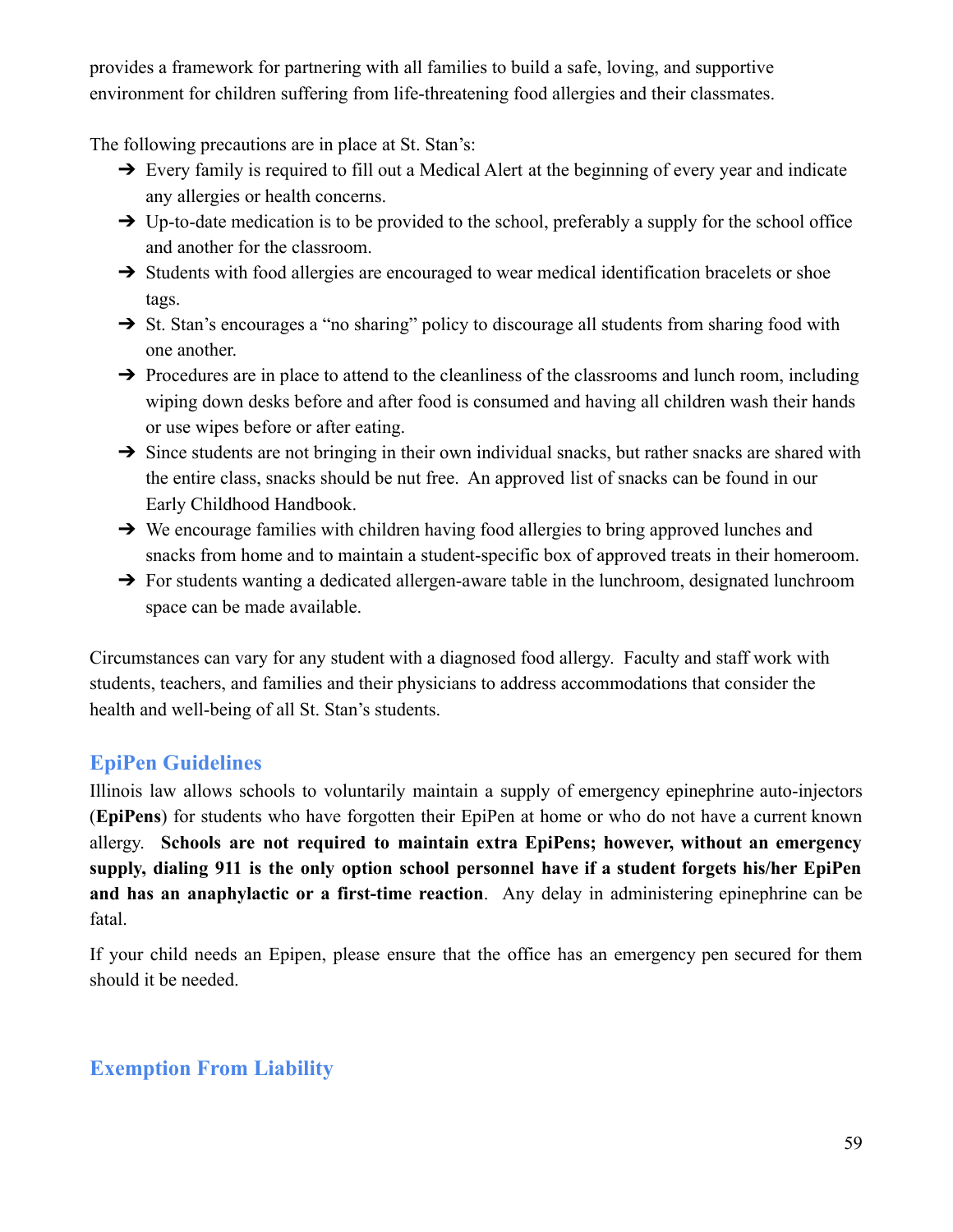provides a framework for partnering with all families to build a safe, loving, and supportive environment for children suffering from life-threatening food allergies and their classmates.

The following precautions are in place at St. Stan's:

- Every family is required to fill out a Medical Alert at the beginning of every year and indicate any allergies or health concerns.
- Up-to-date medication is to be provided to the school, preferably a supply for the school office and another for the classroom.
- Students with food allergies are encouraged to wear medical identification bracelets or shoe tags.
- St. Stan's encourages a "no sharing" policy to discourage all students from sharing food with one another.
- Procedures are in place to attend to the cleanliness of the classrooms and lunch room, including wiping down desks before and after food is consumed and having all children wash their hands or use wipes before or after eating.
- Since students are not bringing in their own individual snacks, but rather snacks are shared with the entire class, snacks should be nut free. An approved list of snacks can be found in our Early Childhood Handbook.
- We encourage families with children having food allergies to bring approved lunches and snacks from home and to maintain a student-specific box of approved treats in their homeroom.
- For students wanting a dedicated allergen-aware table in the lunchroom, designated lunchroom space can be made available.

Circumstances can vary for any student with a diagnosed food allergy. Faculty and staff work with students, teachers, and families and their physicians to address accommodations that consider the health and well-being of all St. Stan's students.

## EpiPen Guidelines

Illinois law allows schools to voluntarily maintain a supply of emergency epinephrine auto-injectors (**EpiPens**) for students who have forgotten their EpiPen at home or who do not have a current known allergy. **Schools are not required to maintain extra EpiPens; however, without an emergency supply, dialing 911 is the only option school personnel have if a student forgets his/her EpiPen and has an anaphylactic or a first-time reaction**. Any delay in administering epinephrine can be fatal.

If your child needs an Epipen, please ensure that the office has an emergency pen secured for them should it be needed.

## Exemption From Liability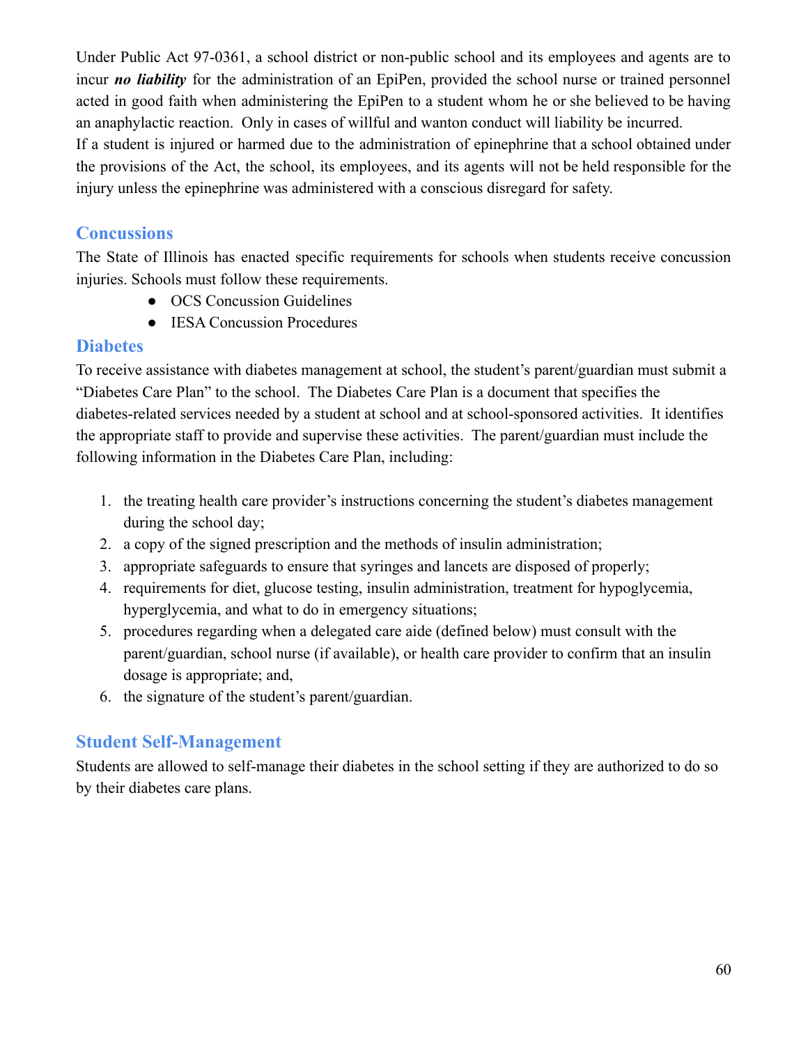Under Public Act 97-0361, a school district or non-public school and its employees and agents are to incur ***no liability*** for the administration of an EpiPen, provided the school nurse or trained personnel acted in good faith when administering the EpiPen to a student whom he or she believed to be having an anaphylactic reaction. Only in cases of willful and wanton conduct will liability be incurred.
If a student is injured or harmed due to the administration of epinephrine that a school obtained under the provisions of the Act, the school, its employees, and its agents will not be held responsible for the injury unless the epinephrine was administered with a conscious disregard for safety.

## Concussions

The State of Illinois has enacted specific requirements for schools when students receive concussion injuries. Schools must follow these requirements.

- OCS Concussion Guidelines
- IESA Concussion Procedures

## Diabetes

To receive assistance with diabetes management at school, the student's parent/guardian must submit a "Diabetes Care Plan" to the school. The Diabetes Care Plan is a document that specifies the diabetes-related services needed by a student at school and at school-sponsored activities. It identifies the appropriate staff to provide and supervise these activities. The parent/guardian must include the following information in the Diabetes Care Plan, including:

1. the treating health care provider's instructions concerning the student's diabetes management during the school day;
2. a copy of the signed prescription and the methods of insulin administration;
3. appropriate safeguards to ensure that syringes and lancets are disposed of properly;
4. requirements for diet, glucose testing, insulin administration, treatment for hypoglycemia, hyperglycemia, and what to do in emergency situations;
5. procedures regarding when a delegated care aide (defined below) must consult with the parent/guardian, school nurse (if available), or health care provider to confirm that an insulin dosage is appropriate; and,
6. the signature of the student's parent/guardian.

## Student Self-Management

Students are allowed to self-manage their diabetes in the school setting if they are authorized to do so by their diabetes care plans.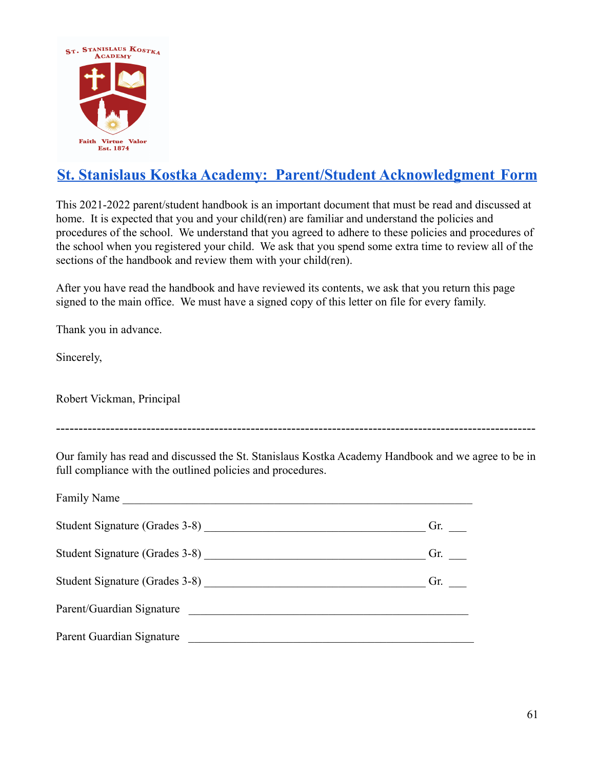# [St. Stanislaus Kostka Academy: Parent/Student Acknowledgment Form]

This 2021-2022 parent/student handbook is an important document that must be read and discussed at home. It is expected that you and your child(ren) are familiar and understand the policies and procedures of the school. We understand that you agreed to adhere to these policies and procedures of the school when you registered your child. We ask that you spend some extra time to review all of the sections of the handbook and review them with your child(ren).

After you have read the handbook and have reviewed its contents, we ask that you return this page signed to the main office. We must have a signed copy of this letter on file for every family.

Thank you in advance.

Sincerely,

Robert Vickman, Principal

----------------------------------------------------------------------------------------------------------

Our family has read and discussed the St. Stanislaus Kostka Academy Handbook and we agree to be in full compliance with the outlined policies and procedures.

Family Name ____________________________________________________________

Student Signature (Grades 3-8) ______________________________________ Gr. ___

Student Signature (Grades 3-8) ______________________________________ Gr. ___

Student Signature (Grades 3-8) ______________________________________ Gr. ___

Parent/Guardian Signature ________________________________________________

Parent Guardian Signature _________________________________________________